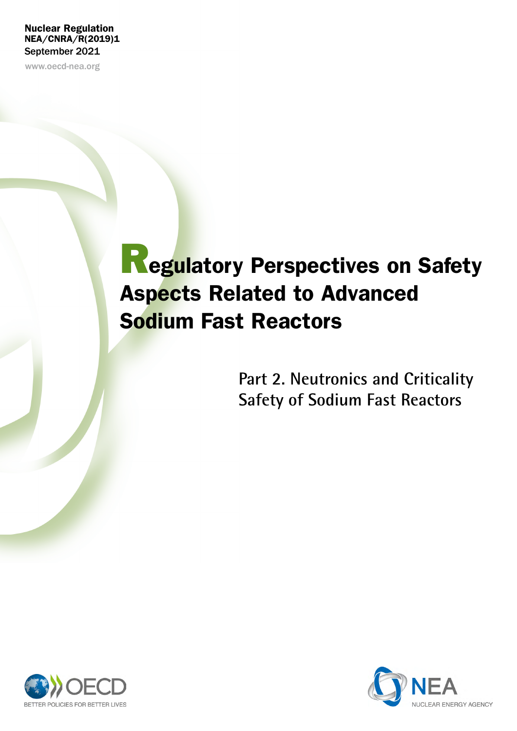Nuclear Regulation
NEA/CNRA/R(2019)1
September 2021

www.oecd-nea.org

# Regulatory Perspectives on Safety Aspects Related to Advanced Sodium Fast Reactors

## Part 2. Neutronics and Criticality Safety of Sodium Fast Reactors

OECD — BETTER POLICIES FOR BETTER LIVES

NEA — NUCLEAR ENERGY AGENCY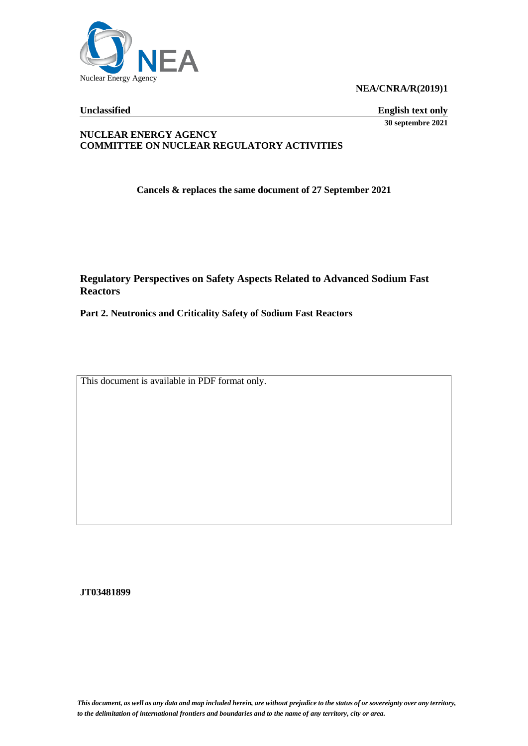**NEA/CNRA/R(2019)1**

**Unclassified** **English text only**

**30 septembre 2021**

**NUCLEAR ENERGY AGENCY**
**COMMITTEE ON NUCLEAR REGULATORY ACTIVITIES**

**Cancels & replaces the same document of 27 September 2021**

# Regulatory Perspectives on Safety Aspects Related to Advanced Sodium Fast Reactors

## Part 2. Neutronics and Criticality Safety of Sodium Fast Reactors

This document is available in PDF format only.

**JT03481899**

*This document, as well as any data and map included herein, are without prejudice to the status of or sovereignty over any territory, to the delimitation of international frontiers and boundaries and to the name of any territory, city or area.*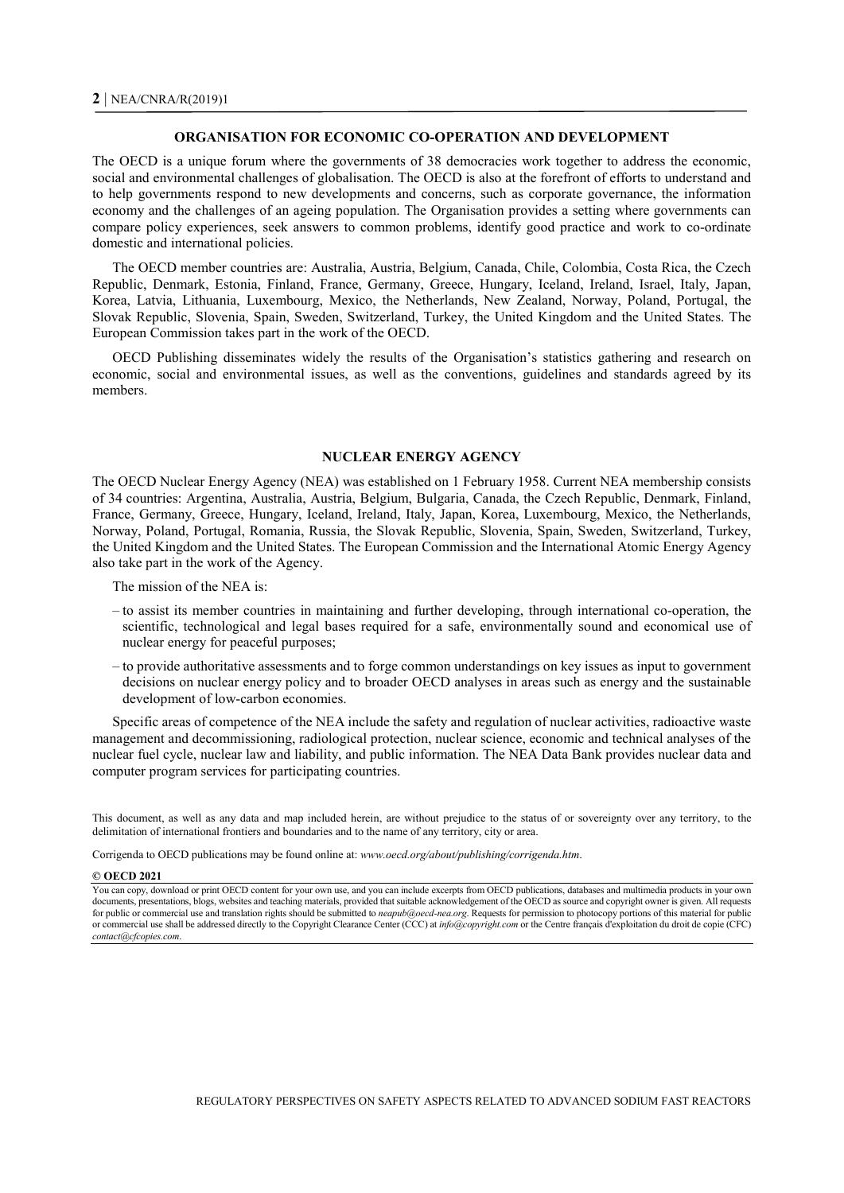## ORGANISATION FOR ECONOMIC CO-OPERATION AND DEVELOPMENT

The OECD is a unique forum where the governments of 38 democracies work together to address the economic, social and environmental challenges of globalisation. The OECD is also at the forefront of efforts to understand and to help governments respond to new developments and concerns, such as corporate governance, the information economy and the challenges of an ageing population. The Organisation provides a setting where governments can compare policy experiences, seek answers to common problems, identify good practice and work to co-ordinate domestic and international policies.

The OECD member countries are: Australia, Austria, Belgium, Canada, Chile, Colombia, Costa Rica, the Czech Republic, Denmark, Estonia, Finland, France, Germany, Greece, Hungary, Iceland, Ireland, Israel, Italy, Japan, Korea, Latvia, Lithuania, Luxembourg, Mexico, the Netherlands, New Zealand, Norway, Poland, Portugal, the Slovak Republic, Slovenia, Spain, Sweden, Switzerland, Turkey, the United Kingdom and the United States. The European Commission takes part in the work of the OECD.

OECD Publishing disseminates widely the results of the Organisation's statistics gathering and research on economic, social and environmental issues, as well as the conventions, guidelines and standards agreed by its members.

## NUCLEAR ENERGY AGENCY

The OECD Nuclear Energy Agency (NEA) was established on 1 February 1958. Current NEA membership consists of 34 countries: Argentina, Australia, Austria, Belgium, Bulgaria, Canada, the Czech Republic, Denmark, Finland, France, Germany, Greece, Hungary, Iceland, Ireland, Italy, Japan, Korea, Luxembourg, Mexico, the Netherlands, Norway, Poland, Portugal, Romania, Russia, the Slovak Republic, Slovenia, Spain, Sweden, Switzerland, Turkey, the United Kingdom and the United States. The European Commission and the International Atomic Energy Agency also take part in the work of the Agency.

The mission of the NEA is:

– to assist its member countries in maintaining and further developing, through international co-operation, the scientific, technological and legal bases required for a safe, environmentally sound and economical use of nuclear energy for peaceful purposes;

– to provide authoritative assessments and to forge common understandings on key issues as input to government decisions on nuclear energy policy and to broader OECD analyses in areas such as energy and the sustainable development of low-carbon economies.

Specific areas of competence of the NEA include the safety and regulation of nuclear activities, radioactive waste management and decommissioning, radiological protection, nuclear science, economic and technical analyses of the nuclear fuel cycle, nuclear law and liability, and public information. The NEA Data Bank provides nuclear data and computer program services for participating countries.

This document, as well as any data and map included herein, are without prejudice to the status of or sovereignty over any territory, to the delimitation of international frontiers and boundaries and to the name of any territory, city or area.

Corrigenda to OECD publications may be found online at: *www.oecd.org/about/publishing/corrigenda.htm*.

**© OECD 2021**

You can copy, download or print OECD content for your own use, and you can include excerpts from OECD publications, databases and multimedia products in your own documents, presentations, blogs, websites and teaching materials, provided that suitable acknowledgement of the OECD as source and copyright owner is given. All requests for public or commercial use and translation rights should be submitted to *neapub@oecd-nea.org*. Requests for permission to photocopy portions of this material for public or commercial use shall be addressed directly to the Copyright Clearance Center (CCC) at *info@copyright.com* or the Centre français d'exploitation du droit de copie (CFC) *contact@cfcopies.com*.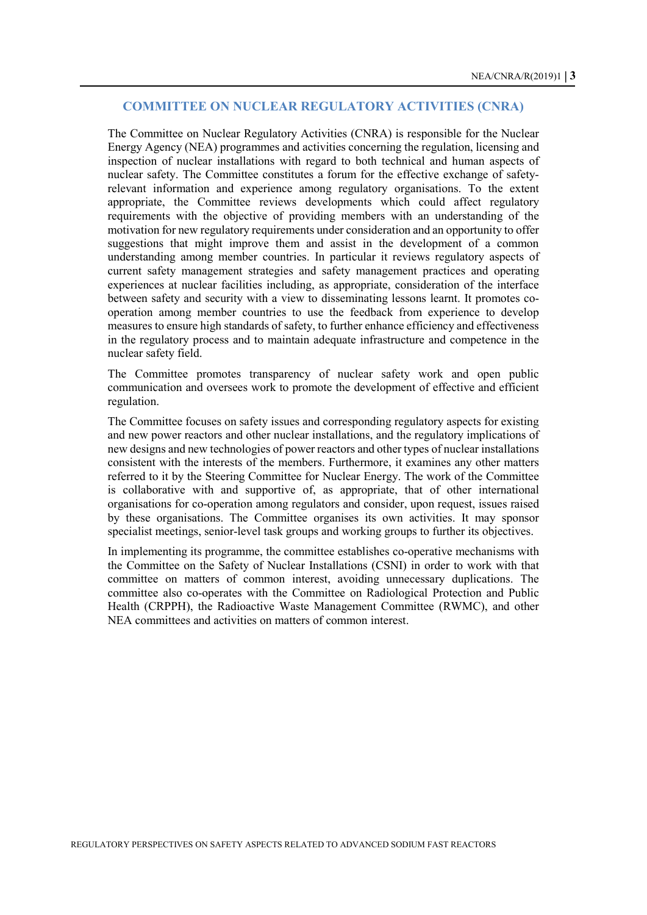## COMMITTEE ON NUCLEAR REGULATORY ACTIVITIES (CNRA)

The Committee on Nuclear Regulatory Activities (CNRA) is responsible for the Nuclear Energy Agency (NEA) programmes and activities concerning the regulation, licensing and inspection of nuclear installations with regard to both technical and human aspects of nuclear safety. The Committee constitutes a forum for the effective exchange of safety-relevant information and experience among regulatory organisations. To the extent appropriate, the Committee reviews developments which could affect regulatory requirements with the objective of providing members with an understanding of the motivation for new regulatory requirements under consideration and an opportunity to offer suggestions that might improve them and assist in the development of a common understanding among member countries. In particular it reviews regulatory aspects of current safety management strategies and safety management practices and operating experiences at nuclear facilities including, as appropriate, consideration of the interface between safety and security with a view to disseminating lessons learnt. It promotes co-operation among member countries to use the feedback from experience to develop measures to ensure high standards of safety, to further enhance efficiency and effectiveness in the regulatory process and to maintain adequate infrastructure and competence in the nuclear safety field.

The Committee promotes transparency of nuclear safety work and open public communication and oversees work to promote the development of effective and efficient regulation.

The Committee focuses on safety issues and corresponding regulatory aspects for existing and new power reactors and other nuclear installations, and the regulatory implications of new designs and new technologies of power reactors and other types of nuclear installations consistent with the interests of the members. Furthermore, it examines any other matters referred to it by the Steering Committee for Nuclear Energy. The work of the Committee is collaborative with and supportive of, as appropriate, that of other international organisations for co-operation among regulators and consider, upon request, issues raised by these organisations. The Committee organises its own activities. It may sponsor specialist meetings, senior-level task groups and working groups to further its objectives.

In implementing its programme, the committee establishes co-operative mechanisms with the Committee on the Safety of Nuclear Installations (CSNI) in order to work with that committee on matters of common interest, avoiding unnecessary duplications. The committee also co-operates with the Committee on Radiological Protection and Public Health (CRPPH), the Radioactive Waste Management Committee (RWMC), and other NEA committees and activities on matters of common interest.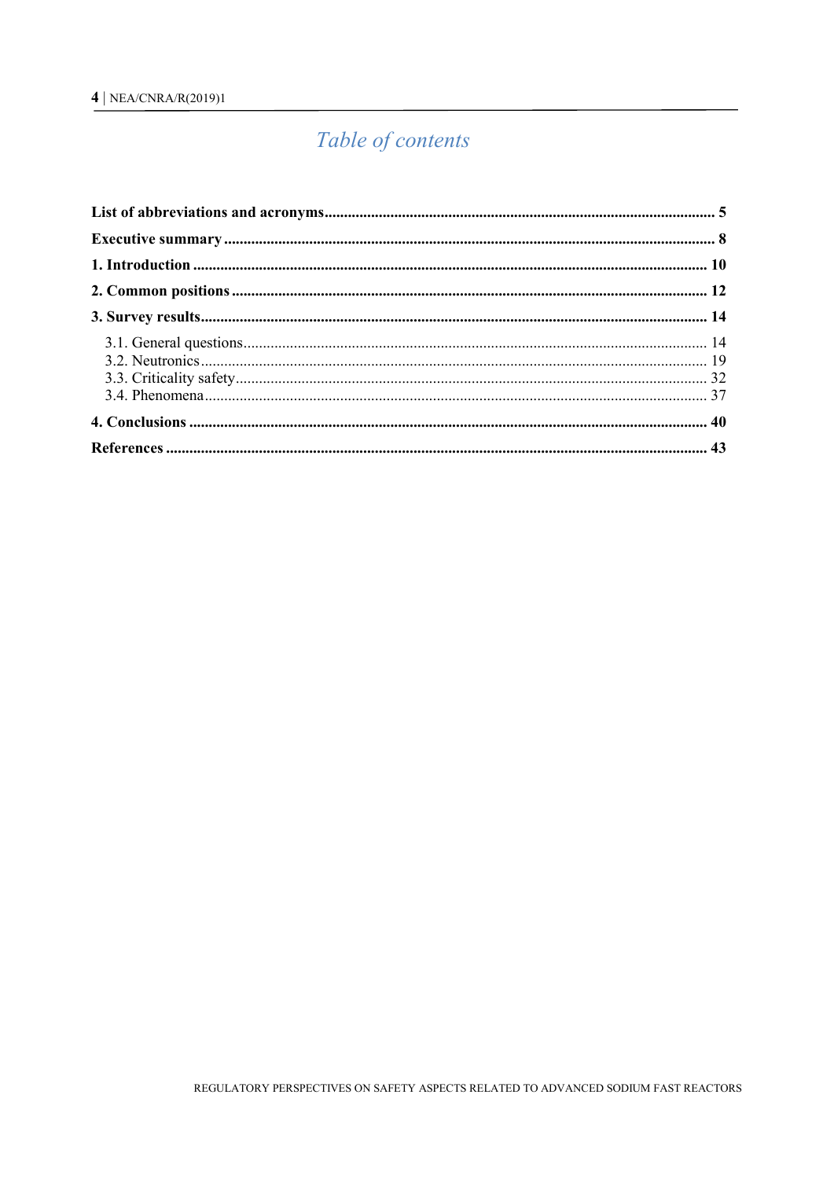# Table of contents

**List of abbreviations and acronyms** ..................................................................................................... **5**

**Executive summary** ............................................................................................................................ **8**

**1. Introduction** ..................................................................................................................................... **10**

**2. Common positions** ........................................................................................................................... **12**

**3. Survey results** .................................................................................................................................. **14**

3.1. General questions ......................................................................................................................... 14
3.2. Neutronics ..................................................................................................................................... 19
3.3. Criticality safety ............................................................................................................................ 32
3.4. Phenomena ................................................................................................................................... 37

**4. Conclusions** ..................................................................................................................................... **40**

**References** ........................................................................................................................................... **43**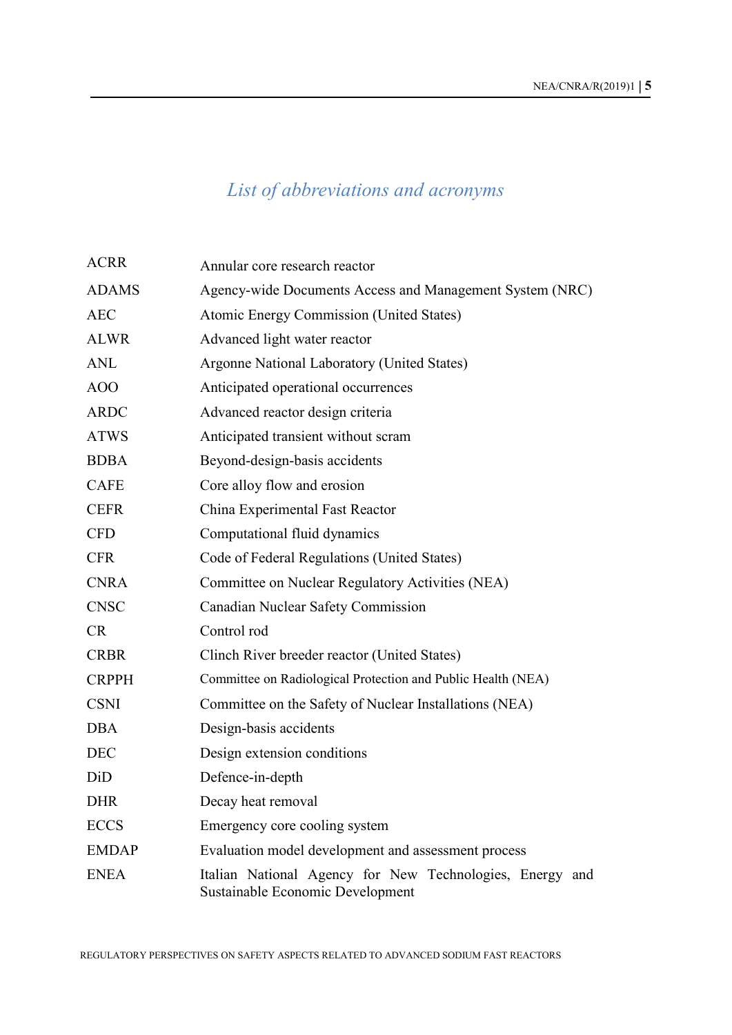## *List of abbreviations and acronyms*

| | |
|---|---|
| ACRR | Annular core research reactor |
| ADAMS | Agency-wide Documents Access and Management System (NRC) |
| AEC | Atomic Energy Commission (United States) |
| ALWR | Advanced light water reactor |
| ANL | Argonne National Laboratory (United States) |
| AOO | Anticipated operational occurrences |
| ARDC | Advanced reactor design criteria |
| ATWS | Anticipated transient without scram |
| BDBA | Beyond-design-basis accidents |
| CAFE | Core alloy flow and erosion |
| CEFR | China Experimental Fast Reactor |
| CFD | Computational fluid dynamics |
| CFR | Code of Federal Regulations (United States) |
| CNRA | Committee on Nuclear Regulatory Activities (NEA) |
| CNSC | Canadian Nuclear Safety Commission |
| CR | Control rod |
| CRBR | Clinch River breeder reactor (United States) |
| CRPPH | Committee on Radiological Protection and Public Health (NEA) |
| CSNI | Committee on the Safety of Nuclear Installations (NEA) |
| DBA | Design-basis accidents |
| DEC | Design extension conditions |
| DiD | Defence-in-depth |
| DHR | Decay heat removal |
| ECCS | Emergency core cooling system |
| EMDAP | Evaluation model development and assessment process |
| ENEA | Italian National Agency for New Technologies, Energy and Sustainable Economic Development |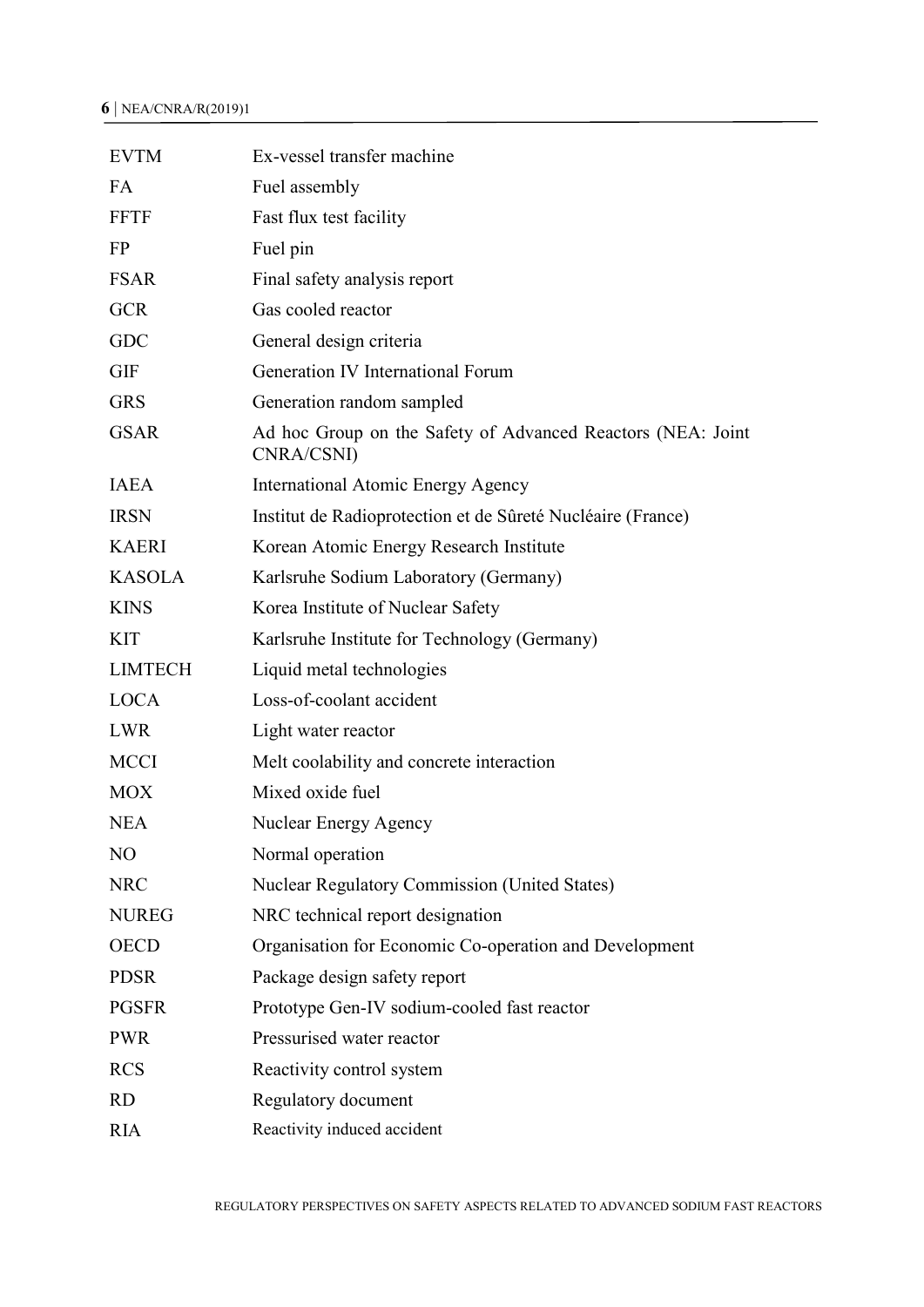| | |
|---|---|
| EVTM | Ex-vessel transfer machine |
| FA | Fuel assembly |
| FFTF | Fast flux test facility |
| FP | Fuel pin |
| FSAR | Final safety analysis report |
| GCR | Gas cooled reactor |
| GDC | General design criteria |
| GIF | Generation IV International Forum |
| GRS | Generation random sampled |
| GSAR | Ad hoc Group on the Safety of Advanced Reactors (NEA: Joint CNRA/CSNI) |
| IAEA | International Atomic Energy Agency |
| IRSN | Institut de Radioprotection et de Sûreté Nucléaire (France) |
| KAERI | Korean Atomic Energy Research Institute |
| KASOLA | Karlsruhe Sodium Laboratory (Germany) |
| KINS | Korea Institute of Nuclear Safety |
| KIT | Karlsruhe Institute for Technology (Germany) |
| LIMTECH | Liquid metal technologies |
| LOCA | Loss-of-coolant accident |
| LWR | Light water reactor |
| MCCI | Melt coolability and concrete interaction |
| MOX | Mixed oxide fuel |
| NEA | Nuclear Energy Agency |
| NO | Normal operation |
| NRC | Nuclear Regulatory Commission (United States) |
| NUREG | NRC technical report designation |
| OECD | Organisation for Economic Co-operation and Development |
| PDSR | Package design safety report |
| PGSFR | Prototype Gen-IV sodium-cooled fast reactor |
| PWR | Pressurised water reactor |
| RCS | Reactivity control system |
| RD | Regulatory document |
| RIA | Reactivity induced accident |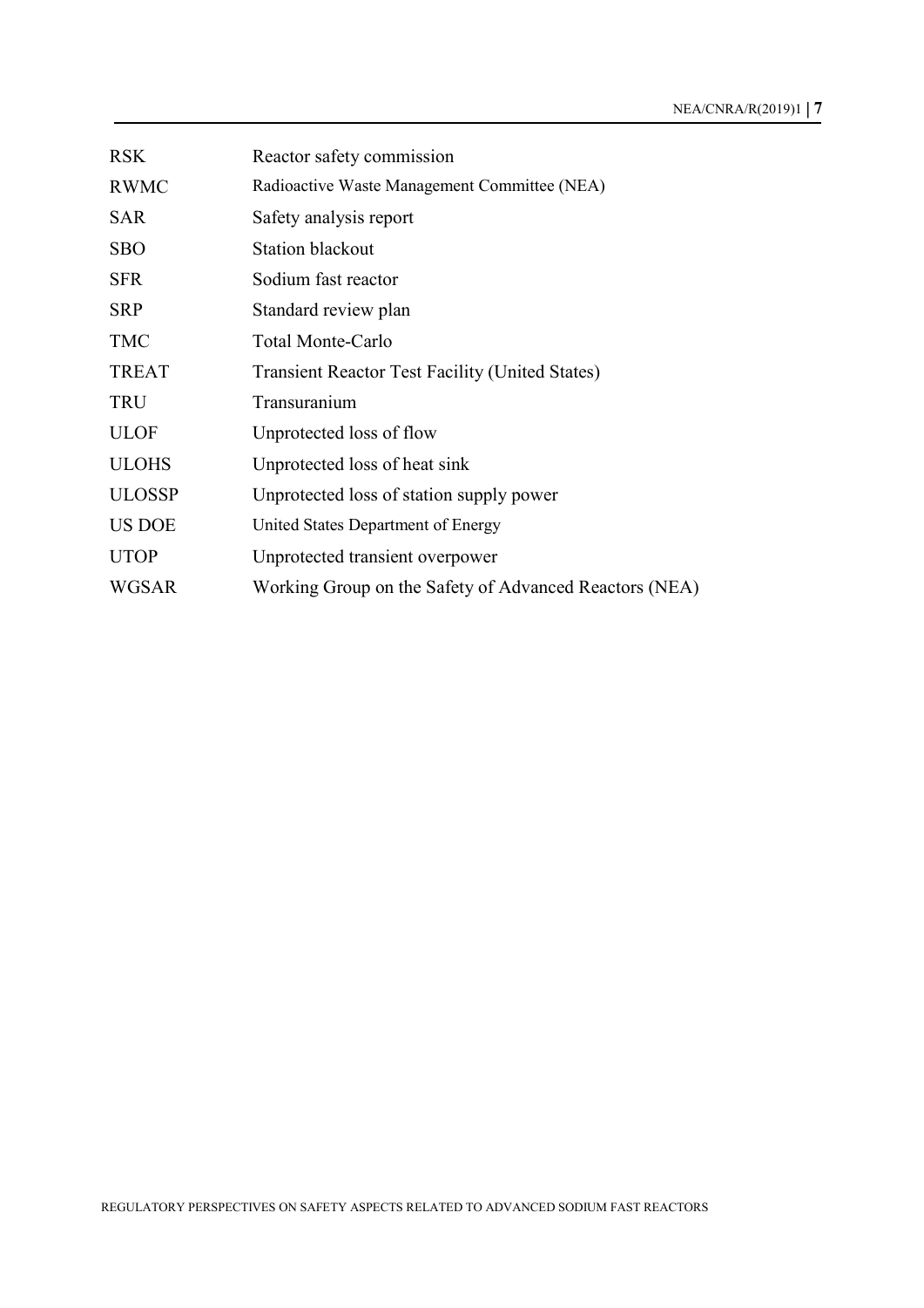| | |
|---|---|
| RSK | Reactor safety commission |
| RWMC | Radioactive Waste Management Committee (NEA) |
| SAR | Safety analysis report |
| SBO | Station blackout |
| SFR | Sodium fast reactor |
| SRP | Standard review plan |
| TMC | Total Monte-Carlo |
| TREAT | Transient Reactor Test Facility (United States) |
| TRU | Transuranium |
| ULOF | Unprotected loss of flow |
| ULOHS | Unprotected loss of heat sink |
| ULOSSP | Unprotected loss of station supply power |
| US DOE | United States Department of Energy |
| UTOP | Unprotected transient overpower |
| WGSAR | Working Group on the Safety of Advanced Reactors (NEA) |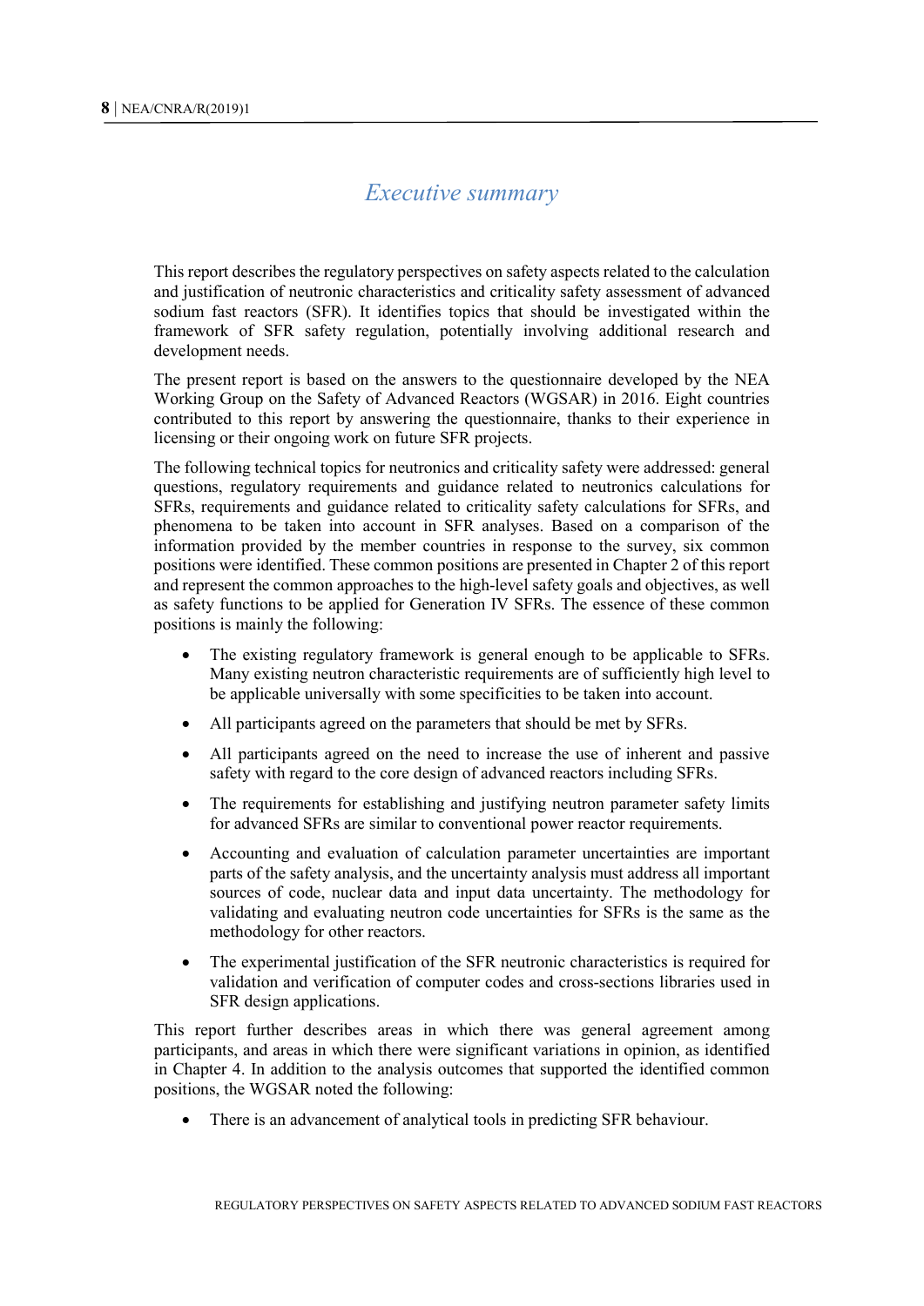# *Executive summary*

This report describes the regulatory perspectives on safety aspects related to the calculation and justification of neutronic characteristics and criticality safety assessment of advanced sodium fast reactors (SFR). It identifies topics that should be investigated within the framework of SFR safety regulation, potentially involving additional research and development needs.

The present report is based on the answers to the questionnaire developed by the NEA Working Group on the Safety of Advanced Reactors (WGSAR) in 2016. Eight countries contributed to this report by answering the questionnaire, thanks to their experience in licensing or their ongoing work on future SFR projects.

The following technical topics for neutronics and criticality safety were addressed: general questions, regulatory requirements and guidance related to neutronics calculations for SFRs, requirements and guidance related to criticality safety calculations for SFRs, and phenomena to be taken into account in SFR analyses. Based on a comparison of the information provided by the member countries in response to the survey, six common positions were identified. These common positions are presented in Chapter 2 of this report and represent the common approaches to the high-level safety goals and objectives, as well as safety functions to be applied for Generation IV SFRs. The essence of these common positions is mainly the following:

- The existing regulatory framework is general enough to be applicable to SFRs. Many existing neutron characteristic requirements are of sufficiently high level to be applicable universally with some specificities to be taken into account.
- All participants agreed on the parameters that should be met by SFRs.
- All participants agreed on the need to increase the use of inherent and passive safety with regard to the core design of advanced reactors including SFRs.
- The requirements for establishing and justifying neutron parameter safety limits for advanced SFRs are similar to conventional power reactor requirements.
- Accounting and evaluation of calculation parameter uncertainties are important parts of the safety analysis, and the uncertainty analysis must address all important sources of code, nuclear data and input data uncertainty. The methodology for validating and evaluating neutron code uncertainties for SFRs is the same as the methodology for other reactors.
- The experimental justification of the SFR neutronic characteristics is required for validation and verification of computer codes and cross-sections libraries used in SFR design applications.

This report further describes areas in which there was general agreement among participants, and areas in which there were significant variations in opinion, as identified in Chapter 4. In addition to the analysis outcomes that supported the identified common positions, the WGSAR noted the following:

- There is an advancement of analytical tools in predicting SFR behaviour.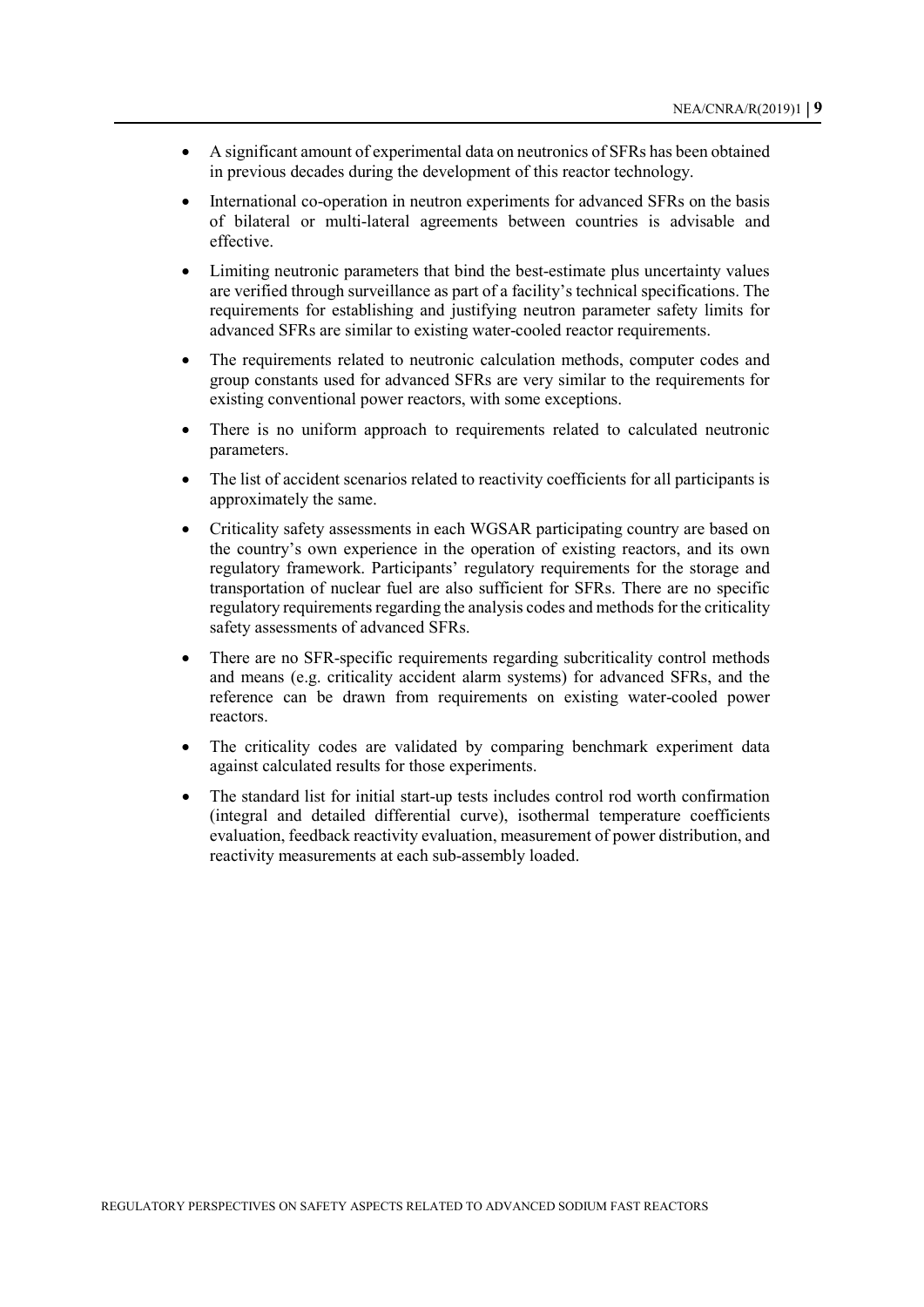- A significant amount of experimental data on neutronics of SFRs has been obtained in previous decades during the development of this reactor technology.
- International co-operation in neutron experiments for advanced SFRs on the basis of bilateral or multi-lateral agreements between countries is advisable and effective.
- Limiting neutronic parameters that bind the best-estimate plus uncertainty values are verified through surveillance as part of a facility's technical specifications. The requirements for establishing and justifying neutron parameter safety limits for advanced SFRs are similar to existing water-cooled reactor requirements.
- The requirements related to neutronic calculation methods, computer codes and group constants used for advanced SFRs are very similar to the requirements for existing conventional power reactors, with some exceptions.
- There is no uniform approach to requirements related to calculated neutronic parameters.
- The list of accident scenarios related to reactivity coefficients for all participants is approximately the same.
- Criticality safety assessments in each WGSAR participating country are based on the country's own experience in the operation of existing reactors, and its own regulatory framework. Participants' regulatory requirements for the storage and transportation of nuclear fuel are also sufficient for SFRs. There are no specific regulatory requirements regarding the analysis codes and methods for the criticality safety assessments of advanced SFRs.
- There are no SFR-specific requirements regarding subcriticality control methods and means (e.g. criticality accident alarm systems) for advanced SFRs, and the reference can be drawn from requirements on existing water-cooled power reactors.
- The criticality codes are validated by comparing benchmark experiment data against calculated results for those experiments.
- The standard list for initial start-up tests includes control rod worth confirmation (integral and detailed differential curve), isothermal temperature coefficients evaluation, feedback reactivity evaluation, measurement of power distribution, and reactivity measurements at each sub-assembly loaded.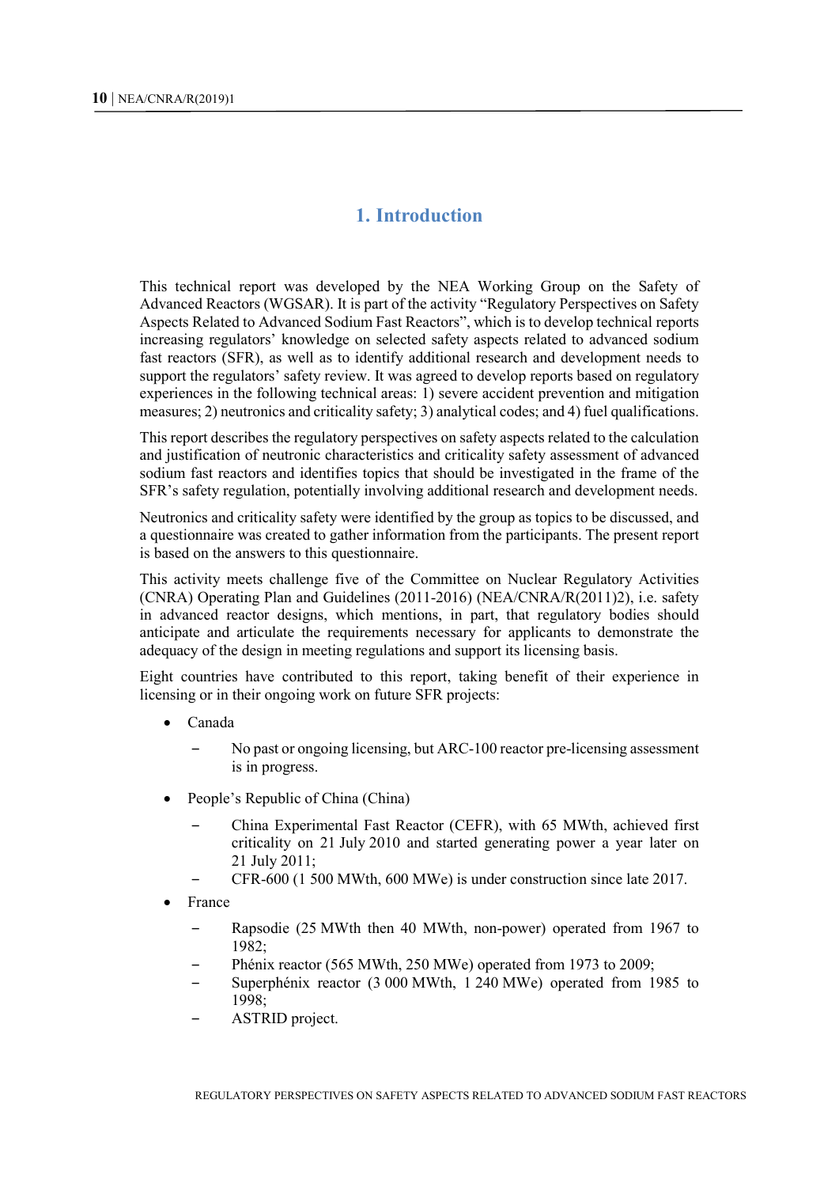# 1. Introduction

This technical report was developed by the NEA Working Group on the Safety of Advanced Reactors (WGSAR). It is part of the activity "Regulatory Perspectives on Safety Aspects Related to Advanced Sodium Fast Reactors", which is to develop technical reports increasing regulators' knowledge on selected safety aspects related to advanced sodium fast reactors (SFR), as well as to identify additional research and development needs to support the regulators' safety review. It was agreed to develop reports based on regulatory experiences in the following technical areas: 1) severe accident prevention and mitigation measures; 2) neutronics and criticality safety; 3) analytical codes; and 4) fuel qualifications.

This report describes the regulatory perspectives on safety aspects related to the calculation and justification of neutronic characteristics and criticality safety assessment of advanced sodium fast reactors and identifies topics that should be investigated in the frame of the SFR's safety regulation, potentially involving additional research and development needs.

Neutronics and criticality safety were identified by the group as topics to be discussed, and a questionnaire was created to gather information from the participants. The present report is based on the answers to this questionnaire.

This activity meets challenge five of the Committee on Nuclear Regulatory Activities (CNRA) Operating Plan and Guidelines (2011-2016) (NEA/CNRA/R(2011)2), i.e. safety in advanced reactor designs, which mentions, in part, that regulatory bodies should anticipate and articulate the requirements necessary for applicants to demonstrate the adequacy of the design in meeting regulations and support its licensing basis.

Eight countries have contributed to this report, taking benefit of their experience in licensing or in their ongoing work on future SFR projects:

- Canada
  - No past or ongoing licensing, but ARC-100 reactor pre-licensing assessment is in progress.
- People's Republic of China (China)
  - China Experimental Fast Reactor (CEFR), with 65 MWth, achieved first criticality on 21 July 2010 and started generating power a year later on 21 July 2011;
  - CFR-600 (1 500 MWth, 600 MWe) is under construction since late 2017.
- France
  - Rapsodie (25 MWth then 40 MWth, non-power) operated from 1967 to 1982;
  - Phénix reactor (565 MWth, 250 MWe) operated from 1973 to 2009;
  - Superphénix reactor (3 000 MWth, 1 240 MWe) operated from 1985 to 1998;
  - ASTRID project.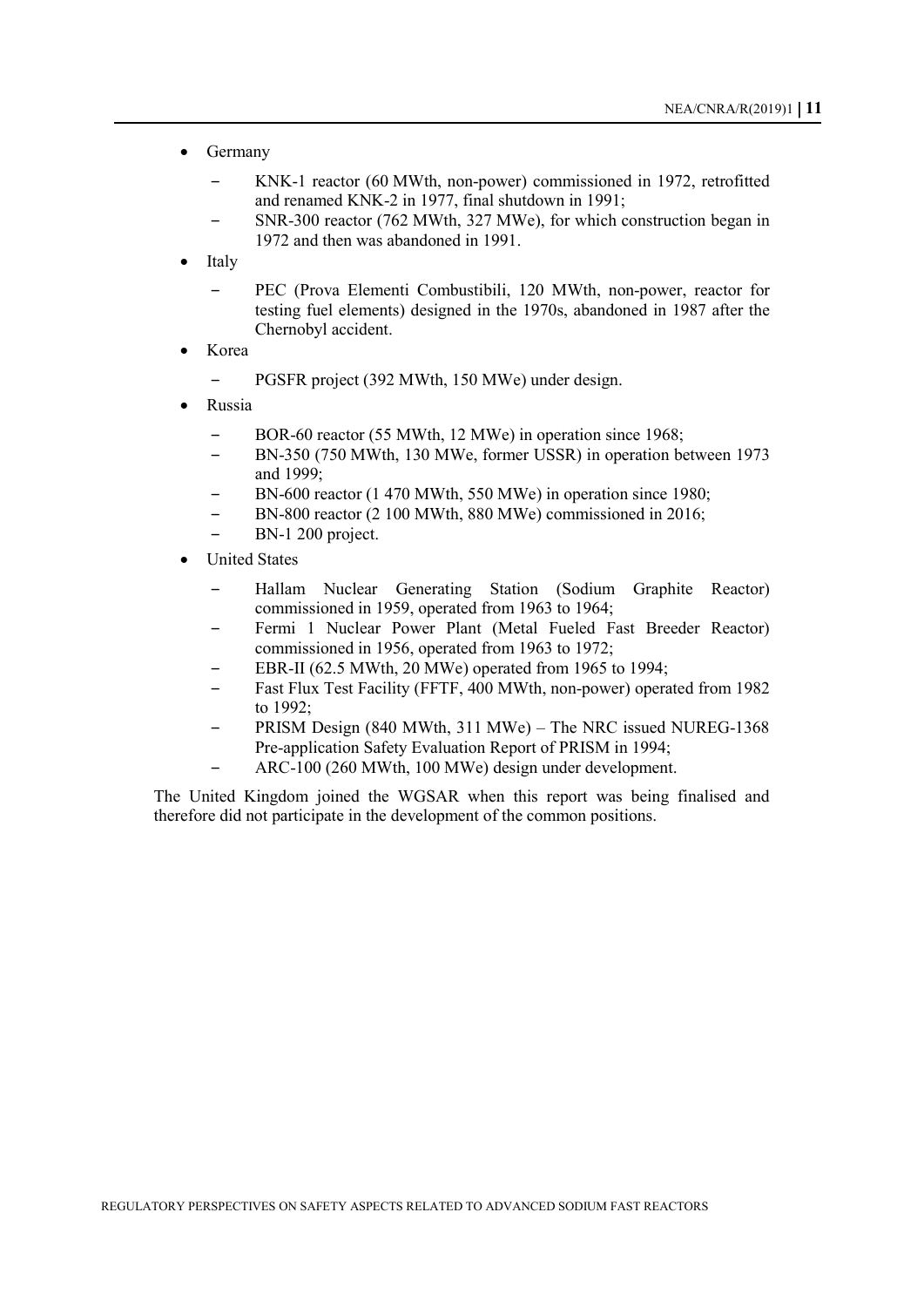- Germany
  - KNK-1 reactor (60 MWth, non-power) commissioned in 1972, retrofitted and renamed KNK-2 in 1977, final shutdown in 1991;
  - SNR-300 reactor (762 MWth, 327 MWe), for which construction began in 1972 and then was abandoned in 1991.
- Italy
  - PEC (Prova Elementi Combustibili, 120 MWth, non-power, reactor for testing fuel elements) designed in the 1970s, abandoned in 1987 after the Chernobyl accident.
- Korea
  - PGSFR project (392 MWth, 150 MWe) under design.
- Russia
  - BOR-60 reactor (55 MWth, 12 MWe) in operation since 1968;
  - BN-350 (750 MWth, 130 MWe, former USSR) in operation between 1973 and 1999;
  - BN-600 reactor (1 470 MWth, 550 MWe) in operation since 1980;
  - BN-800 reactor (2 100 MWth, 880 MWe) commissioned in 2016;
  - BN-1 200 project.
- United States
  - Hallam Nuclear Generating Station (Sodium Graphite Reactor) commissioned in 1959, operated from 1963 to 1964;
  - Fermi 1 Nuclear Power Plant (Metal Fueled Fast Breeder Reactor) commissioned in 1956, operated from 1963 to 1972;
  - EBR-II (62.5 MWth, 20 MWe) operated from 1965 to 1994;
  - Fast Flux Test Facility (FFTF, 400 MWth, non-power) operated from 1982 to 1992;
  - PRISM Design (840 MWth, 311 MWe) – The NRC issued NUREG-1368 Pre-application Safety Evaluation Report of PRISM in 1994;
  - ARC-100 (260 MWth, 100 MWe) design under development.

The United Kingdom joined the WGSAR when this report was being finalised and therefore did not participate in the development of the common positions.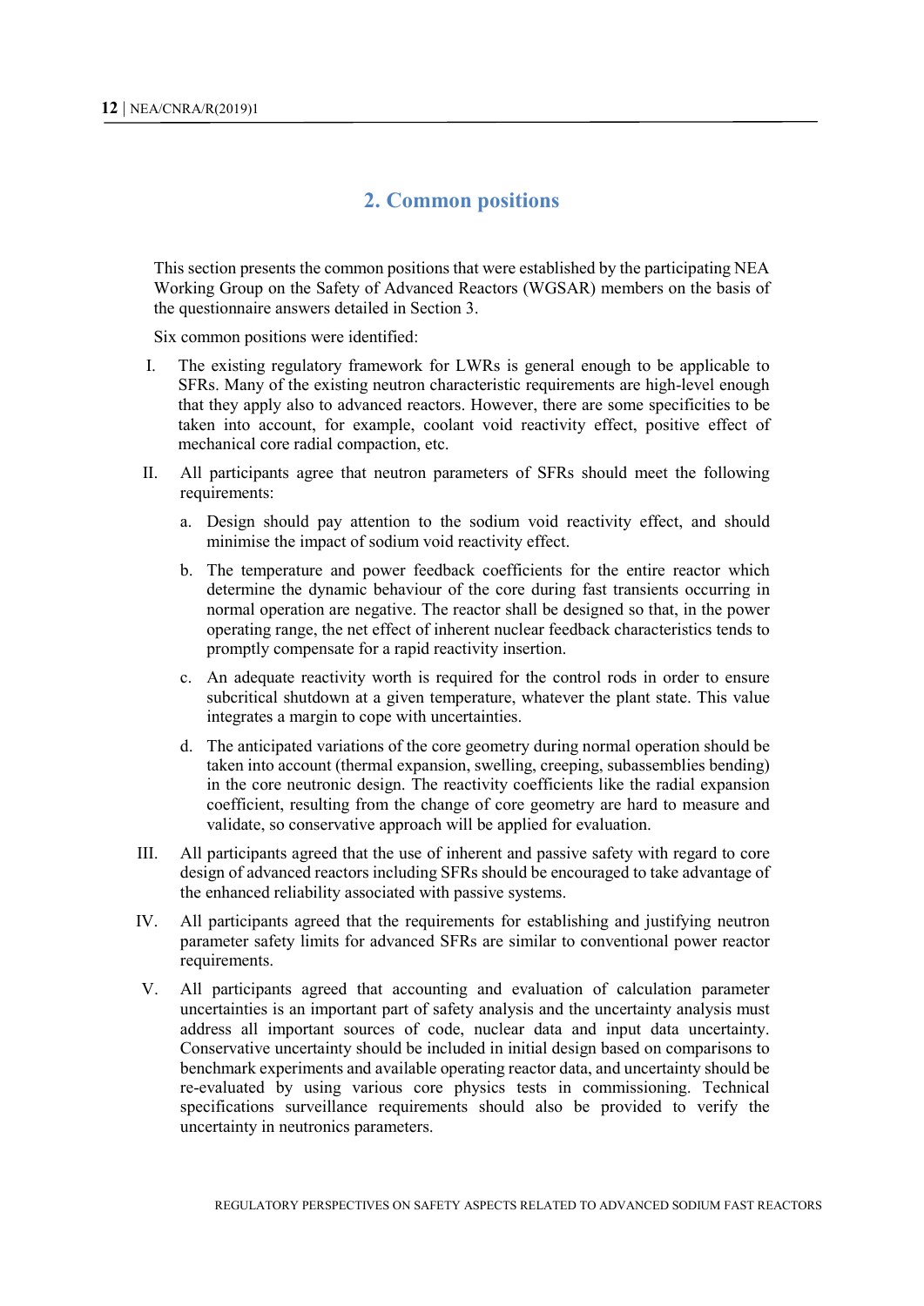# 2. Common positions

This section presents the common positions that were established by the participating NEA Working Group on the Safety of Advanced Reactors (WGSAR) members on the basis of the questionnaire answers detailed in Section 3.

Six common positions were identified:

I. The existing regulatory framework for LWRs is general enough to be applicable to SFRs. Many of the existing neutron characteristic requirements are high-level enough that they apply also to advanced reactors. However, there are some specificities to be taken into account, for example, coolant void reactivity effect, positive effect of mechanical core radial compaction, etc.

II. All participants agree that neutron parameters of SFRs should meet the following requirements:

   a. Design should pay attention to the sodium void reactivity effect, and should minimise the impact of sodium void reactivity effect.

   b. The temperature and power feedback coefficients for the entire reactor which determine the dynamic behaviour of the core during fast transients occurring in normal operation are negative. The reactor shall be designed so that, in the power operating range, the net effect of inherent nuclear feedback characteristics tends to promptly compensate for a rapid reactivity insertion.

   c. An adequate reactivity worth is required for the control rods in order to ensure subcritical shutdown at a given temperature, whatever the plant state. This value integrates a margin to cope with uncertainties.

   d. The anticipated variations of the core geometry during normal operation should be taken into account (thermal expansion, swelling, creeping, subassemblies bending) in the core neutronic design. The reactivity coefficients like the radial expansion coefficient, resulting from the change of core geometry are hard to measure and validate, so conservative approach will be applied for evaluation.

III. All participants agreed that the use of inherent and passive safety with regard to core design of advanced reactors including SFRs should be encouraged to take advantage of the enhanced reliability associated with passive systems.

IV. All participants agreed that the requirements for establishing and justifying neutron parameter safety limits for advanced SFRs are similar to conventional power reactor requirements.

V. All participants agreed that accounting and evaluation of calculation parameter uncertainties is an important part of safety analysis and the uncertainty analysis must address all important sources of code, nuclear data and input data uncertainty. Conservative uncertainty should be included in initial design based on comparisons to benchmark experiments and available operating reactor data, and uncertainty should be re-evaluated by using various core physics tests in commissioning. Technical specifications surveillance requirements should also be provided to verify the uncertainty in neutronics parameters.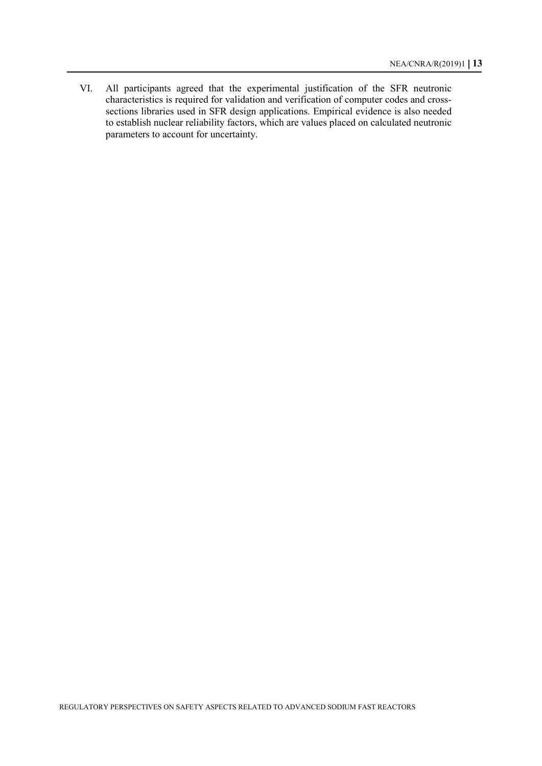VI. All participants agreed that the experimental justification of the SFR neutronic characteristics is required for validation and verification of computer codes and cross-sections libraries used in SFR design applications. Empirical evidence is also needed to establish nuclear reliability factors, which are values placed on calculated neutronic parameters to account for uncertainty.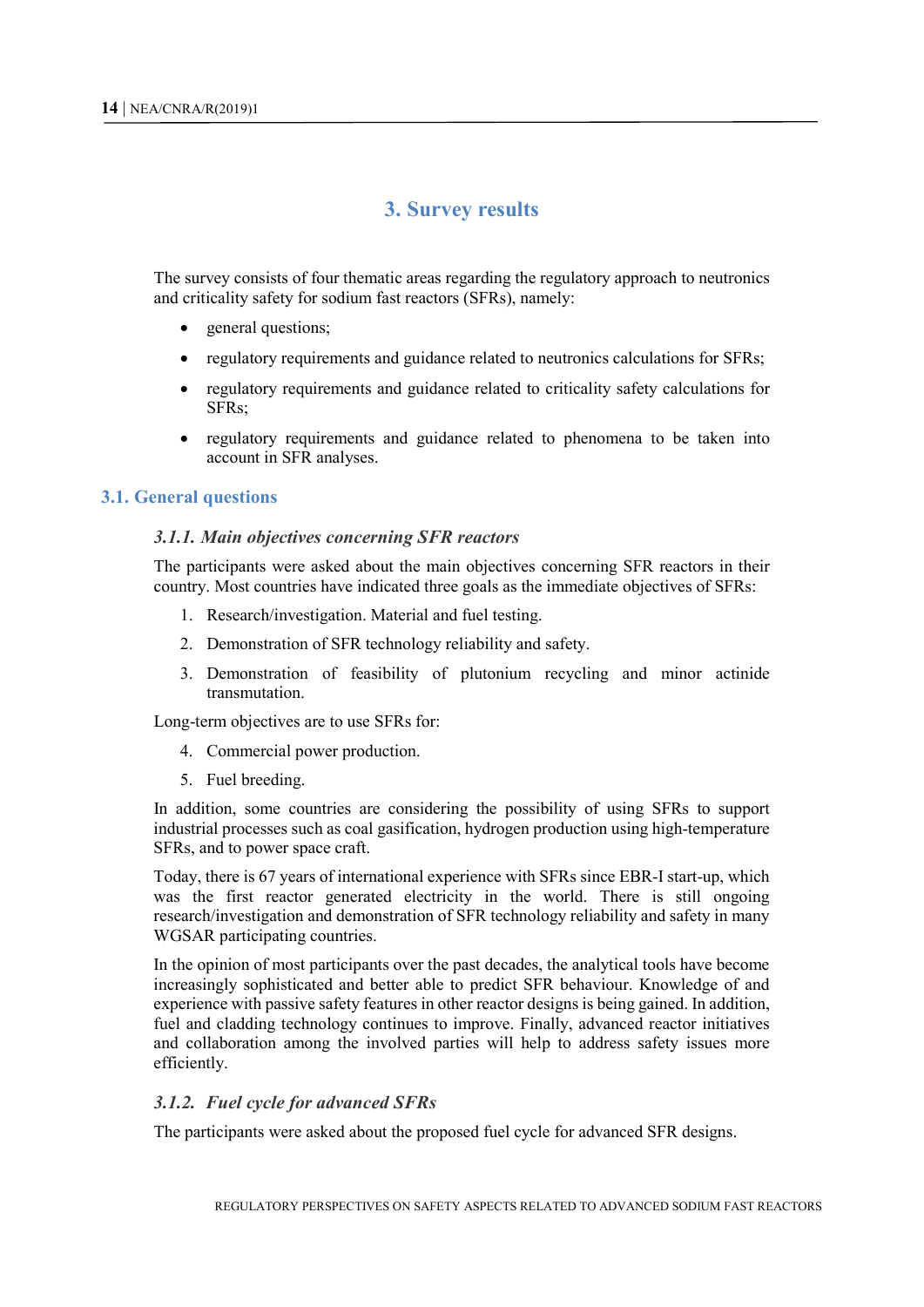# 3. Survey results

The survey consists of four thematic areas regarding the regulatory approach to neutronics and criticality safety for sodium fast reactors (SFRs), namely:

- general questions;
- regulatory requirements and guidance related to neutronics calculations for SFRs;
- regulatory requirements and guidance related to criticality safety calculations for SFRs;
- regulatory requirements and guidance related to phenomena to be taken into account in SFR analyses.

## 3.1. General questions

### *3.1.1. Main objectives concerning SFR reactors*

The participants were asked about the main objectives concerning SFR reactors in their country. Most countries have indicated three goals as the immediate objectives of SFRs:

1. Research/investigation. Material and fuel testing.
2. Demonstration of SFR technology reliability and safety.
3. Demonstration of feasibility of plutonium recycling and minor actinide transmutation.

Long-term objectives are to use SFRs for:

4. Commercial power production.
5. Fuel breeding.

In addition, some countries are considering the possibility of using SFRs to support industrial processes such as coal gasification, hydrogen production using high-temperature SFRs, and to power space craft.

Today, there is 67 years of international experience with SFRs since EBR-I start-up, which was the first reactor generated electricity in the world. There is still ongoing research/investigation and demonstration of SFR technology reliability and safety in many WGSAR participating countries.

In the opinion of most participants over the past decades, the analytical tools have become increasingly sophisticated and better able to predict SFR behaviour. Knowledge of and experience with passive safety features in other reactor designs is being gained. In addition, fuel and cladding technology continues to improve. Finally, advanced reactor initiatives and collaboration among the involved parties will help to address safety issues more efficiently.

### *3.1.2. Fuel cycle for advanced SFRs*

The participants were asked about the proposed fuel cycle for advanced SFR designs.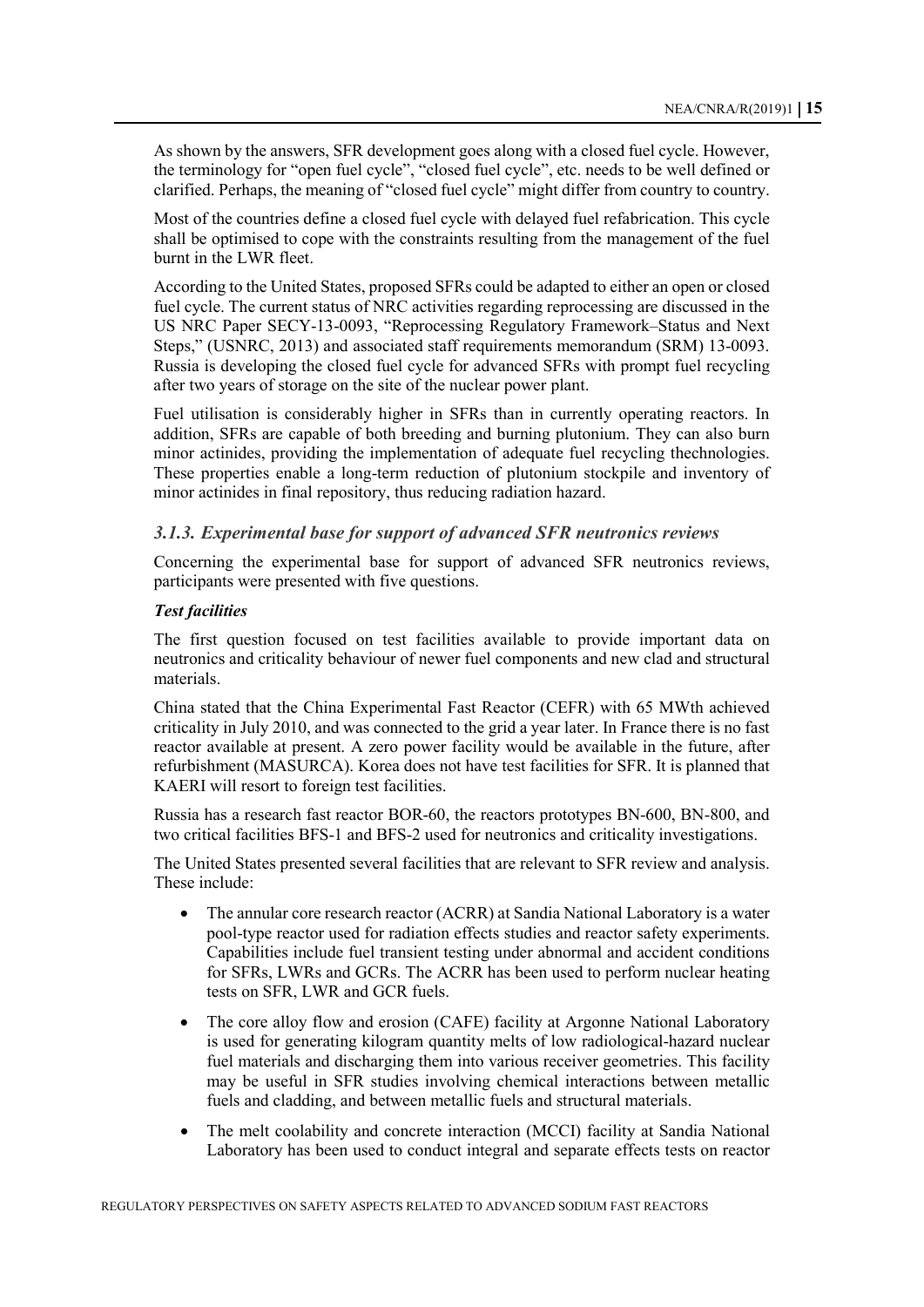As shown by the answers, SFR development goes along with a closed fuel cycle. However, the terminology for "open fuel cycle", "closed fuel cycle", etc. needs to be well defined or clarified. Perhaps, the meaning of "closed fuel cycle" might differ from country to country.

Most of the countries define a closed fuel cycle with delayed fuel refabrication. This cycle shall be optimised to cope with the constraints resulting from the management of the fuel burnt in the LWR fleet.

According to the United States, proposed SFRs could be adapted to either an open or closed fuel cycle. The current status of NRC activities regarding reprocessing are discussed in the US NRC Paper SECY-13-0093, "Reprocessing Regulatory Framework–Status and Next Steps," (USNRC, 2013) and associated staff requirements memorandum (SRM) 13-0093. Russia is developing the closed fuel cycle for advanced SFRs with prompt fuel recycling after two years of storage on the site of the nuclear power plant.

Fuel utilisation is considerably higher in SFRs than in currently operating reactors. In addition, SFRs are capable of both breeding and burning plutonium. They can also burn minor actinides, providing the implementation of adequate fuel recycling thechnologies. These properties enable a long-term reduction of plutonium stockpile and inventory of minor actinides in final repository, thus reducing radiation hazard.

### *3.1.3. Experimental base for support of advanced SFR neutronics reviews*

Concerning the experimental base for support of advanced SFR neutronics reviews, participants were presented with five questions.

***Test facilities***

The first question focused on test facilities available to provide important data on neutronics and criticality behaviour of newer fuel components and new clad and structural materials.

China stated that the China Experimental Fast Reactor (CEFR) with 65 MWth achieved criticality in July 2010, and was connected to the grid a year later. In France there is no fast reactor available at present. A zero power facility would be available in the future, after refurbishment (MASURCA). Korea does not have test facilities for SFR. It is planned that KAERI will resort to foreign test facilities.

Russia has a research fast reactor BOR-60, the reactors prototypes BN-600, BN-800, and two critical facilities BFS-1 and BFS-2 used for neutronics and criticality investigations.

The United States presented several facilities that are relevant to SFR review and analysis. These include:

- The annular core research reactor (ACRR) at Sandia National Laboratory is a water pool-type reactor used for radiation effects studies and reactor safety experiments. Capabilities include fuel transient testing under abnormal and accident conditions for SFRs, LWRs and GCRs. The ACRR has been used to perform nuclear heating tests on SFR, LWR and GCR fuels.
- The core alloy flow and erosion (CAFE) facility at Argonne National Laboratory is used for generating kilogram quantity melts of low radiological-hazard nuclear fuel materials and discharging them into various receiver geometries. This facility may be useful in SFR studies involving chemical interactions between metallic fuels and cladding, and between metallic fuels and structural materials.
- The melt coolability and concrete interaction (MCCI) facility at Sandia National Laboratory has been used to conduct integral and separate effects tests on reactor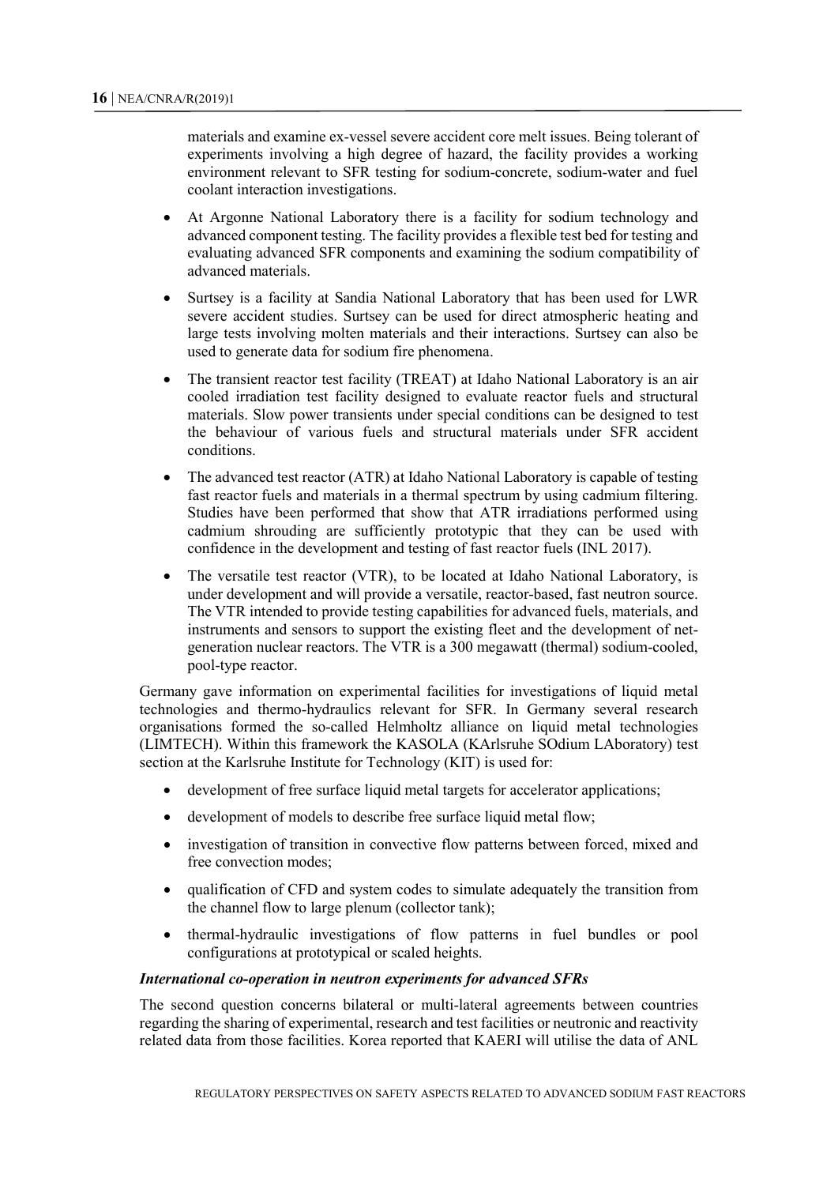materials and examine ex-vessel severe accident core melt issues. Being tolerant of experiments involving a high degree of hazard, the facility provides a working environment relevant to SFR testing for sodium-concrete, sodium-water and fuel coolant interaction investigations.

- At Argonne National Laboratory there is a facility for sodium technology and advanced component testing. The facility provides a flexible test bed for testing and evaluating advanced SFR components and examining the sodium compatibility of advanced materials.
- Surtsey is a facility at Sandia National Laboratory that has been used for LWR severe accident studies. Surtsey can be used for direct atmospheric heating and large tests involving molten materials and their interactions. Surtsey can also be used to generate data for sodium fire phenomena.
- The transient reactor test facility (TREAT) at Idaho National Laboratory is an air cooled irradiation test facility designed to evaluate reactor fuels and structural materials. Slow power transients under special conditions can be designed to test the behaviour of various fuels and structural materials under SFR accident conditions.
- The advanced test reactor (ATR) at Idaho National Laboratory is capable of testing fast reactor fuels and materials in a thermal spectrum by using cadmium filtering. Studies have been performed that show that ATR irradiations performed using cadmium shrouding are sufficiently prototypic that they can be used with confidence in the development and testing of fast reactor fuels (INL 2017).
- The versatile test reactor (VTR), to be located at Idaho National Laboratory, is under development and will provide a versatile, reactor-based, fast neutron source. The VTR intended to provide testing capabilities for advanced fuels, materials, and instruments and sensors to support the existing fleet and the development of net-generation nuclear reactors. The VTR is a 300 megawatt (thermal) sodium-cooled, pool-type reactor.

Germany gave information on experimental facilities for investigations of liquid metal technologies and thermo-hydraulics relevant for SFR. In Germany several research organisations formed the so-called Helmholtz alliance on liquid metal technologies (LIMTECH). Within this framework the KASOLA (KArlsruhe SOdium LAboratory) test section at the Karlsruhe Institute for Technology (KIT) is used for:

- development of free surface liquid metal targets for accelerator applications;
- development of models to describe free surface liquid metal flow;
- investigation of transition in convective flow patterns between forced, mixed and free convection modes;
- qualification of CFD and system codes to simulate adequately the transition from the channel flow to large plenum (collector tank);
- thermal-hydraulic investigations of flow patterns in fuel bundles or pool configurations at prototypical or scaled heights.

***International co-operation in neutron experiments for advanced SFRs***

The second question concerns bilateral or multi-lateral agreements between countries regarding the sharing of experimental, research and test facilities or neutronic and reactivity related data from those facilities. Korea reported that KAERI will utilise the data of ANL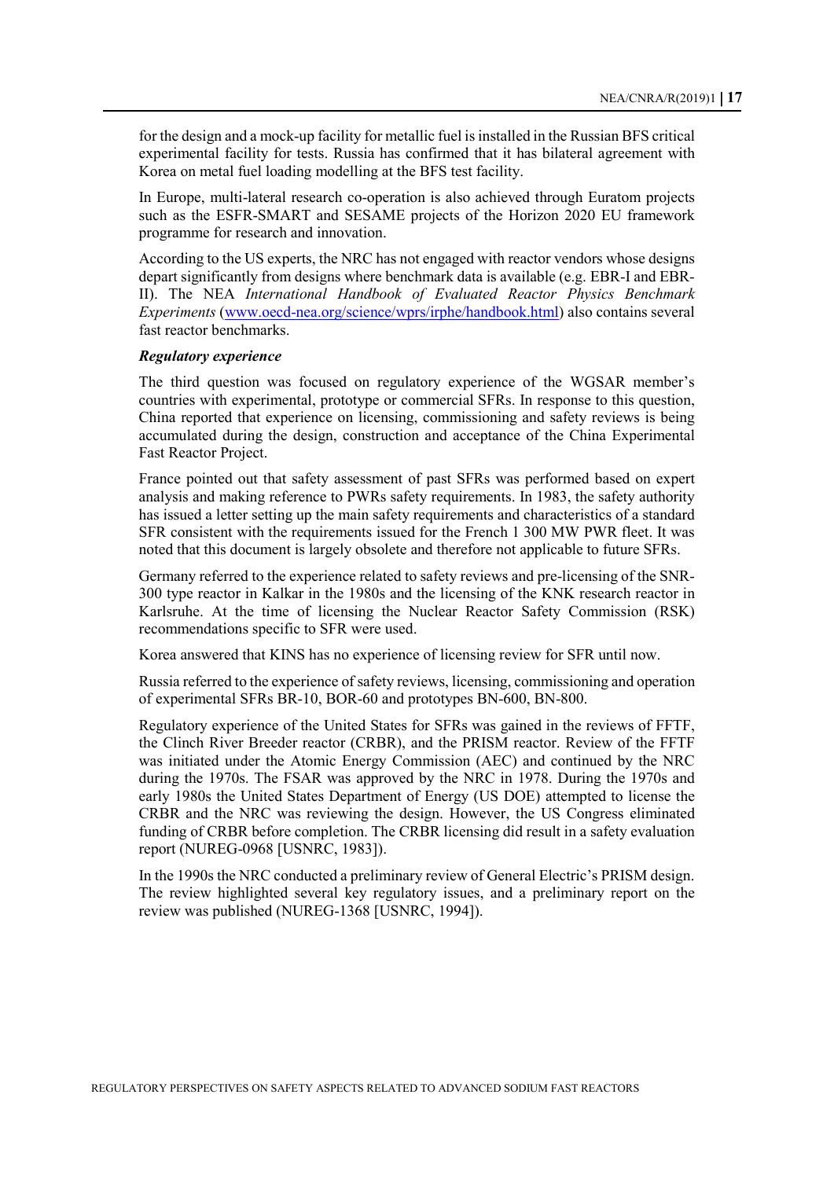for the design and a mock-up facility for metallic fuel is installed in the Russian BFS critical experimental facility for tests. Russia has confirmed that it has bilateral agreement with Korea on metal fuel loading modelling at the BFS test facility.

In Europe, multi-lateral research co-operation is also achieved through Euratom projects such as the ESFR-SMART and SESAME projects of the Horizon 2020 EU framework programme for research and innovation.

According to the US experts, the NRC has not engaged with reactor vendors whose designs depart significantly from designs where benchmark data is available (e.g. EBR-I and EBR-II). The NEA *International Handbook of Evaluated Reactor Physics Benchmark Experiments* (www.oecd-nea.org/science/wprs/irphe/handbook.html) also contains several fast reactor benchmarks.

***Regulatory experience***

The third question was focused on regulatory experience of the WGSAR member's countries with experimental, prototype or commercial SFRs. In response to this question, China reported that experience on licensing, commissioning and safety reviews is being accumulated during the design, construction and acceptance of the China Experimental Fast Reactor Project.

France pointed out that safety assessment of past SFRs was performed based on expert analysis and making reference to PWRs safety requirements. In 1983, the safety authority has issued a letter setting up the main safety requirements and characteristics of a standard SFR consistent with the requirements issued for the French 1 300 MW PWR fleet. It was noted that this document is largely obsolete and therefore not applicable to future SFRs.

Germany referred to the experience related to safety reviews and pre-licensing of the SNR-300 type reactor in Kalkar in the 1980s and the licensing of the KNK research reactor in Karlsruhe. At the time of licensing the Nuclear Reactor Safety Commission (RSK) recommendations specific to SFR were used.

Korea answered that KINS has no experience of licensing review for SFR until now.

Russia referred to the experience of safety reviews, licensing, commissioning and operation of experimental SFRs BR-10, BOR-60 and prototypes BN-600, BN-800.

Regulatory experience of the United States for SFRs was gained in the reviews of FFTF, the Clinch River Breeder reactor (CRBR), and the PRISM reactor. Review of the FFTF was initiated under the Atomic Energy Commission (AEC) and continued by the NRC during the 1970s. The FSAR was approved by the NRC in 1978. During the 1970s and early 1980s the United States Department of Energy (US DOE) attempted to license the CRBR and the NRC was reviewing the design. However, the US Congress eliminated funding of CRBR before completion. The CRBR licensing did result in a safety evaluation report (NUREG-0968 [USNRC, 1983]).

In the 1990s the NRC conducted a preliminary review of General Electric's PRISM design. The review highlighted several key regulatory issues, and a preliminary report on the review was published (NUREG-1368 [USNRC, 1994]).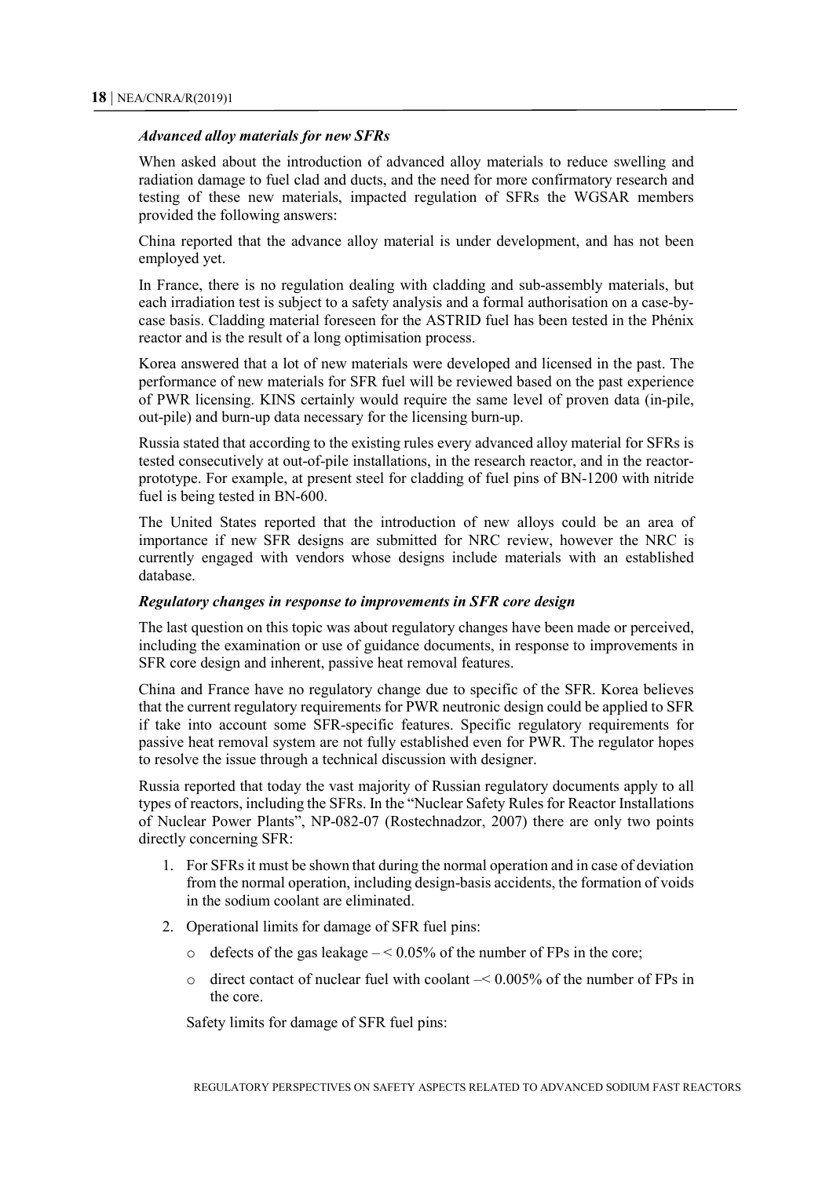### *Advanced alloy materials for new SFRs*

When asked about the introduction of advanced alloy materials to reduce swelling and radiation damage to fuel clad and ducts, and the need for more confirmatory research and testing of these new materials, impacted regulation of SFRs the WGSAR members provided the following answers:

China reported that the advance alloy material is under development, and has not been employed yet.

In France, there is no regulation dealing with cladding and sub-assembly materials, but each irradiation test is subject to a safety analysis and a formal authorisation on a case-by-case basis. Cladding material foreseen for the ASTRID fuel has been tested in the Phénix reactor and is the result of a long optimisation process.

Korea answered that a lot of new materials were developed and licensed in the past. The performance of new materials for SFR fuel will be reviewed based on the past experience of PWR licensing. KINS certainly would require the same level of proven data (in-pile, out-pile) and burn-up data necessary for the licensing burn-up.

Russia stated that according to the existing rules every advanced alloy material for SFRs is tested consecutively at out-of-pile installations, in the research reactor, and in the reactor-prototype. For example, at present steel for cladding of fuel pins of BN-1200 with nitride fuel is being tested in BN-600.

The United States reported that the introduction of new alloys could be an area of importance if new SFR designs are submitted for NRC review, however the NRC is currently engaged with vendors whose designs include materials with an established database.

### *Regulatory changes in response to improvements in SFR core design*

The last question on this topic was about regulatory changes have been made or perceived, including the examination or use of guidance documents, in response to improvements in SFR core design and inherent, passive heat removal features.

China and France have no regulatory change due to specific of the SFR. Korea believes that the current regulatory requirements for PWR neutronic design could be applied to SFR if take into account some SFR-specific features. Specific regulatory requirements for passive heat removal system are not fully established even for PWR. The regulator hopes to resolve the issue through a technical discussion with designer.

Russia reported that today the vast majority of Russian regulatory documents apply to all types of reactors, including the SFRs. In the "Nuclear Safety Rules for Reactor Installations of Nuclear Power Plants", NP-082-07 (Rostechnadzor, 2007) there are only two points directly concerning SFR:

1. For SFRs it must be shown that during the normal operation and in case of deviation from the normal operation, including design-basis accidents, the formation of voids in the sodium coolant are eliminated.
2. Operational limits for damage of SFR fuel pins:
   - defects of the gas leakage – $< 0.05\%$ of the number of FPs in the core;
   - direct contact of nuclear fuel with coolant –$< 0.005\%$ of the number of FPs in the core.

   Safety limits for damage of SFR fuel pins: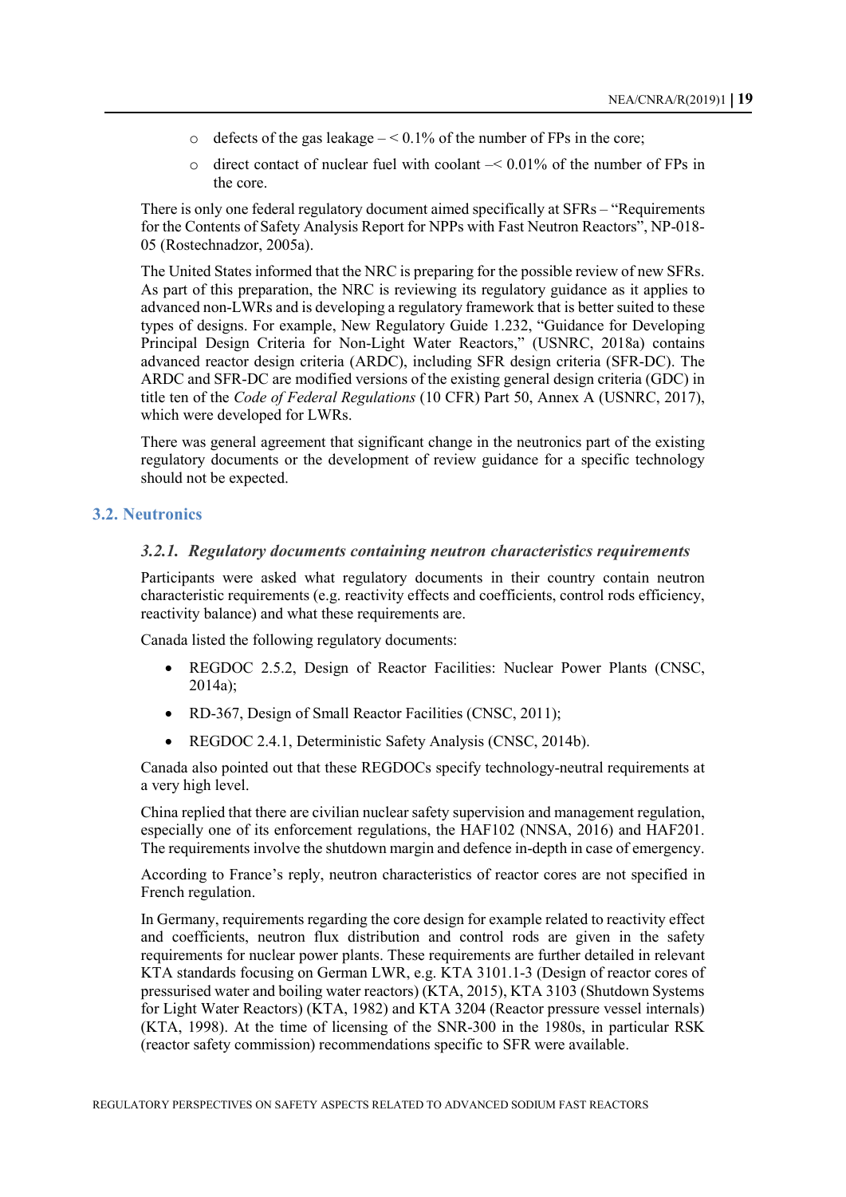- defects of the gas leakage – < 0.1% of the number of FPs in the core;
- direct contact of nuclear fuel with coolant –< 0.01% of the number of FPs in the core.

There is only one federal regulatory document aimed specifically at SFRs – "Requirements for the Contents of Safety Analysis Report for NPPs with Fast Neutron Reactors", NP-018-05 (Rostechnadzor, 2005a).

The United States informed that the NRC is preparing for the possible review of new SFRs. As part of this preparation, the NRC is reviewing its regulatory guidance as it applies to advanced non-LWRs and is developing a regulatory framework that is better suited to these types of designs. For example, New Regulatory Guide 1.232, "Guidance for Developing Principal Design Criteria for Non-Light Water Reactors," (USNRC, 2018a) contains advanced reactor design criteria (ARDC), including SFR design criteria (SFR-DC). The ARDC and SFR-DC are modified versions of the existing general design criteria (GDC) in title ten of the *Code of Federal Regulations* (10 CFR) Part 50, Annex A (USNRC, 2017), which were developed for LWRs.

There was general agreement that significant change in the neutronics part of the existing regulatory documents or the development of review guidance for a specific technology should not be expected.

## 3.2. Neutronics

### *3.2.1. Regulatory documents containing neutron characteristics requirements*

Participants were asked what regulatory documents in their country contain neutron characteristic requirements (e.g. reactivity effects and coefficients, control rods efficiency, reactivity balance) and what these requirements are.

Canada listed the following regulatory documents:

- REGDOC 2.5.2, Design of Reactor Facilities: Nuclear Power Plants (CNSC, 2014a);
- RD-367, Design of Small Reactor Facilities (CNSC, 2011);
- REGDOC 2.4.1, Deterministic Safety Analysis (CNSC, 2014b).

Canada also pointed out that these REGDOCs specify technology-neutral requirements at a very high level.

China replied that there are civilian nuclear safety supervision and management regulation, especially one of its enforcement regulations, the HAF102 (NNSA, 2016) and HAF201. The requirements involve the shutdown margin and defence in-depth in case of emergency.

According to France's reply, neutron characteristics of reactor cores are not specified in French regulation.

In Germany, requirements regarding the core design for example related to reactivity effect and coefficients, neutron flux distribution and control rods are given in the safety requirements for nuclear power plants. These requirements are further detailed in relevant KTA standards focusing on German LWR, e.g. KTA 3101.1-3 (Design of reactor cores of pressurised water and boiling water reactors) (KTA, 2015), KTA 3103 (Shutdown Systems for Light Water Reactors) (KTA, 1982) and KTA 3204 (Reactor pressure vessel internals) (KTA, 1998). At the time of licensing of the SNR-300 in the 1980s, in particular RSK (reactor safety commission) recommendations specific to SFR were available.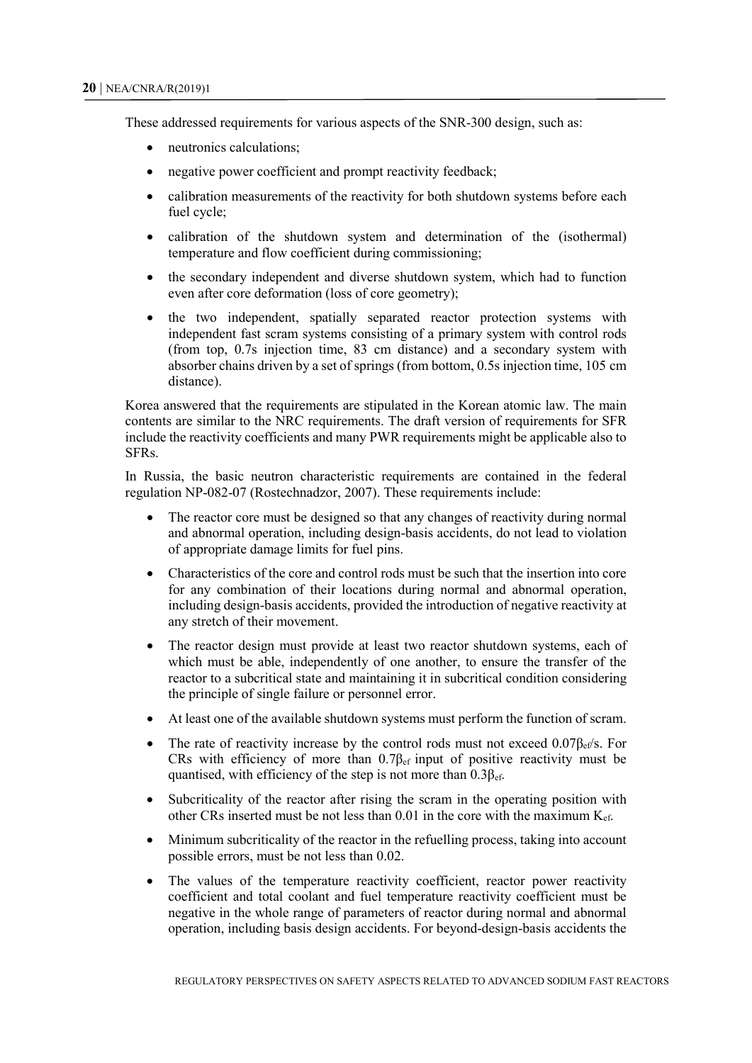These addressed requirements for various aspects of the SNR-300 design, such as:

- neutronics calculations;
- negative power coefficient and prompt reactivity feedback;
- calibration measurements of the reactivity for both shutdown systems before each fuel cycle;
- calibration of the shutdown system and determination of the (isothermal) temperature and flow coefficient during commissioning;
- the secondary independent and diverse shutdown system, which had to function even after core deformation (loss of core geometry);
- the two independent, spatially separated reactor protection systems with independent fast scram systems consisting of a primary system with control rods (from top, 0.7s injection time, 83 cm distance) and a secondary system with absorber chains driven by a set of springs (from bottom, 0.5s injection time, 105 cm distance).

Korea answered that the requirements are stipulated in the Korean atomic law. The main contents are similar to the NRC requirements. The draft version of requirements for SFR include the reactivity coefficients and many PWR requirements might be applicable also to SFRs.

In Russia, the basic neutron characteristic requirements are contained in the federal regulation NP-082-07 (Rostechnadzor, 2007). These requirements include:

- The reactor core must be designed so that any changes of reactivity during normal and abnormal operation, including design-basis accidents, do not lead to violation of appropriate damage limits for fuel pins.
- Characteristics of the core and control rods must be such that the insertion into core for any combination of their locations during normal and abnormal operation, including design-basis accidents, provided the introduction of negative reactivity at any stretch of their movement.
- The reactor design must provide at least two reactor shutdown systems, each of which must be able, independently of one another, to ensure the transfer of the reactor to a subcritical state and maintaining it in subcritical condition considering the principle of single failure or personnel error.
- At least one of the available shutdown systems must perform the function of scram.
- The rate of reactivity increase by the control rods must not exceed $0.07\beta_{ef}$/s. For CRs with efficiency of more than $0.7\beta_{ef}$ input of positive reactivity must be quantised, with efficiency of the step is not more than $0.3\beta_{ef}$.
- Subcriticality of the reactor after rising the scram in the operating position with other CRs inserted must be not less than 0.01 in the core with the maximum $K_{ef}$.
- Minimum subcriticality of the reactor in the refuelling process, taking into account possible errors, must be not less than 0.02.
- The values of the temperature reactivity coefficient, reactor power reactivity coefficient and total coolant and fuel temperature reactivity coefficient must be negative in the whole range of parameters of reactor during normal and abnormal operation, including basis design accidents. For beyond-design-basis accidents the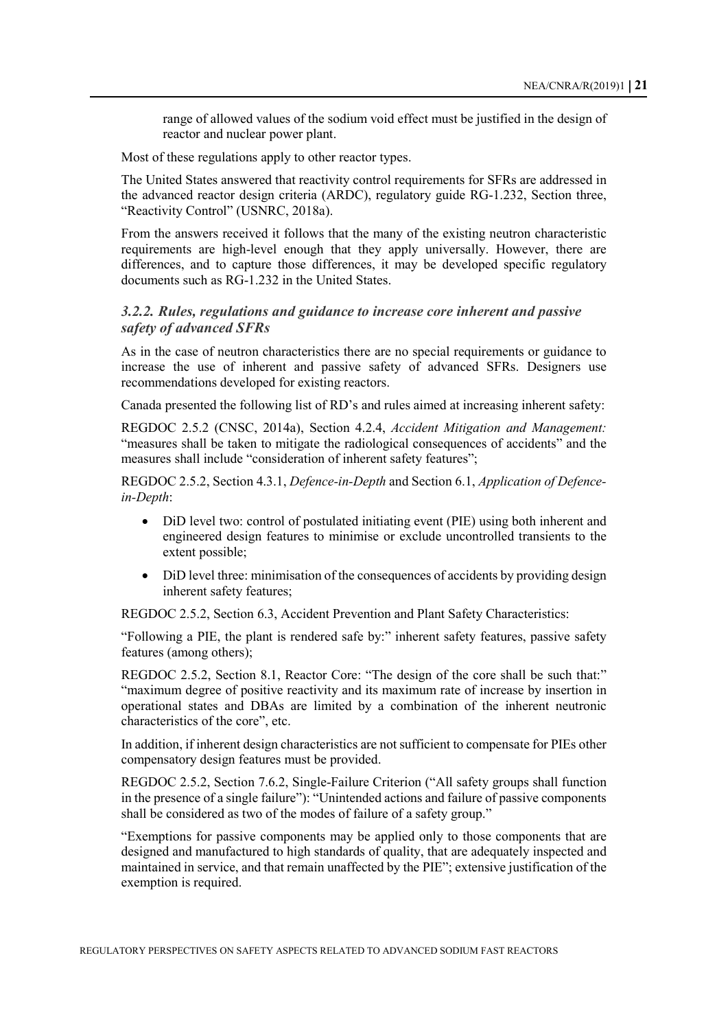range of allowed values of the sodium void effect must be justified in the design of reactor and nuclear power plant.

Most of these regulations apply to other reactor types.

The United States answered that reactivity control requirements for SFRs are addressed in the advanced reactor design criteria (ARDC), regulatory guide RG-1.232, Section three, "Reactivity Control" (USNRC, 2018a).

From the answers received it follows that the many of the existing neutron characteristic requirements are high-level enough that they apply universally. However, there are differences, and to capture those differences, it may be developed specific regulatory documents such as RG-1.232 in the United States.

### *3.2.2. Rules, regulations and guidance to increase core inherent and passive safety of advanced SFRs*

As in the case of neutron characteristics there are no special requirements or guidance to increase the use of inherent and passive safety of advanced SFRs. Designers use recommendations developed for existing reactors.

Canada presented the following list of RD's and rules aimed at increasing inherent safety:

REGDOC 2.5.2 (CNSC, 2014a), Section 4.2.4, *Accident Mitigation and Management:* "measures shall be taken to mitigate the radiological consequences of accidents" and the measures shall include "consideration of inherent safety features";

REGDOC 2.5.2, Section 4.3.1, *Defence-in-Depth* and Section 6.1, *Application of Defence-in-Depth*:

- DiD level two: control of postulated initiating event (PIE) using both inherent and engineered design features to minimise or exclude uncontrolled transients to the extent possible;
- DiD level three: minimisation of the consequences of accidents by providing design inherent safety features;

REGDOC 2.5.2, Section 6.3, Accident Prevention and Plant Safety Characteristics:

"Following a PIE, the plant is rendered safe by:" inherent safety features, passive safety features (among others);

REGDOC 2.5.2, Section 8.1, Reactor Core: "The design of the core shall be such that:" "maximum degree of positive reactivity and its maximum rate of increase by insertion in operational states and DBAs are limited by a combination of the inherent neutronic characteristics of the core", etc.

In addition, if inherent design characteristics are not sufficient to compensate for PIEs other compensatory design features must be provided.

REGDOC 2.5.2, Section 7.6.2, Single-Failure Criterion ("All safety groups shall function in the presence of a single failure"): "Unintended actions and failure of passive components shall be considered as two of the modes of failure of a safety group."

"Exemptions for passive components may be applied only to those components that are designed and manufactured to high standards of quality, that are adequately inspected and maintained in service, and that remain unaffected by the PIE"; extensive justification of the exemption is required.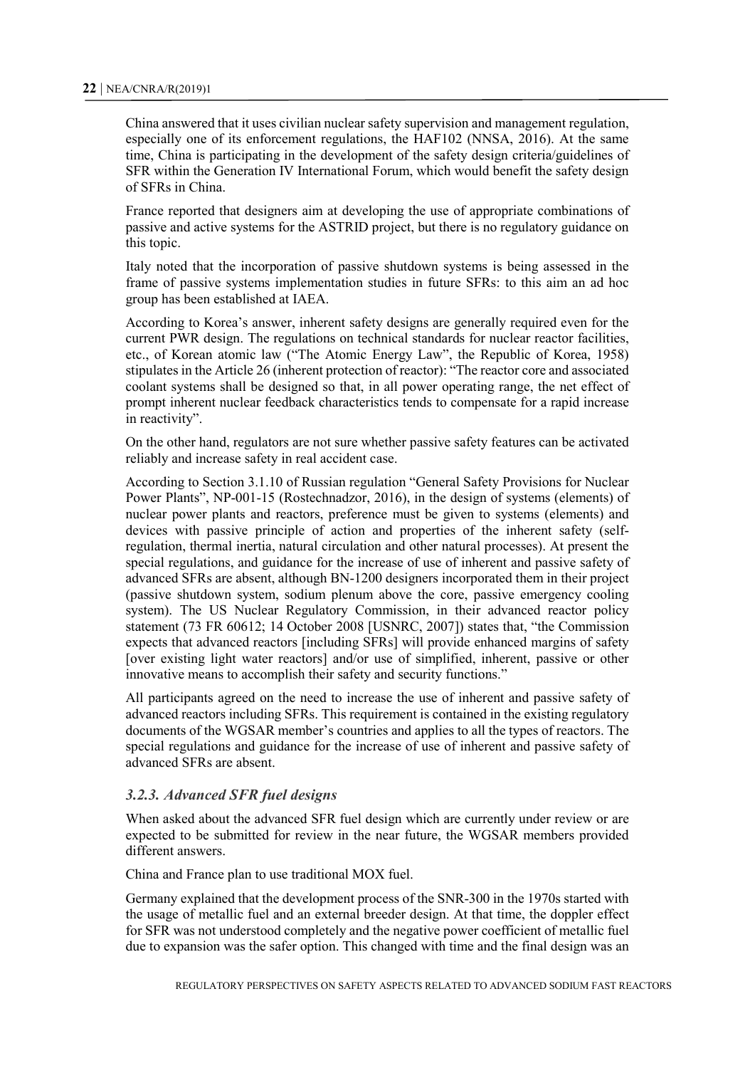China answered that it uses civilian nuclear safety supervision and management regulation, especially one of its enforcement regulations, the HAF102 (NNSA, 2016). At the same time, China is participating in the development of the safety design criteria/guidelines of SFR within the Generation IV International Forum, which would benefit the safety design of SFRs in China.

France reported that designers aim at developing the use of appropriate combinations of passive and active systems for the ASTRID project, but there is no regulatory guidance on this topic.

Italy noted that the incorporation of passive shutdown systems is being assessed in the frame of passive systems implementation studies in future SFRs: to this aim an ad hoc group has been established at IAEA.

According to Korea's answer, inherent safety designs are generally required even for the current PWR design. The regulations on technical standards for nuclear reactor facilities, etc., of Korean atomic law ("The Atomic Energy Law", the Republic of Korea, 1958) stipulates in the Article 26 (inherent protection of reactor): "The reactor core and associated coolant systems shall be designed so that, in all power operating range, the net effect of prompt inherent nuclear feedback characteristics tends to compensate for a rapid increase in reactivity".

On the other hand, regulators are not sure whether passive safety features can be activated reliably and increase safety in real accident case.

According to Section 3.1.10 of Russian regulation "General Safety Provisions for Nuclear Power Plants", NP-001-15 (Rostechnadzor, 2016), in the design of systems (elements) of nuclear power plants and reactors, preference must be given to systems (elements) and devices with passive principle of action and properties of the inherent safety (self-regulation, thermal inertia, natural circulation and other natural processes). At present the special regulations, and guidance for the increase of use of inherent and passive safety of advanced SFRs are absent, although BN-1200 designers incorporated them in their project (passive shutdown system, sodium plenum above the core, passive emergency cooling system). The US Nuclear Regulatory Commission, in their advanced reactor policy statement (73 FR 60612; 14 October 2008 [USNRC, 2007]) states that, "the Commission expects that advanced reactors [including SFRs] will provide enhanced margins of safety [over existing light water reactors] and/or use of simplified, inherent, passive or other innovative means to accomplish their safety and security functions."

All participants agreed on the need to increase the use of inherent and passive safety of advanced reactors including SFRs. This requirement is contained in the existing regulatory documents of the WGSAR member's countries and applies to all the types of reactors. The special regulations and guidance for the increase of use of inherent and passive safety of advanced SFRs are absent.

### *3.2.3. Advanced SFR fuel designs*

When asked about the advanced SFR fuel design which are currently under review or are expected to be submitted for review in the near future, the WGSAR members provided different answers.

China and France plan to use traditional MOX fuel.

Germany explained that the development process of the SNR-300 in the 1970s started with the usage of metallic fuel and an external breeder design. At that time, the doppler effect for SFR was not understood completely and the negative power coefficient of metallic fuel due to expansion was the safer option. This changed with time and the final design was an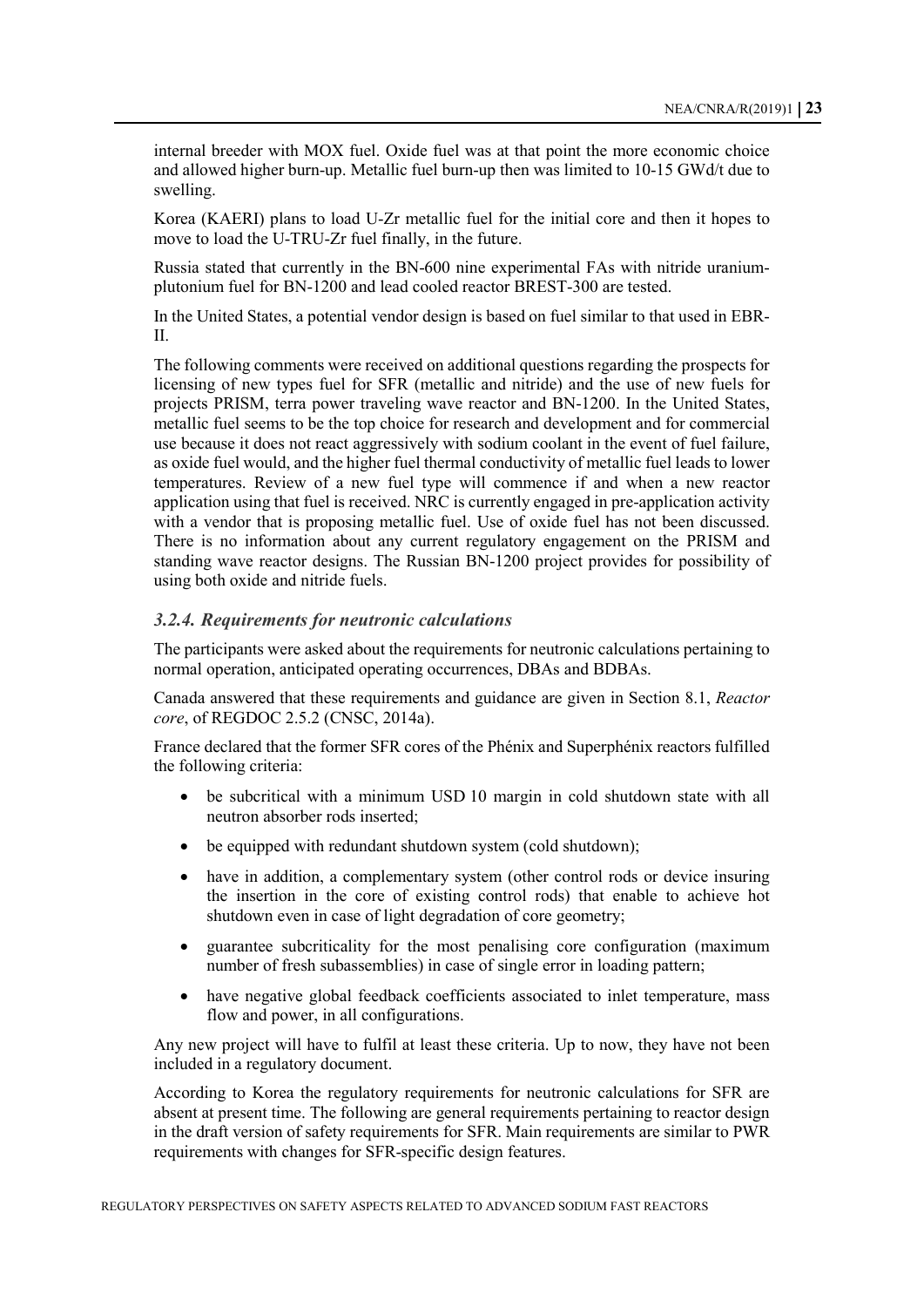internal breeder with MOX fuel. Oxide fuel was at that point the more economic choice and allowed higher burn-up. Metallic fuel burn-up then was limited to 10-15 GWd/t due to swelling.

Korea (KAERI) plans to load U-Zr metallic fuel for the initial core and then it hopes to move to load the U-TRU-Zr fuel finally, in the future.

Russia stated that currently in the BN-600 nine experimental FAs with nitride uranium-plutonium fuel for BN-1200 and lead cooled reactor BREST-300 are tested.

In the United States, a potential vendor design is based on fuel similar to that used in EBR-II.

The following comments were received on additional questions regarding the prospects for licensing of new types fuel for SFR (metallic and nitride) and the use of new fuels for projects PRISM, terra power traveling wave reactor and BN-1200. In the United States, metallic fuel seems to be the top choice for research and development and for commercial use because it does not react aggressively with sodium coolant in the event of fuel failure, as oxide fuel would, and the higher fuel thermal conductivity of metallic fuel leads to lower temperatures. Review of a new fuel type will commence if and when a new reactor application using that fuel is received. NRC is currently engaged in pre-application activity with a vendor that is proposing metallic fuel. Use of oxide fuel has not been discussed. There is no information about any current regulatory engagement on the PRISM and standing wave reactor designs. The Russian BN-1200 project provides for possibility of using both oxide and nitride fuels.

### *3.2.4. Requirements for neutronic calculations*

The participants were asked about the requirements for neutronic calculations pertaining to normal operation, anticipated operating occurrences, DBAs and BDBAs.

Canada answered that these requirements and guidance are given in Section 8.1, *Reactor core*, of REGDOC 2.5.2 (CNSC, 2014a).

France declared that the former SFR cores of the Phénix and Superphénix reactors fulfilled the following criteria:

- be subcritical with a minimum USD 10 margin in cold shutdown state with all neutron absorber rods inserted;
- be equipped with redundant shutdown system (cold shutdown);
- have in addition, a complementary system (other control rods or device insuring the insertion in the core of existing control rods) that enable to achieve hot shutdown even in case of light degradation of core geometry;
- guarantee subcriticality for the most penalising core configuration (maximum number of fresh subassemblies) in case of single error in loading pattern;
- have negative global feedback coefficients associated to inlet temperature, mass flow and power, in all configurations.

Any new project will have to fulfil at least these criteria. Up to now, they have not been included in a regulatory document.

According to Korea the regulatory requirements for neutronic calculations for SFR are absent at present time. The following are general requirements pertaining to reactor design in the draft version of safety requirements for SFR. Main requirements are similar to PWR requirements with changes for SFR-specific design features.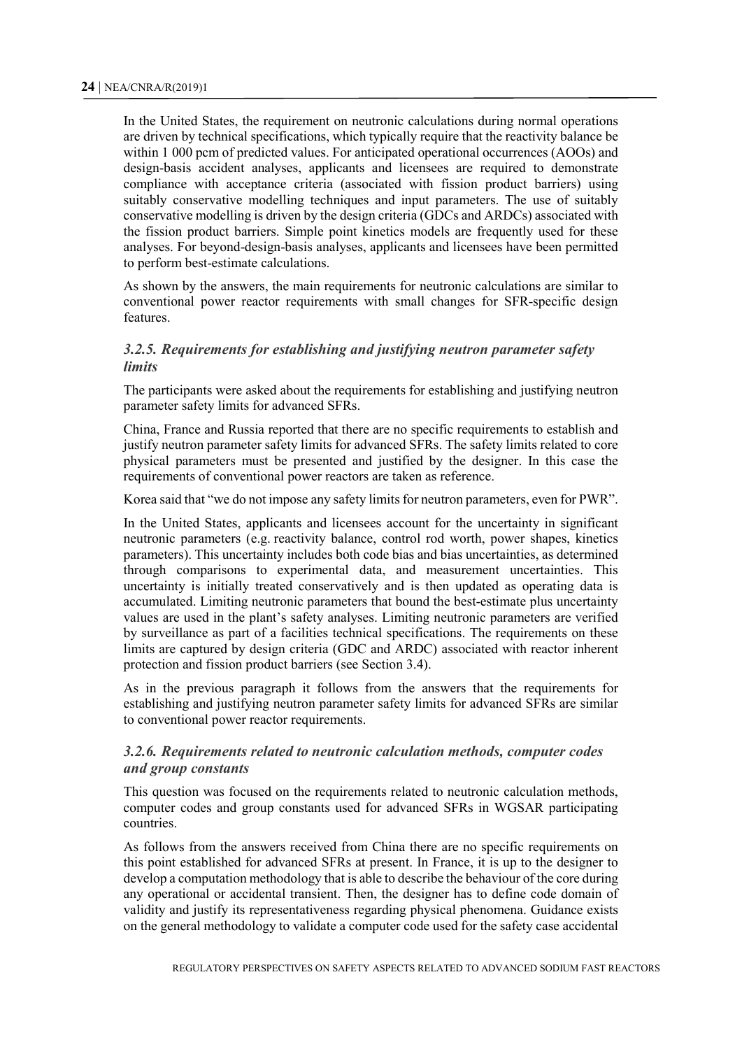In the United States, the requirement on neutronic calculations during normal operations are driven by technical specifications, which typically require that the reactivity balance be within 1 000 pcm of predicted values. For anticipated operational occurrences (AOOs) and design-basis accident analyses, applicants and licensees are required to demonstrate compliance with acceptance criteria (associated with fission product barriers) using suitably conservative modelling techniques and input parameters. The use of suitably conservative modelling is driven by the design criteria (GDCs and ARDCs) associated with the fission product barriers. Simple point kinetics models are frequently used for these analyses. For beyond-design-basis analyses, applicants and licensees have been permitted to perform best-estimate calculations.

As shown by the answers, the main requirements for neutronic calculations are similar to conventional power reactor requirements with small changes for SFR-specific design features.

### *3.2.5. Requirements for establishing and justifying neutron parameter safety limits*

The participants were asked about the requirements for establishing and justifying neutron parameter safety limits for advanced SFRs.

China, France and Russia reported that there are no specific requirements to establish and justify neutron parameter safety limits for advanced SFRs. The safety limits related to core physical parameters must be presented and justified by the designer. In this case the requirements of conventional power reactors are taken as reference.

Korea said that "we do not impose any safety limits for neutron parameters, even for PWR".

In the United States, applicants and licensees account for the uncertainty in significant neutronic parameters (e.g. reactivity balance, control rod worth, power shapes, kinetics parameters). This uncertainty includes both code bias and bias uncertainties, as determined through comparisons to experimental data, and measurement uncertainties. This uncertainty is initially treated conservatively and is then updated as operating data is accumulated. Limiting neutronic parameters that bound the best-estimate plus uncertainty values are used in the plant's safety analyses. Limiting neutronic parameters are verified by surveillance as part of a facilities technical specifications. The requirements on these limits are captured by design criteria (GDC and ARDC) associated with reactor inherent protection and fission product barriers (see Section 3.4).

As in the previous paragraph it follows from the answers that the requirements for establishing and justifying neutron parameter safety limits for advanced SFRs are similar to conventional power reactor requirements.

### *3.2.6. Requirements related to neutronic calculation methods, computer codes and group constants*

This question was focused on the requirements related to neutronic calculation methods, computer codes and group constants used for advanced SFRs in WGSAR participating countries.

As follows from the answers received from China there are no specific requirements on this point established for advanced SFRs at present. In France, it is up to the designer to develop a computation methodology that is able to describe the behaviour of the core during any operational or accidental transient. Then, the designer has to define code domain of validity and justify its representativeness regarding physical phenomena. Guidance exists on the general methodology to validate a computer code used for the safety case accidental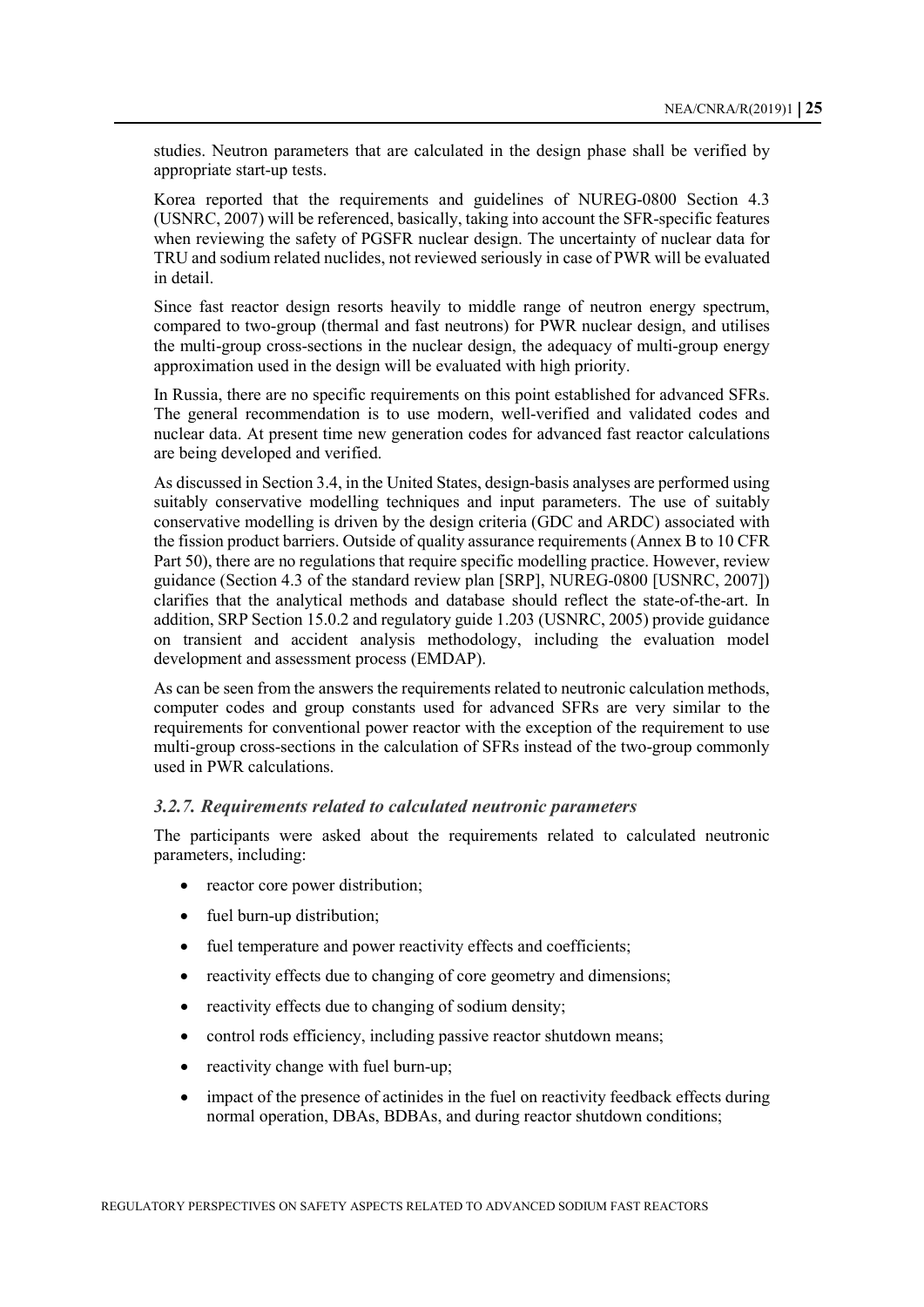studies. Neutron parameters that are calculated in the design phase shall be verified by appropriate start-up tests.

Korea reported that the requirements and guidelines of NUREG-0800 Section 4.3 (USNRC, 2007) will be referenced, basically, taking into account the SFR-specific features when reviewing the safety of PGSFR nuclear design. The uncertainty of nuclear data for TRU and sodium related nuclides, not reviewed seriously in case of PWR will be evaluated in detail.

Since fast reactor design resorts heavily to middle range of neutron energy spectrum, compared to two-group (thermal and fast neutrons) for PWR nuclear design, and utilises the multi-group cross-sections in the nuclear design, the adequacy of multi-group energy approximation used in the design will be evaluated with high priority.

In Russia, there are no specific requirements on this point established for advanced SFRs. The general recommendation is to use modern, well-verified and validated codes and nuclear data. At present time new generation codes for advanced fast reactor calculations are being developed and verified.

As discussed in Section 3.4, in the United States, design-basis analyses are performed using suitably conservative modelling techniques and input parameters. The use of suitably conservative modelling is driven by the design criteria (GDC and ARDC) associated with the fission product barriers. Outside of quality assurance requirements (Annex B to 10 CFR Part 50), there are no regulations that require specific modelling practice. However, review guidance (Section 4.3 of the standard review plan [SRP], NUREG-0800 [USNRC, 2007]) clarifies that the analytical methods and database should reflect the state-of-the-art. In addition, SRP Section 15.0.2 and regulatory guide 1.203 (USNRC, 2005) provide guidance on transient and accident analysis methodology, including the evaluation model development and assessment process (EMDAP).

As can be seen from the answers the requirements related to neutronic calculation methods, computer codes and group constants used for advanced SFRs are very similar to the requirements for conventional power reactor with the exception of the requirement to use multi-group cross-sections in the calculation of SFRs instead of the two-group commonly used in PWR calculations.

### *3.2.7. Requirements related to calculated neutronic parameters*

The participants were asked about the requirements related to calculated neutronic parameters, including:

- reactor core power distribution;
- fuel burn-up distribution;
- fuel temperature and power reactivity effects and coefficients;
- reactivity effects due to changing of core geometry and dimensions;
- reactivity effects due to changing of sodium density;
- control rods efficiency, including passive reactor shutdown means;
- reactivity change with fuel burn-up;
- impact of the presence of actinides in the fuel on reactivity feedback effects during normal operation, DBAs, BDBAs, and during reactor shutdown conditions;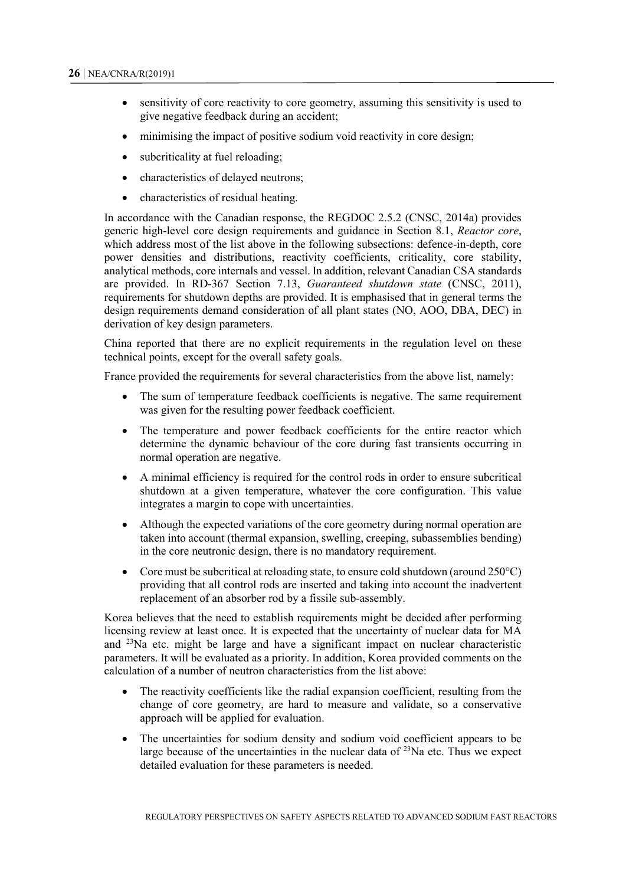- sensitivity of core reactivity to core geometry, assuming this sensitivity is used to give negative feedback during an accident;
- minimising the impact of positive sodium void reactivity in core design;
- subcriticality at fuel reloading;
- characteristics of delayed neutrons;
- characteristics of residual heating.

In accordance with the Canadian response, the REGDOC 2.5.2 (CNSC, 2014a) provides generic high-level core design requirements and guidance in Section 8.1, *Reactor core*, which address most of the list above in the following subsections: defence-in-depth, core power densities and distributions, reactivity coefficients, criticality, core stability, analytical methods, core internals and vessel. In addition, relevant Canadian CSA standards are provided. In RD-367 Section 7.13, *Guaranteed shutdown state* (CNSC, 2011), requirements for shutdown depths are provided. It is emphasised that in general terms the design requirements demand consideration of all plant states (NO, AOO, DBA, DEC) in derivation of key design parameters.

China reported that there are no explicit requirements in the regulation level on these technical points, except for the overall safety goals.

France provided the requirements for several characteristics from the above list, namely:

- The sum of temperature feedback coefficients is negative. The same requirement was given for the resulting power feedback coefficient.
- The temperature and power feedback coefficients for the entire reactor which determine the dynamic behaviour of the core during fast transients occurring in normal operation are negative.
- A minimal efficiency is required for the control rods in order to ensure subcritical shutdown at a given temperature, whatever the core configuration. This value integrates a margin to cope with uncertainties.
- Although the expected variations of the core geometry during normal operation are taken into account (thermal expansion, swelling, creeping, subassemblies bending) in the core neutronic design, there is no mandatory requirement.
- Core must be subcritical at reloading state, to ensure cold shutdown (around 250°C) providing that all control rods are inserted and taking into account the inadvertent replacement of an absorber rod by a fissile sub-assembly.

Korea believes that the need to establish requirements might be decided after performing licensing review at least once. It is expected that the uncertainty of nuclear data for MA and $^{23}$Na etc. might be large and have a significant impact on nuclear characteristic parameters. It will be evaluated as a priority. In addition, Korea provided comments on the calculation of a number of neutron characteristics from the list above:

- The reactivity coefficients like the radial expansion coefficient, resulting from the change of core geometry, are hard to measure and validate, so a conservative approach will be applied for evaluation.
- The uncertainties for sodium density and sodium void coefficient appears to be large because of the uncertainties in the nuclear data of $^{23}$Na etc. Thus we expect detailed evaluation for these parameters is needed.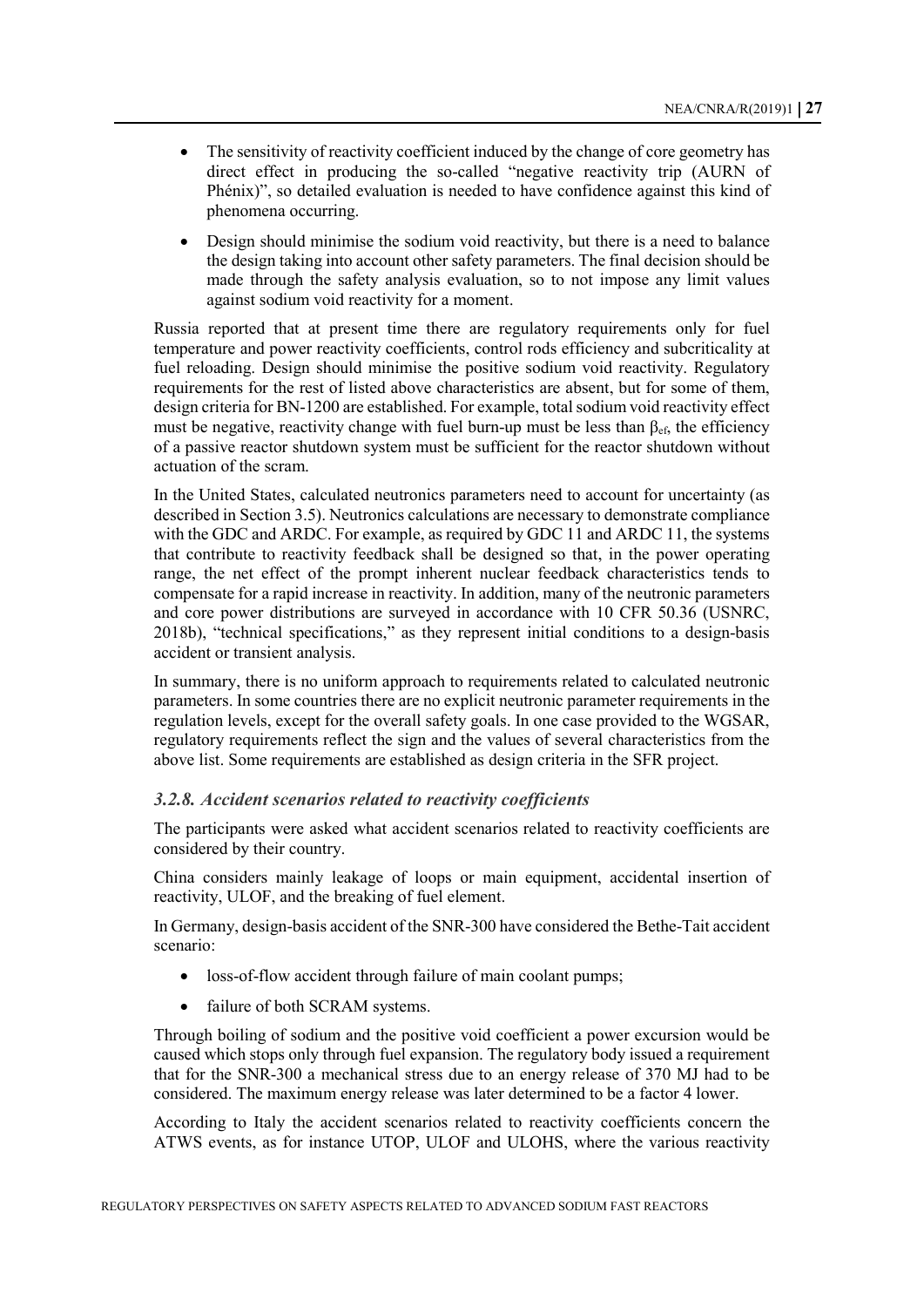- The sensitivity of reactivity coefficient induced by the change of core geometry has direct effect in producing the so-called "negative reactivity trip (AURN of Phénix)", so detailed evaluation is needed to have confidence against this kind of phenomena occurring.
- Design should minimise the sodium void reactivity, but there is a need to balance the design taking into account other safety parameters. The final decision should be made through the safety analysis evaluation, so to not impose any limit values against sodium void reactivity for a moment.

Russia reported that at present time there are regulatory requirements only for fuel temperature and power reactivity coefficients, control rods efficiency and subcriticality at fuel reloading. Design should minimise the positive sodium void reactivity. Regulatory requirements for the rest of listed above characteristics are absent, but for some of them, design criteria for BN-1200 are established. For example, total sodium void reactivity effect must be negative, reactivity change with fuel burn-up must be less than $\beta_{ef}$, the efficiency of a passive reactor shutdown system must be sufficient for the reactor shutdown without actuation of the scram.

In the United States, calculated neutronics parameters need to account for uncertainty (as described in Section 3.5). Neutronics calculations are necessary to demonstrate compliance with the GDC and ARDC. For example, as required by GDC 11 and ARDC 11, the systems that contribute to reactivity feedback shall be designed so that, in the power operating range, the net effect of the prompt inherent nuclear feedback characteristics tends to compensate for a rapid increase in reactivity. In addition, many of the neutronic parameters and core power distributions are surveyed in accordance with 10 CFR 50.36 (USNRC, 2018b), "technical specifications," as they represent initial conditions to a design-basis accident or transient analysis.

In summary, there is no uniform approach to requirements related to calculated neutronic parameters. In some countries there are no explicit neutronic parameter requirements in the regulation levels, except for the overall safety goals. In one case provided to the WGSAR, regulatory requirements reflect the sign and the values of several characteristics from the above list. Some requirements are established as design criteria in the SFR project.

### *3.2.8. Accident scenarios related to reactivity coefficients*

The participants were asked what accident scenarios related to reactivity coefficients are considered by their country.

China considers mainly leakage of loops or main equipment, accidental insertion of reactivity, ULOF, and the breaking of fuel element.

In Germany, design-basis accident of the SNR-300 have considered the Bethe-Tait accident scenario:

- loss-of-flow accident through failure of main coolant pumps;
- failure of both SCRAM systems.

Through boiling of sodium and the positive void coefficient a power excursion would be caused which stops only through fuel expansion. The regulatory body issued a requirement that for the SNR-300 a mechanical stress due to an energy release of 370 MJ had to be considered. The maximum energy release was later determined to be a factor 4 lower.

According to Italy the accident scenarios related to reactivity coefficients concern the ATWS events, as for instance UTOP, ULOF and ULOHS, where the various reactivity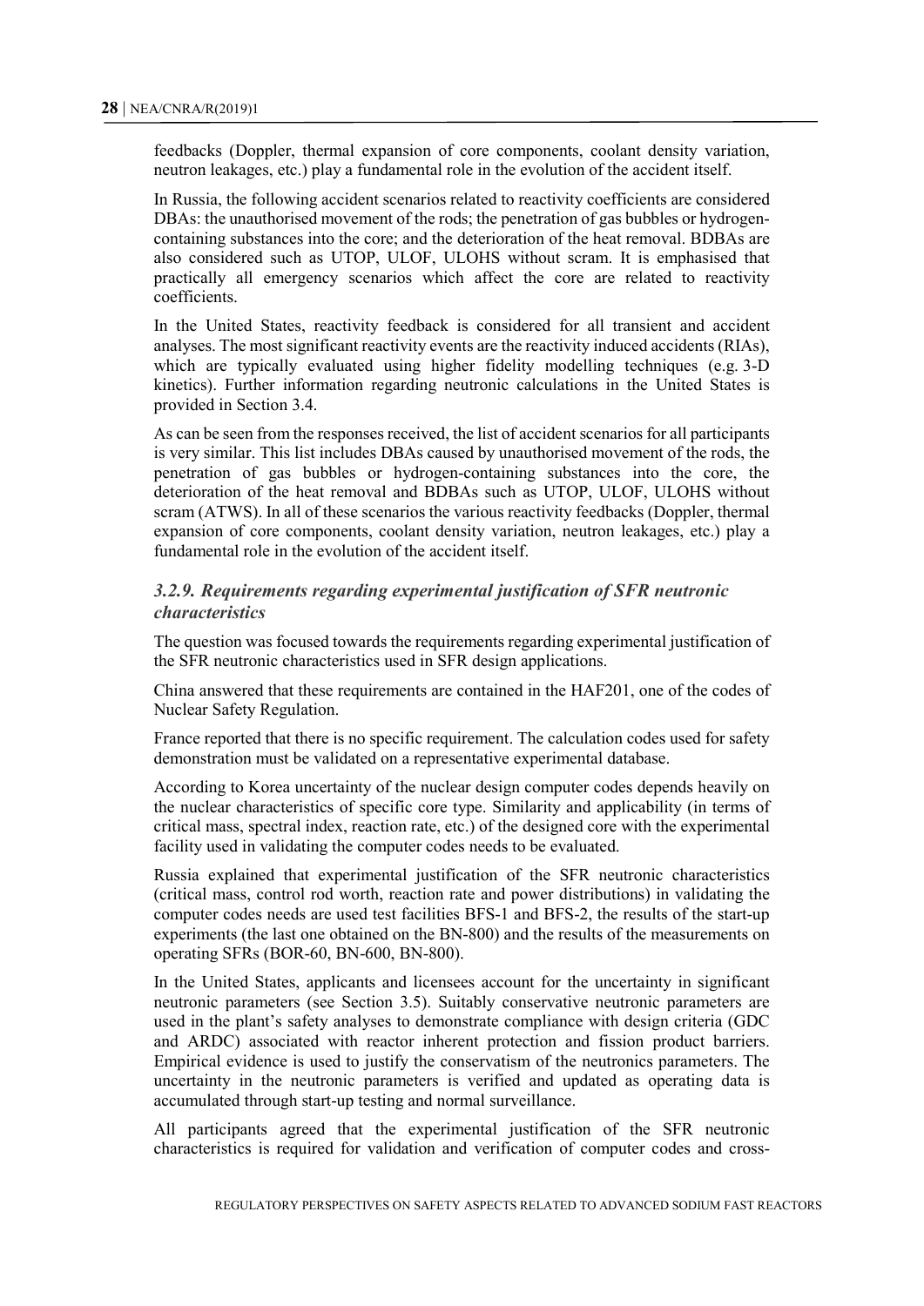feedbacks (Doppler, thermal expansion of core components, coolant density variation, neutron leakages, etc.) play a fundamental role in the evolution of the accident itself.

In Russia, the following accident scenarios related to reactivity coefficients are considered DBAs: the unauthorised movement of the rods; the penetration of gas bubbles or hydrogen-containing substances into the core; and the deterioration of the heat removal. BDBAs are also considered such as UTOP, ULOF, ULOHS without scram. It is emphasised that practically all emergency scenarios which affect the core are related to reactivity coefficients.

In the United States, reactivity feedback is considered for all transient and accident analyses. The most significant reactivity events are the reactivity induced accidents (RIAs), which are typically evaluated using higher fidelity modelling techniques (e.g. 3-D kinetics). Further information regarding neutronic calculations in the United States is provided in Section 3.4.

As can be seen from the responses received, the list of accident scenarios for all participants is very similar. This list includes DBAs caused by unauthorised movement of the rods, the penetration of gas bubbles or hydrogen-containing substances into the core, the deterioration of the heat removal and BDBAs such as UTOP, ULOF, ULOHS without scram (ATWS). In all of these scenarios the various reactivity feedbacks (Doppler, thermal expansion of core components, coolant density variation, neutron leakages, etc.) play a fundamental role in the evolution of the accident itself.

### *3.2.9. Requirements regarding experimental justification of SFR neutronic characteristics*

The question was focused towards the requirements regarding experimental justification of the SFR neutronic characteristics used in SFR design applications.

China answered that these requirements are contained in the HAF201, one of the codes of Nuclear Safety Regulation.

France reported that there is no specific requirement. The calculation codes used for safety demonstration must be validated on a representative experimental database.

According to Korea uncertainty of the nuclear design computer codes depends heavily on the nuclear characteristics of specific core type. Similarity and applicability (in terms of critical mass, spectral index, reaction rate, etc.) of the designed core with the experimental facility used in validating the computer codes needs to be evaluated.

Russia explained that experimental justification of the SFR neutronic characteristics (critical mass, control rod worth, reaction rate and power distributions) in validating the computer codes needs are used test facilities BFS-1 and BFS-2, the results of the start-up experiments (the last one obtained on the BN-800) and the results of the measurements on operating SFRs (BOR-60, BN-600, BN-800).

In the United States, applicants and licensees account for the uncertainty in significant neutronic parameters (see Section 3.5). Suitably conservative neutronic parameters are used in the plant's safety analyses to demonstrate compliance with design criteria (GDC and ARDC) associated with reactor inherent protection and fission product barriers. Empirical evidence is used to justify the conservatism of the neutronics parameters. The uncertainty in the neutronic parameters is verified and updated as operating data is accumulated through start-up testing and normal surveillance.

All participants agreed that the experimental justification of the SFR neutronic characteristics is required for validation and verification of computer codes and cross-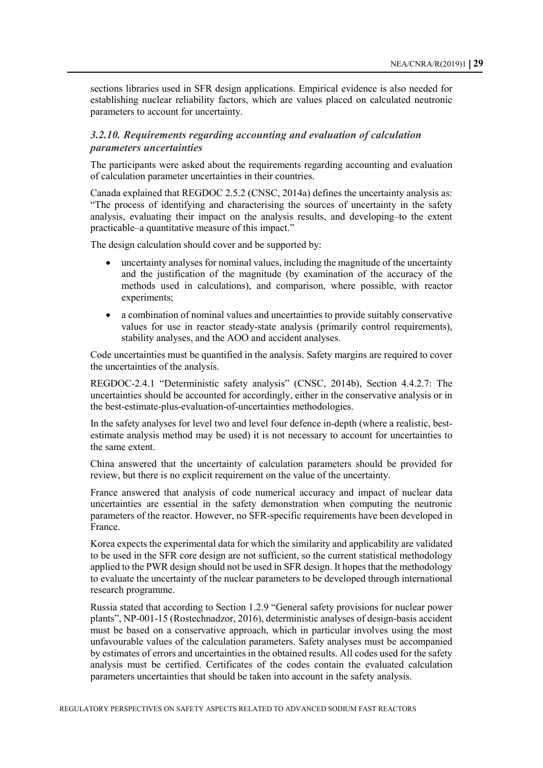sections libraries used in SFR design applications. Empirical evidence is also needed for establishing nuclear reliability factors, which are values placed on calculated neutronic parameters to account for uncertainty.

### *3.2.10. Requirements regarding accounting and evaluation of calculation parameters uncertainties*

The participants were asked about the requirements regarding accounting and evaluation of calculation parameter uncertainties in their countries.

Canada explained that REGDOC 2.5.2 (CNSC, 2014a) defines the uncertainty analysis as: "The process of identifying and characterising the sources of uncertainty in the safety analysis, evaluating their impact on the analysis results, and developing–to the extent practicable–a quantitative measure of this impact."

The design calculation should cover and be supported by:

- uncertainty analyses for nominal values, including the magnitude of the uncertainty and the justification of the magnitude (by examination of the accuracy of the methods used in calculations), and comparison, where possible, with reactor experiments;
- a combination of nominal values and uncertainties to provide suitably conservative values for use in reactor steady-state analysis (primarily control requirements), stability analyses, and the AOO and accident analyses.

Code uncertainties must be quantified in the analysis. Safety margins are required to cover the uncertainties of the analysis.

REGDOC-2.4.1 "Deterministic safety analysis" (CNSC, 2014b), Section 4.4.2.7: The uncertainties should be accounted for accordingly, either in the conservative analysis or in the best-estimate-plus-evaluation-of-uncertainties methodologies.

In the safety analyses for level two and level four defence in-depth (where a realistic, best-estimate analysis method may be used) it is not necessary to account for uncertainties to the same extent.

China answered that the uncertainty of calculation parameters should be provided for review, but there is no explicit requirement on the value of the uncertainty.

France answered that analysis of code numerical accuracy and impact of nuclear data uncertainties are essential in the safety demonstration when computing the neutronic parameters of the reactor. However, no SFR-specific requirements have been developed in France.

Korea expects the experimental data for which the similarity and applicability are validated to be used in the SFR core design are not sufficient, so the current statistical methodology applied to the PWR design should not be used in SFR design. It hopes that the methodology to evaluate the uncertainty of the nuclear parameters to be developed through international research programme.

Russia stated that according to Section 1.2.9 "General safety provisions for nuclear power plants", NP-001-15 (Rostechnadzor, 2016), deterministic analyses of design-basis accident must be based on a conservative approach, which in particular involves using the most unfavourable values of the calculation parameters. Safety analyses must be accompanied by estimates of errors and uncertainties in the obtained results. All codes used for the safety analysis must be certified. Certificates of the codes contain the evaluated calculation parameters uncertainties that should be taken into account in the safety analysis.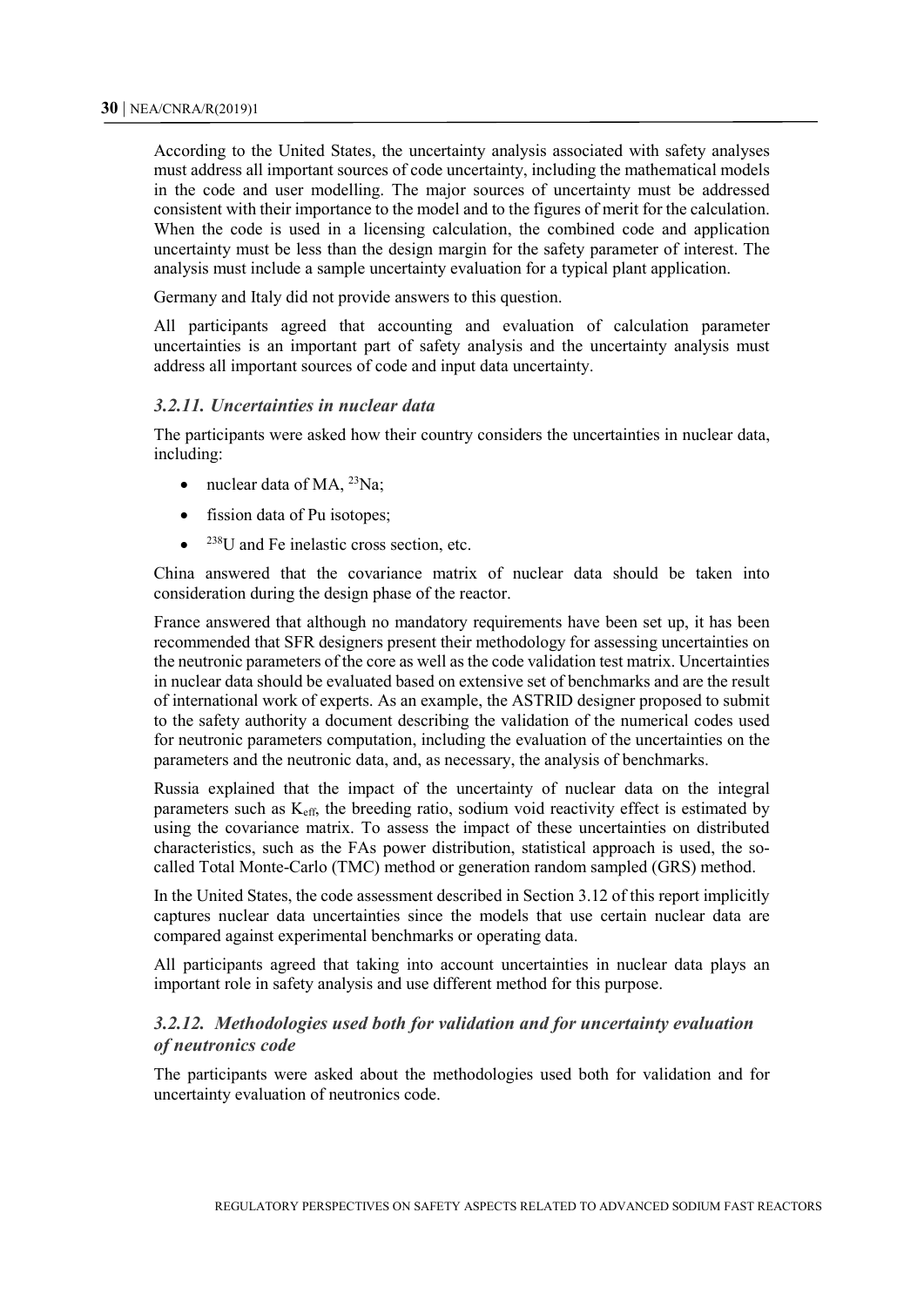According to the United States, the uncertainty analysis associated with safety analyses must address all important sources of code uncertainty, including the mathematical models in the code and user modelling. The major sources of uncertainty must be addressed consistent with their importance to the model and to the figures of merit for the calculation. When the code is used in a licensing calculation, the combined code and application uncertainty must be less than the design margin for the safety parameter of interest. The analysis must include a sample uncertainty evaluation for a typical plant application.

Germany and Italy did not provide answers to this question.

All participants agreed that accounting and evaluation of calculation parameter uncertainties is an important part of safety analysis and the uncertainty analysis must address all important sources of code and input data uncertainty.

### *3.2.11. Uncertainties in nuclear data*

The participants were asked how their country considers the uncertainties in nuclear data, including:

- nuclear data of MA, $^{23}Na$;
- fission data of Pu isotopes;
- $^{238}U$ and Fe inelastic cross section, etc.

China answered that the covariance matrix of nuclear data should be taken into consideration during the design phase of the reactor.

France answered that although no mandatory requirements have been set up, it has been recommended that SFR designers present their methodology for assessing uncertainties on the neutronic parameters of the core as well as the code validation test matrix. Uncertainties in nuclear data should be evaluated based on extensive set of benchmarks and are the result of international work of experts. As an example, the ASTRID designer proposed to submit to the safety authority a document describing the validation of the numerical codes used for neutronic parameters computation, including the evaluation of the uncertainties on the parameters and the neutronic data, and, as necessary, the analysis of benchmarks.

Russia explained that the impact of the uncertainty of nuclear data on the integral parameters such as $K_{eff}$, the breeding ratio, sodium void reactivity effect is estimated by using the covariance matrix. To assess the impact of these uncertainties on distributed characteristics, such as the FAs power distribution, statistical approach is used, the so-called Total Monte-Carlo (TMC) method or generation random sampled (GRS) method.

In the United States, the code assessment described in Section 3.12 of this report implicitly captures nuclear data uncertainties since the models that use certain nuclear data are compared against experimental benchmarks or operating data.

All participants agreed that taking into account uncertainties in nuclear data plays an important role in safety analysis and use different method for this purpose.

### *3.2.12. Methodologies used both for validation and for uncertainty evaluation of neutronics code*

The participants were asked about the methodologies used both for validation and for uncertainty evaluation of neutronics code.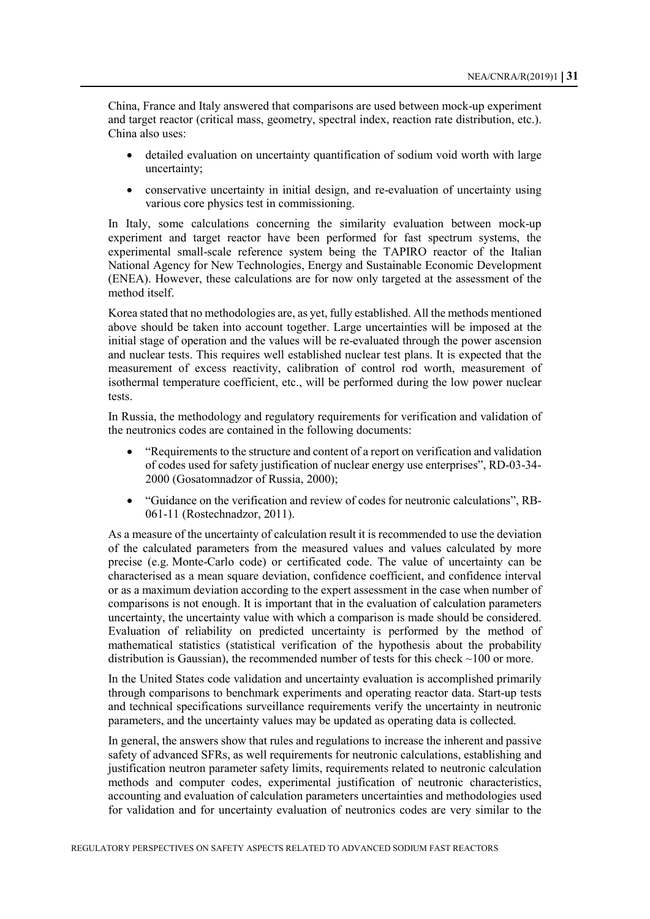China, France and Italy answered that comparisons are used between mock-up experiment and target reactor (critical mass, geometry, spectral index, reaction rate distribution, etc.). China also uses:

- detailed evaluation on uncertainty quantification of sodium void worth with large uncertainty;
- conservative uncertainty in initial design, and re-evaluation of uncertainty using various core physics test in commissioning.

In Italy, some calculations concerning the similarity evaluation between mock-up experiment and target reactor have been performed for fast spectrum systems, the experimental small-scale reference system being the TAPIRO reactor of the Italian National Agency for New Technologies, Energy and Sustainable Economic Development (ENEA). However, these calculations are for now only targeted at the assessment of the method itself.

Korea stated that no methodologies are, as yet, fully established. All the methods mentioned above should be taken into account together. Large uncertainties will be imposed at the initial stage of operation and the values will be re-evaluated through the power ascension and nuclear tests. This requires well established nuclear test plans. It is expected that the measurement of excess reactivity, calibration of control rod worth, measurement of isothermal temperature coefficient, etc., will be performed during the low power nuclear tests.

In Russia, the methodology and regulatory requirements for verification and validation of the neutronics codes are contained in the following documents:

- "Requirements to the structure and content of a report on verification and validation of codes used for safety justification of nuclear energy use enterprises", RD-03-34-2000 (Gosatomnadzor of Russia, 2000);
- "Guidance on the verification and review of codes for neutronic calculations", RB-061-11 (Rostechnadzor, 2011).

As a measure of the uncertainty of calculation result it is recommended to use the deviation of the calculated parameters from the measured values and values calculated by more precise (e.g. Monte-Carlo code) or certificated code. The value of uncertainty can be characterised as a mean square deviation, confidence coefficient, and confidence interval or as a maximum deviation according to the expert assessment in the case when number of comparisons is not enough. It is important that in the evaluation of calculation parameters uncertainty, the uncertainty value with which a comparison is made should be considered. Evaluation of reliability on predicted uncertainty is performed by the method of mathematical statistics (statistical verification of the hypothesis about the probability distribution is Gaussian), the recommended number of tests for this check ~100 or more.

In the United States code validation and uncertainty evaluation is accomplished primarily through comparisons to benchmark experiments and operating reactor data. Start-up tests and technical specifications surveillance requirements verify the uncertainty in neutronic parameters, and the uncertainty values may be updated as operating data is collected.

In general, the answers show that rules and regulations to increase the inherent and passive safety of advanced SFRs, as well requirements for neutronic calculations, establishing and justification neutron parameter safety limits, requirements related to neutronic calculation methods and computer codes, experimental justification of neutronic characteristics, accounting and evaluation of calculation parameters uncertainties and methodologies used for validation and for uncertainty evaluation of neutronics codes are very similar to the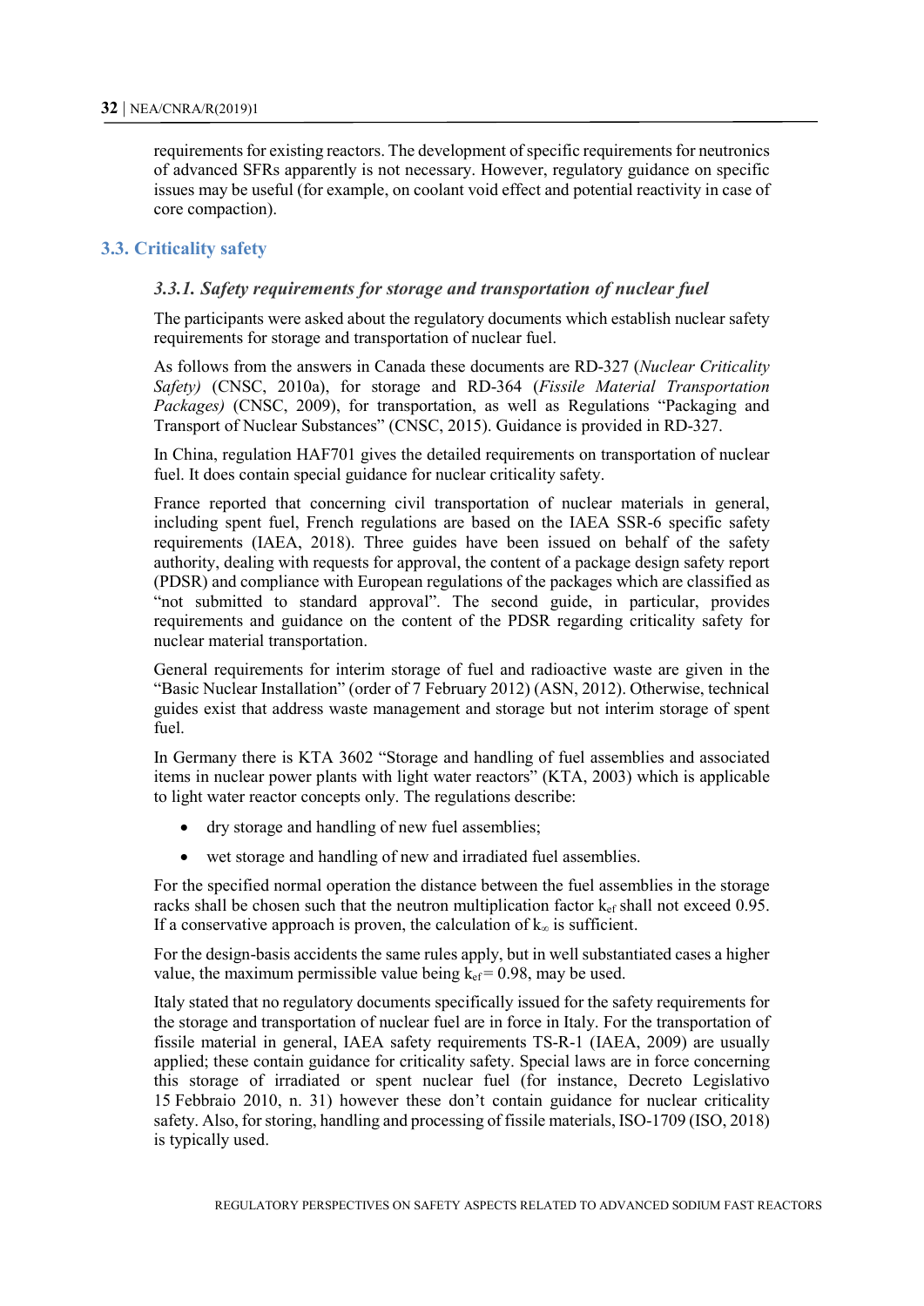requirements for existing reactors. The development of specific requirements for neutronics of advanced SFRs apparently is not necessary. However, regulatory guidance on specific issues may be useful (for example, on coolant void effect and potential reactivity in case of core compaction).

## 3.3. Criticality safety

### *3.3.1. Safety requirements for storage and transportation of nuclear fuel*

The participants were asked about the regulatory documents which establish nuclear safety requirements for storage and transportation of nuclear fuel.

As follows from the answers in Canada these documents are RD-327 (*Nuclear Criticality Safety)* (CNSC, 2010a), for storage and RD-364 (*Fissile Material Transportation Packages)* (CNSC, 2009), for transportation, as well as Regulations "Packaging and Transport of Nuclear Substances" (CNSC, 2015). Guidance is provided in RD-327.

In China, regulation HAF701 gives the detailed requirements on transportation of nuclear fuel. It does contain special guidance for nuclear criticality safety.

France reported that concerning civil transportation of nuclear materials in general, including spent fuel, French regulations are based on the IAEA SSR-6 specific safety requirements (IAEA, 2018). Three guides have been issued on behalf of the safety authority, dealing with requests for approval, the content of a package design safety report (PDSR) and compliance with European regulations of the packages which are classified as "not submitted to standard approval". The second guide, in particular, provides requirements and guidance on the content of the PDSR regarding criticality safety for nuclear material transportation.

General requirements for interim storage of fuel and radioactive waste are given in the "Basic Nuclear Installation" (order of 7 February 2012) (ASN, 2012). Otherwise, technical guides exist that address waste management and storage but not interim storage of spent fuel.

In Germany there is KTA 3602 "Storage and handling of fuel assemblies and associated items in nuclear power plants with light water reactors" (KTA, 2003) which is applicable to light water reactor concepts only. The regulations describe:

- dry storage and handling of new fuel assemblies;
- wet storage and handling of new and irradiated fuel assemblies.

For the specified normal operation the distance between the fuel assemblies in the storage racks shall be chosen such that the neutron multiplication factor $k_{ef}$ shall not exceed 0.95. If a conservative approach is proven, the calculation of $k_{\infty}$ is sufficient.

For the design-basis accidents the same rules apply, but in well substantiated cases a higher value, the maximum permissible value being $k_{ef} = 0.98$, may be used.

Italy stated that no regulatory documents specifically issued for the safety requirements for the storage and transportation of nuclear fuel are in force in Italy. For the transportation of fissile material in general, IAEA safety requirements TS-R-1 (IAEA, 2009) are usually applied; these contain guidance for criticality safety. Special laws are in force concerning this storage of irradiated or spent nuclear fuel (for instance, Decreto Legislativo 15 Febbraio 2010, n. 31) however these don't contain guidance for nuclear criticality safety. Also, for storing, handling and processing of fissile materials, ISO-1709 (ISO, 2018) is typically used.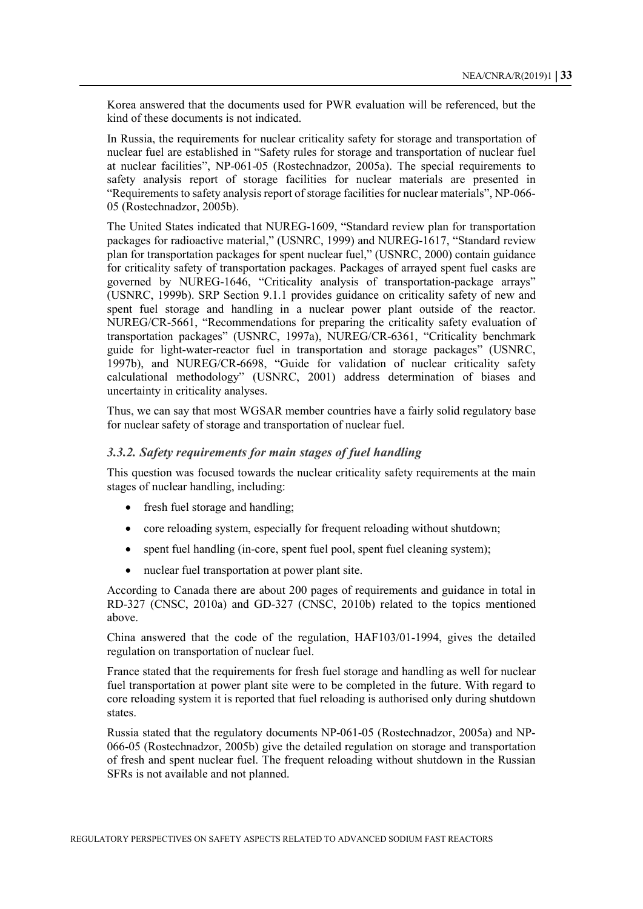Korea answered that the documents used for PWR evaluation will be referenced, but the kind of these documents is not indicated.

In Russia, the requirements for nuclear criticality safety for storage and transportation of nuclear fuel are established in "Safety rules for storage and transportation of nuclear fuel at nuclear facilities", NP-061-05 (Rostechnadzor, 2005a). The special requirements to safety analysis report of storage facilities for nuclear materials are presented in "Requirements to safety analysis report of storage facilities for nuclear materials", NP-066-05 (Rostechnadzor, 2005b).

The United States indicated that NUREG-1609, "Standard review plan for transportation packages for radioactive material," (USNRC, 1999) and NUREG-1617, "Standard review plan for transportation packages for spent nuclear fuel," (USNRC, 2000) contain guidance for criticality safety of transportation packages. Packages of arrayed spent fuel casks are governed by NUREG-1646, "Criticality analysis of transportation-package arrays" (USNRC, 1999b). SRP Section 9.1.1 provides guidance on criticality safety of new and spent fuel storage and handling in a nuclear power plant outside of the reactor. NUREG/CR-5661, "Recommendations for preparing the criticality safety evaluation of transportation packages" (USNRC, 1997a), NUREG/CR-6361, "Criticality benchmark guide for light-water-reactor fuel in transportation and storage packages" (USNRC, 1997b), and NUREG/CR-6698, "Guide for validation of nuclear criticality safety calculational methodology" (USNRC, 2001) address determination of biases and uncertainty in criticality analyses.

Thus, we can say that most WGSAR member countries have a fairly solid regulatory base for nuclear safety of storage and transportation of nuclear fuel.

### *3.3.2. Safety requirements for main stages of fuel handling*

This question was focused towards the nuclear criticality safety requirements at the main stages of nuclear handling, including:

- fresh fuel storage and handling;
- core reloading system, especially for frequent reloading without shutdown;
- spent fuel handling (in-core, spent fuel pool, spent fuel cleaning system);
- nuclear fuel transportation at power plant site.

According to Canada there are about 200 pages of requirements and guidance in total in RD-327 (CNSC, 2010a) and GD-327 (CNSC, 2010b) related to the topics mentioned above.

China answered that the code of the regulation, HAF103/01-1994, gives the detailed regulation on transportation of nuclear fuel.

France stated that the requirements for fresh fuel storage and handling as well for nuclear fuel transportation at power plant site were to be completed in the future. With regard to core reloading system it is reported that fuel reloading is authorised only during shutdown states.

Russia stated that the regulatory documents NP-061-05 (Rostechnadzor, 2005a) and NP-066-05 (Rostechnadzor, 2005b) give the detailed regulation on storage and transportation of fresh and spent nuclear fuel. The frequent reloading without shutdown in the Russian SFRs is not available and not planned.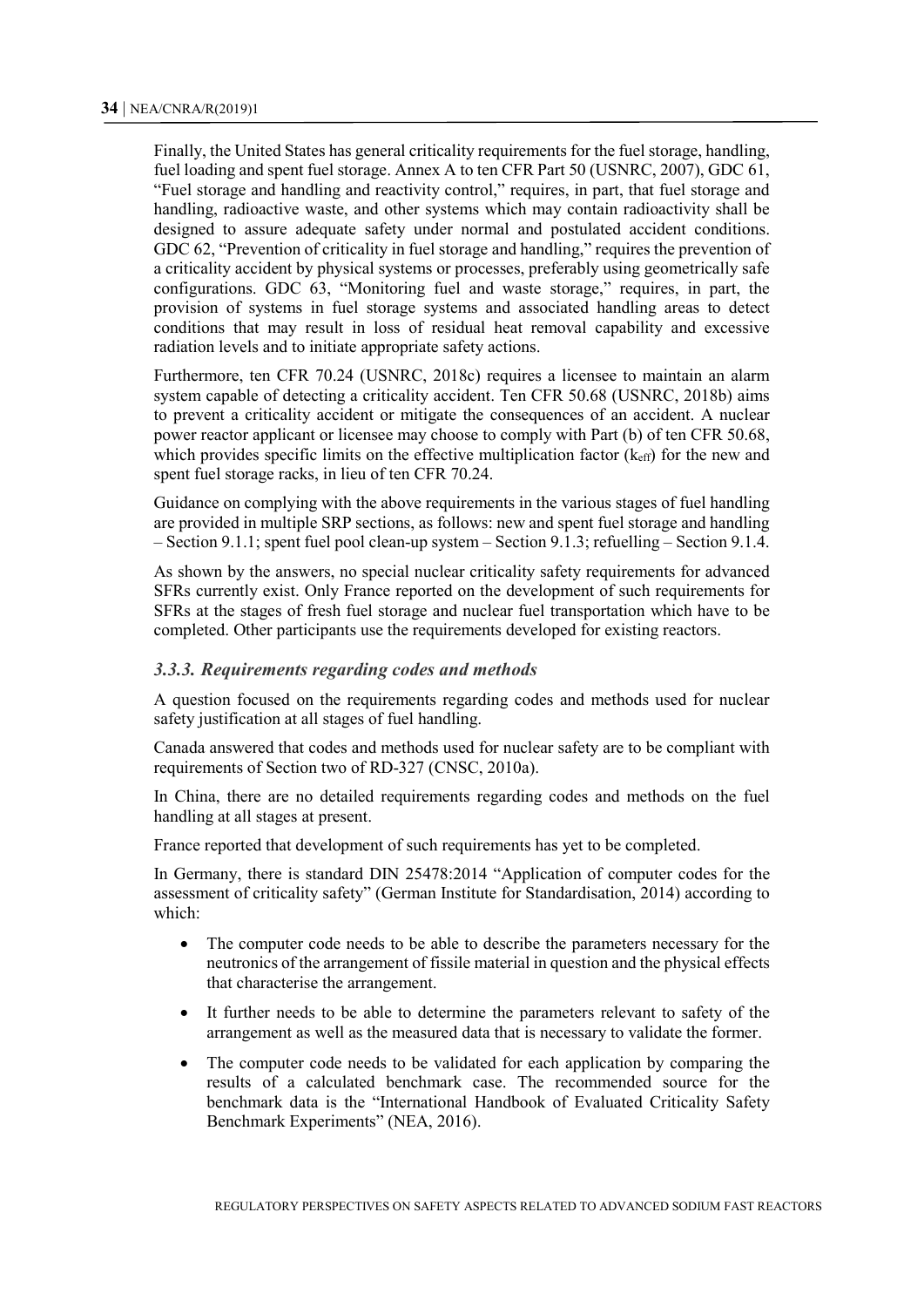Finally, the United States has general criticality requirements for the fuel storage, handling, fuel loading and spent fuel storage. Annex A to ten CFR Part 50 (USNRC, 2007), GDC 61, "Fuel storage and handling and reactivity control," requires, in part, that fuel storage and handling, radioactive waste, and other systems which may contain radioactivity shall be designed to assure adequate safety under normal and postulated accident conditions. GDC 62, "Prevention of criticality in fuel storage and handling," requires the prevention of a criticality accident by physical systems or processes, preferably using geometrically safe configurations. GDC 63, "Monitoring fuel and waste storage," requires, in part, the provision of systems in fuel storage systems and associated handling areas to detect conditions that may result in loss of residual heat removal capability and excessive radiation levels and to initiate appropriate safety actions.

Furthermore, ten CFR 70.24 (USNRC, 2018c) requires a licensee to maintain an alarm system capable of detecting a criticality accident. Ten CFR 50.68 (USNRC, 2018b) aims to prevent a criticality accident or mitigate the consequences of an accident. A nuclear power reactor applicant or licensee may choose to comply with Part (b) of ten CFR 50.68, which provides specific limits on the effective multiplication factor ($k_{eff}$) for the new and spent fuel storage racks, in lieu of ten CFR 70.24.

Guidance on complying with the above requirements in the various stages of fuel handling are provided in multiple SRP sections, as follows: new and spent fuel storage and handling – Section 9.1.1; spent fuel pool clean-up system – Section 9.1.3; refuelling – Section 9.1.4.

As shown by the answers, no special nuclear criticality safety requirements for advanced SFRs currently exist. Only France reported on the development of such requirements for SFRs at the stages of fresh fuel storage and nuclear fuel transportation which have to be completed. Other participants use the requirements developed for existing reactors.

### *3.3.3. Requirements regarding codes and methods*

A question focused on the requirements regarding codes and methods used for nuclear safety justification at all stages of fuel handling.

Canada answered that codes and methods used for nuclear safety are to be compliant with requirements of Section two of RD-327 (CNSC, 2010a).

In China, there are no detailed requirements regarding codes and methods on the fuel handling at all stages at present.

France reported that development of such requirements has yet to be completed.

In Germany, there is standard DIN 25478:2014 "Application of computer codes for the assessment of criticality safety" (German Institute for Standardisation, 2014) according to which:

- The computer code needs to be able to describe the parameters necessary for the neutronics of the arrangement of fissile material in question and the physical effects that characterise the arrangement.
- It further needs to be able to determine the parameters relevant to safety of the arrangement as well as the measured data that is necessary to validate the former.
- The computer code needs to be validated for each application by comparing the results of a calculated benchmark case. The recommended source for the benchmark data is the "International Handbook of Evaluated Criticality Safety Benchmark Experiments" (NEA, 2016).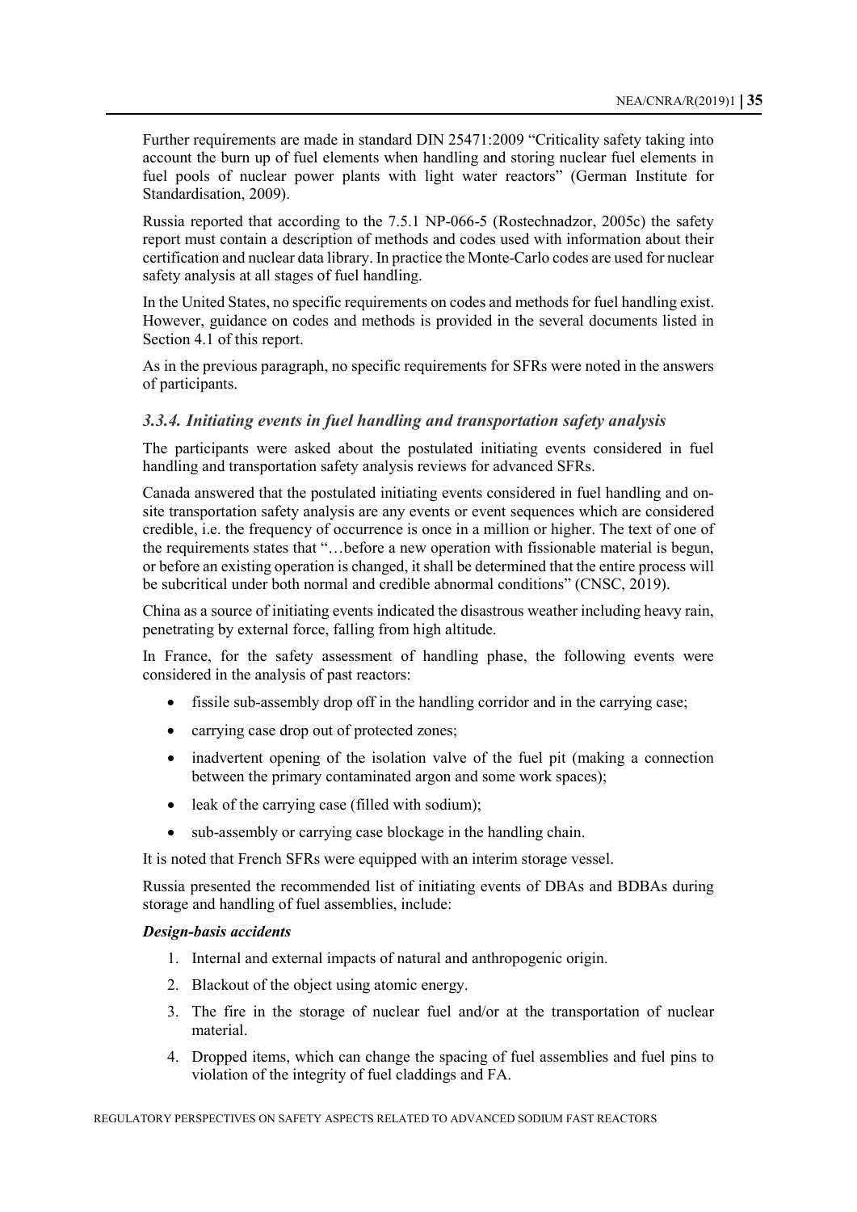Further requirements are made in standard DIN 25471:2009 "Criticality safety taking into account the burn up of fuel elements when handling and storing nuclear fuel elements in fuel pools of nuclear power plants with light water reactors" (German Institute for Standardisation, 2009).

Russia reported that according to the 7.5.1 NP-066-5 (Rostechnadzor, 2005c) the safety report must contain a description of methods and codes used with information about their certification and nuclear data library. In practice the Monte-Carlo codes are used for nuclear safety analysis at all stages of fuel handling.

In the United States, no specific requirements on codes and methods for fuel handling exist. However, guidance on codes and methods is provided in the several documents listed in Section 4.1 of this report.

As in the previous paragraph, no specific requirements for SFRs were noted in the answers of participants.

### *3.3.4. Initiating events in fuel handling and transportation safety analysis*

The participants were asked about the postulated initiating events considered in fuel handling and transportation safety analysis reviews for advanced SFRs.

Canada answered that the postulated initiating events considered in fuel handling and on-site transportation safety analysis are any events or event sequences which are considered credible, i.e. the frequency of occurrence is once in a million or higher. The text of one of the requirements states that "…before a new operation with fissionable material is begun, or before an existing operation is changed, it shall be determined that the entire process will be subcritical under both normal and credible abnormal conditions" (CNSC, 2019).

China as a source of initiating events indicated the disastrous weather including heavy rain, penetrating by external force, falling from high altitude.

In France, for the safety assessment of handling phase, the following events were considered in the analysis of past reactors:

- fissile sub-assembly drop off in the handling corridor and in the carrying case;
- carrying case drop out of protected zones;
- inadvertent opening of the isolation valve of the fuel pit (making a connection between the primary contaminated argon and some work spaces);
- leak of the carrying case (filled with sodium);
- sub-assembly or carrying case blockage in the handling chain.

It is noted that French SFRs were equipped with an interim storage vessel.

Russia presented the recommended list of initiating events of DBAs and BDBAs during storage and handling of fuel assemblies, include:

***Design-basis accidents***

1. Internal and external impacts of natural and anthropogenic origin.
2. Blackout of the object using atomic energy.
3. The fire in the storage of nuclear fuel and/or at the transportation of nuclear material.
4. Dropped items, which can change the spacing of fuel assemblies and fuel pins to violation of the integrity of fuel claddings and FA.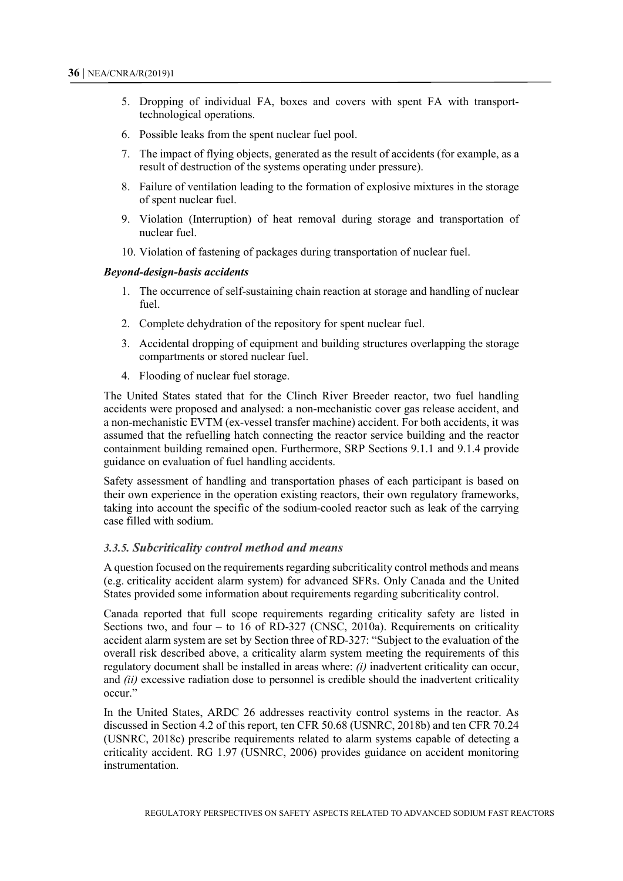5. Dropping of individual FA, boxes and covers with spent FA with transport-technological operations.
6. Possible leaks from the spent nuclear fuel pool.
7. The impact of flying objects, generated as the result of accidents (for example, as a result of destruction of the systems operating under pressure).
8. Failure of ventilation leading to the formation of explosive mixtures in the storage of spent nuclear fuel.
9. Violation (Interruption) of heat removal during storage and transportation of nuclear fuel.
10. Violation of fastening of packages during transportation of nuclear fuel.

***Beyond-design-basis accidents***

1. The occurrence of self-sustaining chain reaction at storage and handling of nuclear fuel.
2. Complete dehydration of the repository for spent nuclear fuel.
3. Accidental dropping of equipment and building structures overlapping the storage compartments or stored nuclear fuel.
4. Flooding of nuclear fuel storage.

The United States stated that for the Clinch River Breeder reactor, two fuel handling accidents were proposed and analysed: a non-mechanistic cover gas release accident, and a non-mechanistic EVTM (ex-vessel transfer machine) accident. For both accidents, it was assumed that the refuelling hatch connecting the reactor service building and the reactor containment building remained open. Furthermore, SRP Sections 9.1.1 and 9.1.4 provide guidance on evaluation of fuel handling accidents.

Safety assessment of handling and transportation phases of each participant is based on their own experience in the operation existing reactors, their own regulatory frameworks, taking into account the specific of the sodium-cooled reactor such as leak of the carrying case filled with sodium.

### *3.3.5. Subcriticality control method and means*

A question focused on the requirements regarding subcriticality control methods and means (e.g. criticality accident alarm system) for advanced SFRs. Only Canada and the United States provided some information about requirements regarding subcriticality control.

Canada reported that full scope requirements regarding criticality safety are listed in Sections two, and four – to 16 of RD-327 (CNSC, 2010a). Requirements on criticality accident alarm system are set by Section three of RD-327: "Subject to the evaluation of the overall risk described above, a criticality alarm system meeting the requirements of this regulatory document shall be installed in areas where: *(i)* inadvertent criticality can occur, and *(ii)* excessive radiation dose to personnel is credible should the inadvertent criticality occur."

In the United States, ARDC 26 addresses reactivity control systems in the reactor. As discussed in Section 4.2 of this report, ten CFR 50.68 (USNRC, 2018b) and ten CFR 70.24 (USNRC, 2018c) prescribe requirements related to alarm systems capable of detecting a criticality accident. RG 1.97 (USNRC, 2006) provides guidance on accident monitoring instrumentation.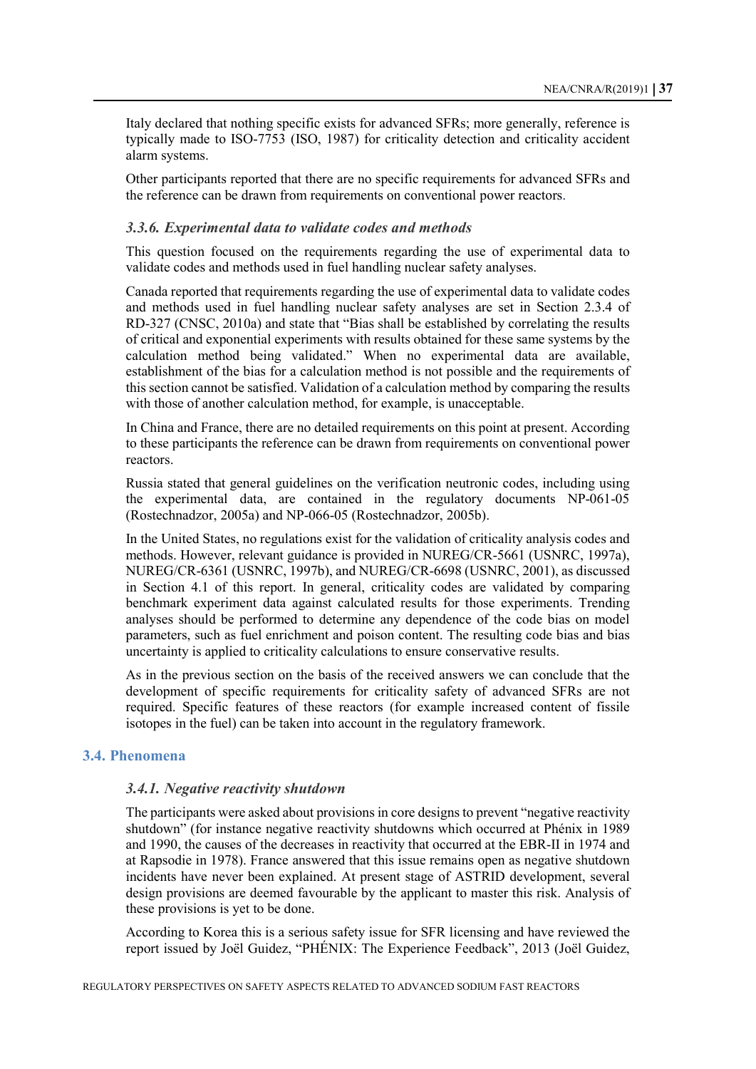Italy declared that nothing specific exists for advanced SFRs; more generally, reference is typically made to ISO-7753 (ISO, 1987) for criticality detection and criticality accident alarm systems.

Other participants reported that there are no specific requirements for advanced SFRs and the reference can be drawn from requirements on conventional power reactors.

### *3.3.6. Experimental data to validate codes and methods*

This question focused on the requirements regarding the use of experimental data to validate codes and methods used in fuel handling nuclear safety analyses.

Canada reported that requirements regarding the use of experimental data to validate codes and methods used in fuel handling nuclear safety analyses are set in Section 2.3.4 of RD-327 (CNSC, 2010a) and state that "Bias shall be established by correlating the results of critical and exponential experiments with results obtained for these same systems by the calculation method being validated." When no experimental data are available, establishment of the bias for a calculation method is not possible and the requirements of this section cannot be satisfied. Validation of a calculation method by comparing the results with those of another calculation method, for example, is unacceptable.

In China and France, there are no detailed requirements on this point at present. According to these participants the reference can be drawn from requirements on conventional power reactors.

Russia stated that general guidelines on the verification neutronic codes, including using the experimental data, are contained in the regulatory documents NP-061-05 (Rostechnadzor, 2005a) and NP-066-05 (Rostechnadzor, 2005b).

In the United States, no regulations exist for the validation of criticality analysis codes and methods. However, relevant guidance is provided in NUREG/CR-5661 (USNRC, 1997a), NUREG/CR-6361 (USNRC, 1997b), and NUREG/CR-6698 (USNRC, 2001), as discussed in Section 4.1 of this report. In general, criticality codes are validated by comparing benchmark experiment data against calculated results for those experiments. Trending analyses should be performed to determine any dependence of the code bias on model parameters, such as fuel enrichment and poison content. The resulting code bias and bias uncertainty is applied to criticality calculations to ensure conservative results.

As in the previous section on the basis of the received answers we can conclude that the development of specific requirements for criticality safety of advanced SFRs are not required. Specific features of these reactors (for example increased content of fissile isotopes in the fuel) can be taken into account in the regulatory framework.

## 3.4. Phenomena

### *3.4.1. Negative reactivity shutdown*

The participants were asked about provisions in core designs to prevent "negative reactivity shutdown" (for instance negative reactivity shutdowns which occurred at Phénix in 1989 and 1990, the causes of the decreases in reactivity that occurred at the EBR-II in 1974 and at Rapsodie in 1978). France answered that this issue remains open as negative shutdown incidents have never been explained. At present stage of ASTRID development, several design provisions are deemed favourable by the applicant to master this risk. Analysis of these provisions is yet to be done.

According to Korea this is a serious safety issue for SFR licensing and have reviewed the report issued by Joël Guidez, "PHÉNIX: The Experience Feedback", 2013 (Joël Guidez,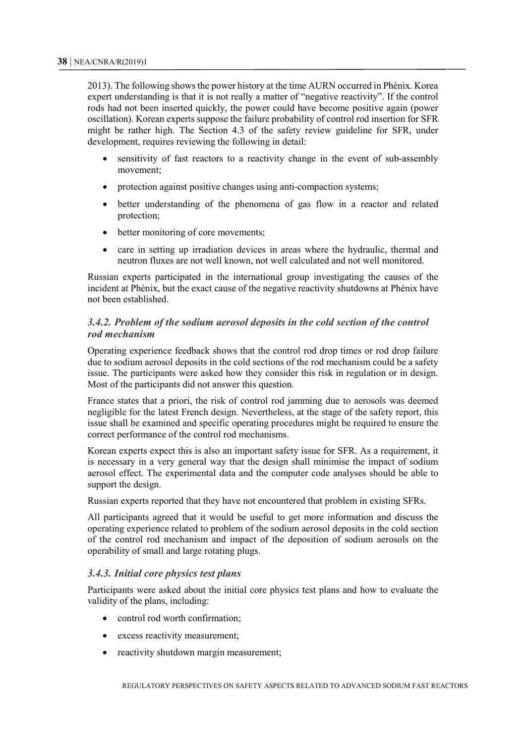2013). The following shows the power history at the time AURN occurred in Phénix. Korea expert understanding is that it is not really a matter of "negative reactivity". If the control rods had not been inserted quickly, the power could have become positive again (power oscillation). Korean experts suppose the failure probability of control rod insertion for SFR might be rather high. The Section 4.3 of the safety review guideline for SFR, under development, requires reviewing the following in detail:

- sensitivity of fast reactors to a reactivity change in the event of sub-assembly movement;
- protection against positive changes using anti-compaction systems;
- better understanding of the phenomena of gas flow in a reactor and related protection;
- better monitoring of core movements;
- care in setting up irradiation devices in areas where the hydraulic, thermal and neutron fluxes are not well known, not well calculated and not well monitored.

Russian experts participated in the international group investigating the causes of the incident at Phénix, but the exact cause of the negative reactivity shutdowns at Phénix have not been established.

### *3.4.2. Problem of the sodium aerosol deposits in the cold section of the control rod mechanism*

Operating experience feedback shows that the control rod drop times or rod drop failure due to sodium aerosol deposits in the cold sections of the rod mechanism could be a safety issue. The participants were asked how they consider this risk in regulation or in design. Most of the participants did not answer this question.

France states that a priori, the risk of control rod jamming due to aerosols was deemed negligible for the latest French design. Nevertheless, at the stage of the safety report, this issue shall be examined and specific operating procedures might be required to ensure the correct performance of the control rod mechanisms.

Korean experts expect this is also an important safety issue for SFR. As a requirement, it is necessary in a very general way that the design shall minimise the impact of sodium aerosol effect. The experimental data and the computer code analyses should be able to support the design.

Russian experts reported that they have not encountered that problem in existing SFRs.

All participants agreed that it would be useful to get more information and discuss the operating experience related to problem of the sodium aerosol deposits in the cold section of the control rod mechanism and impact of the deposition of sodium aerosols on the operability of small and large rotating plugs.

### *3.4.3. Initial core physics test plans*

Participants were asked about the initial core physics test plans and how to evaluate the validity of the plans, including:

- control rod worth confirmation;
- excess reactivity measurement;
- reactivity shutdown margin measurement;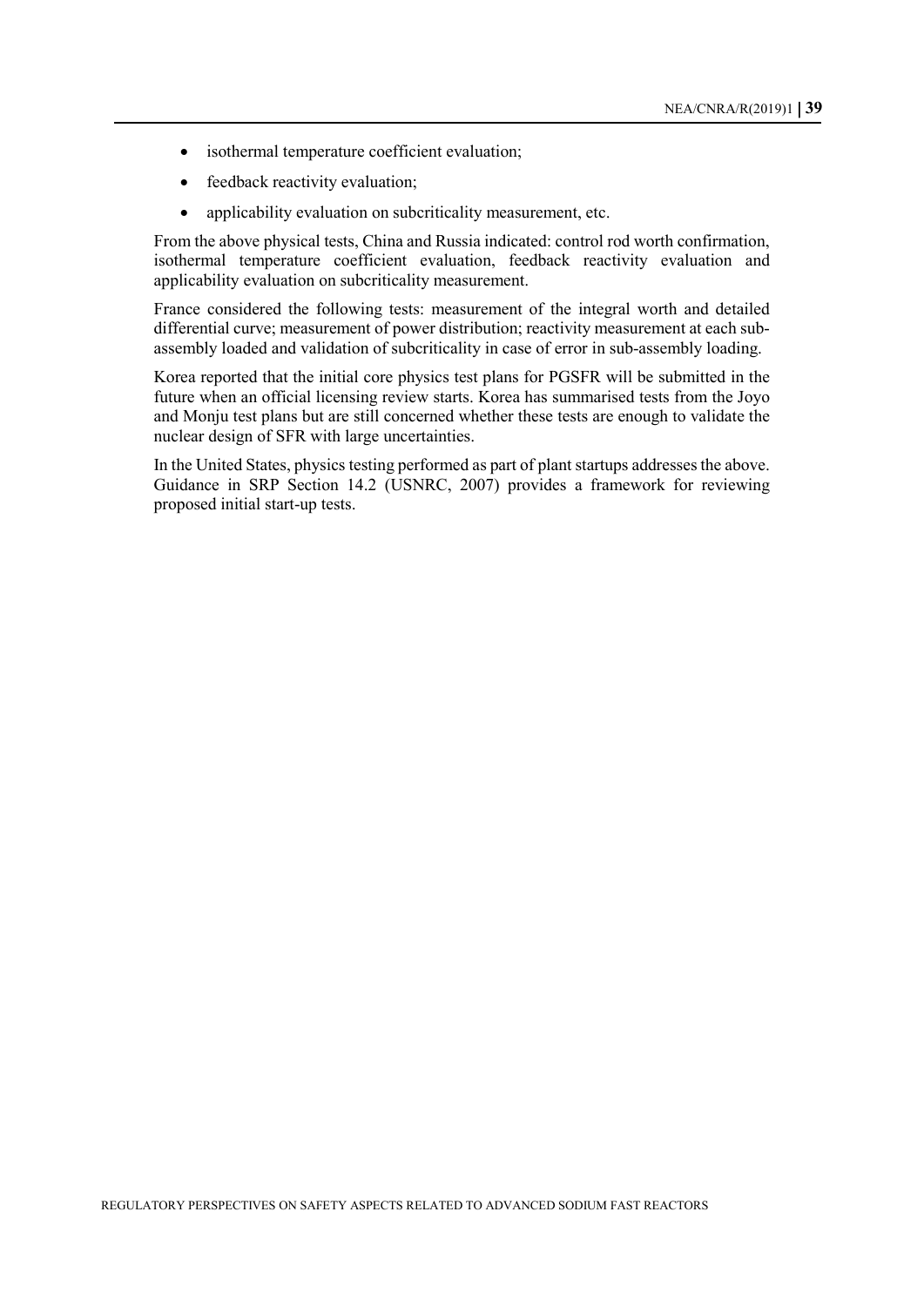- isothermal temperature coefficient evaluation;
- feedback reactivity evaluation;
- applicability evaluation on subcriticality measurement, etc.

From the above physical tests, China and Russia indicated: control rod worth confirmation, isothermal temperature coefficient evaluation, feedback reactivity evaluation and applicability evaluation on subcriticality measurement.

France considered the following tests: measurement of the integral worth and detailed differential curve; measurement of power distribution; reactivity measurement at each sub-assembly loaded and validation of subcriticality in case of error in sub-assembly loading.

Korea reported that the initial core physics test plans for PGSFR will be submitted in the future when an official licensing review starts. Korea has summarised tests from the Joyo and Monju test plans but are still concerned whether these tests are enough to validate the nuclear design of SFR with large uncertainties.

In the United States, physics testing performed as part of plant startups addresses the above. Guidance in SRP Section 14.2 (USNRC, 2007) provides a framework for reviewing proposed initial start-up tests.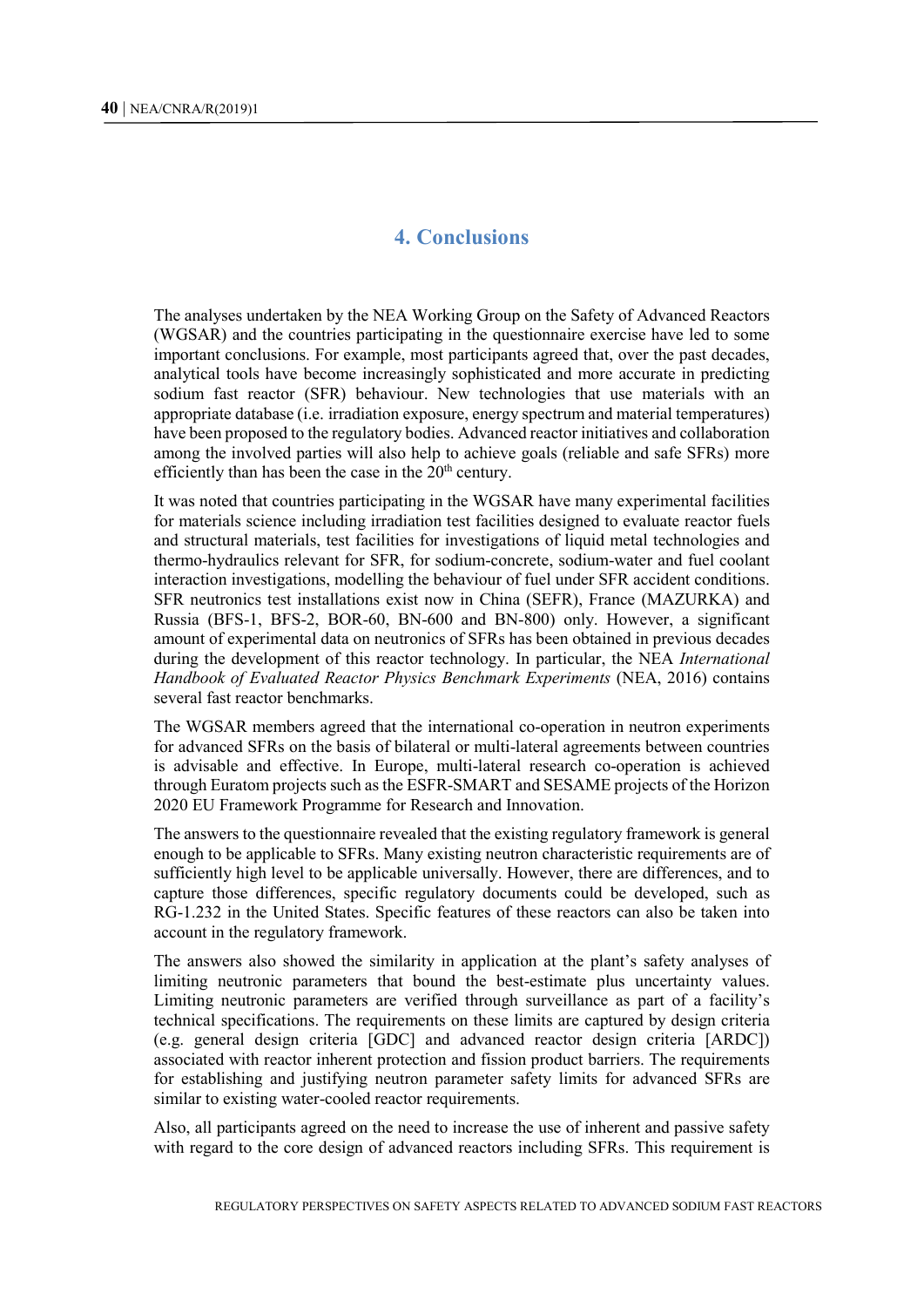# 4. Conclusions

The analyses undertaken by the NEA Working Group on the Safety of Advanced Reactors (WGSAR) and the countries participating in the questionnaire exercise have led to some important conclusions. For example, most participants agreed that, over the past decades, analytical tools have become increasingly sophisticated and more accurate in predicting sodium fast reactor (SFR) behaviour. New technologies that use materials with an appropriate database (i.e. irradiation exposure, energy spectrum and material temperatures) have been proposed to the regulatory bodies. Advanced reactor initiatives and collaboration among the involved parties will also help to achieve goals (reliable and safe SFRs) more efficiently than has been the case in the 20th century.

It was noted that countries participating in the WGSAR have many experimental facilities for materials science including irradiation test facilities designed to evaluate reactor fuels and structural materials, test facilities for investigations of liquid metal technologies and thermo-hydraulics relevant for SFR, for sodium-concrete, sodium-water and fuel coolant interaction investigations, modelling the behaviour of fuel under SFR accident conditions. SFR neutronics test installations exist now in China (SEFR), France (MAZURKA) and Russia (BFS-1, BFS-2, BOR-60, BN-600 and BN-800) only. However, a significant amount of experimental data on neutronics of SFRs has been obtained in previous decades during the development of this reactor technology. In particular, the NEA *International Handbook of Evaluated Reactor Physics Benchmark Experiments* (NEA, 2016) contains several fast reactor benchmarks.

The WGSAR members agreed that the international co-operation in neutron experiments for advanced SFRs on the basis of bilateral or multi-lateral agreements between countries is advisable and effective. In Europe, multi-lateral research co-operation is achieved through Euratom projects such as the ESFR-SMART and SESAME projects of the Horizon 2020 EU Framework Programme for Research and Innovation.

The answers to the questionnaire revealed that the existing regulatory framework is general enough to be applicable to SFRs. Many existing neutron characteristic requirements are of sufficiently high level to be applicable universally. However, there are differences, and to capture those differences, specific regulatory documents could be developed, such as RG-1.232 in the United States. Specific features of these reactors can also be taken into account in the regulatory framework.

The answers also showed the similarity in application at the plant's safety analyses of limiting neutronic parameters that bound the best-estimate plus uncertainty values. Limiting neutronic parameters are verified through surveillance as part of a facility's technical specifications. The requirements on these limits are captured by design criteria (e.g. general design criteria [GDC] and advanced reactor design criteria [ARDC]) associated with reactor inherent protection and fission product barriers. The requirements for establishing and justifying neutron parameter safety limits for advanced SFRs are similar to existing water-cooled reactor requirements.

Also, all participants agreed on the need to increase the use of inherent and passive safety with regard to the core design of advanced reactors including SFRs. This requirement is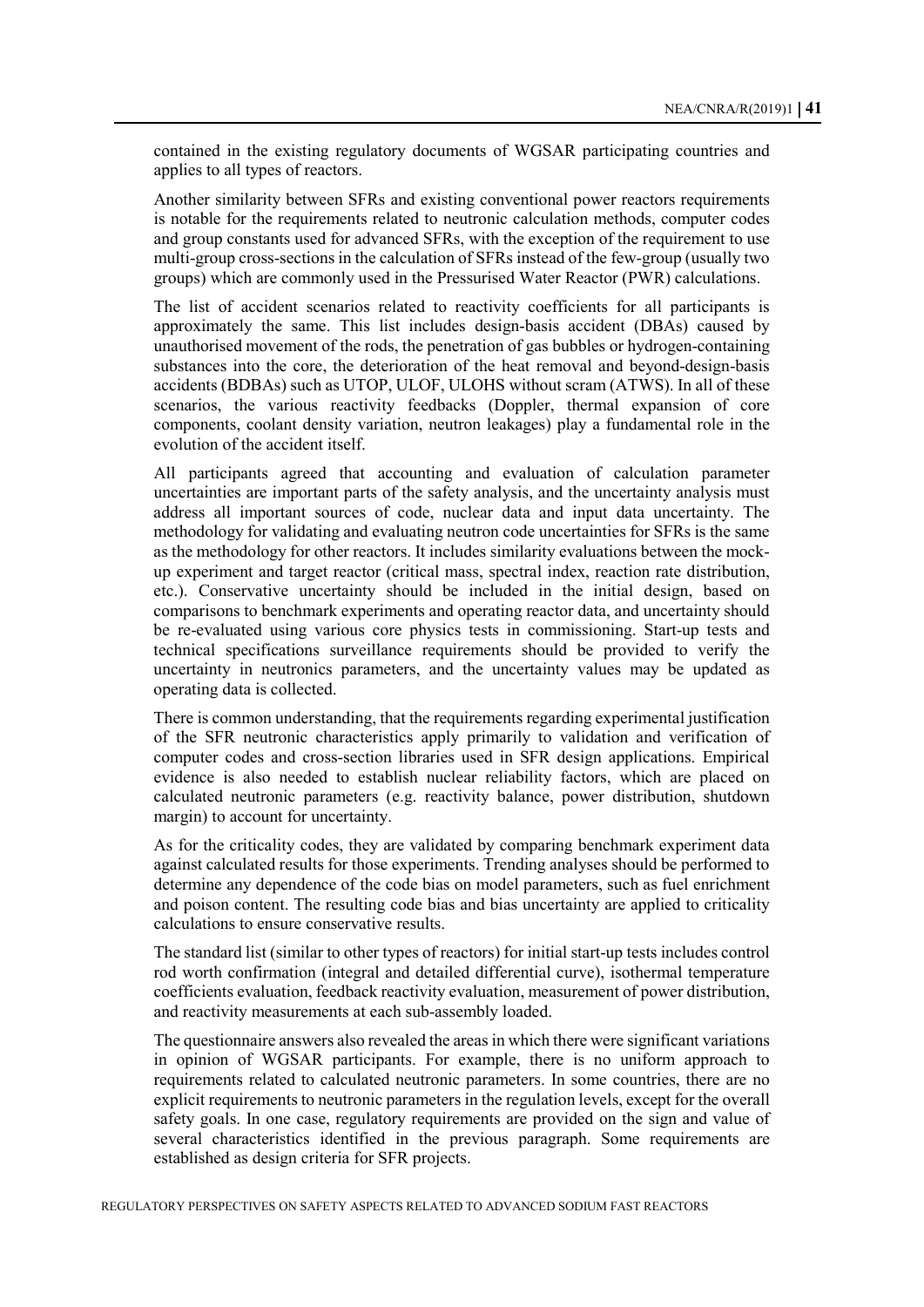contained in the existing regulatory documents of WGSAR participating countries and applies to all types of reactors.

Another similarity between SFRs and existing conventional power reactors requirements is notable for the requirements related to neutronic calculation methods, computer codes and group constants used for advanced SFRs, with the exception of the requirement to use multi-group cross-sections in the calculation of SFRs instead of the few-group (usually two groups) which are commonly used in the Pressurised Water Reactor (PWR) calculations.

The list of accident scenarios related to reactivity coefficients for all participants is approximately the same. This list includes design-basis accident (DBAs) caused by unauthorised movement of the rods, the penetration of gas bubbles or hydrogen-containing substances into the core, the deterioration of the heat removal and beyond-design-basis accidents (BDBAs) such as UTOP, ULOF, ULOHS without scram (ATWS). In all of these scenarios, the various reactivity feedbacks (Doppler, thermal expansion of core components, coolant density variation, neutron leakages) play a fundamental role in the evolution of the accident itself.

All participants agreed that accounting and evaluation of calculation parameter uncertainties are important parts of the safety analysis, and the uncertainty analysis must address all important sources of code, nuclear data and input data uncertainty. The methodology for validating and evaluating neutron code uncertainties for SFRs is the same as the methodology for other reactors. It includes similarity evaluations between the mock-up experiment and target reactor (critical mass, spectral index, reaction rate distribution, etc.). Conservative uncertainty should be included in the initial design, based on comparisons to benchmark experiments and operating reactor data, and uncertainty should be re-evaluated using various core physics tests in commissioning. Start-up tests and technical specifications surveillance requirements should be provided to verify the uncertainty in neutronics parameters, and the uncertainty values may be updated as operating data is collected.

There is common understanding, that the requirements regarding experimental justification of the SFR neutronic characteristics apply primarily to validation and verification of computer codes and cross-section libraries used in SFR design applications. Empirical evidence is also needed to establish nuclear reliability factors, which are placed on calculated neutronic parameters (e.g. reactivity balance, power distribution, shutdown margin) to account for uncertainty.

As for the criticality codes, they are validated by comparing benchmark experiment data against calculated results for those experiments. Trending analyses should be performed to determine any dependence of the code bias on model parameters, such as fuel enrichment and poison content. The resulting code bias and bias uncertainty are applied to criticality calculations to ensure conservative results.

The standard list (similar to other types of reactors) for initial start-up tests includes control rod worth confirmation (integral and detailed differential curve), isothermal temperature coefficients evaluation, feedback reactivity evaluation, measurement of power distribution, and reactivity measurements at each sub-assembly loaded.

The questionnaire answers also revealed the areas in which there were significant variations in opinion of WGSAR participants. For example, there is no uniform approach to requirements related to calculated neutronic parameters. In some countries, there are no explicit requirements to neutronic parameters in the regulation levels, except for the overall safety goals. In one case, regulatory requirements are provided on the sign and value of several characteristics identified in the previous paragraph. Some requirements are established as design criteria for SFR projects.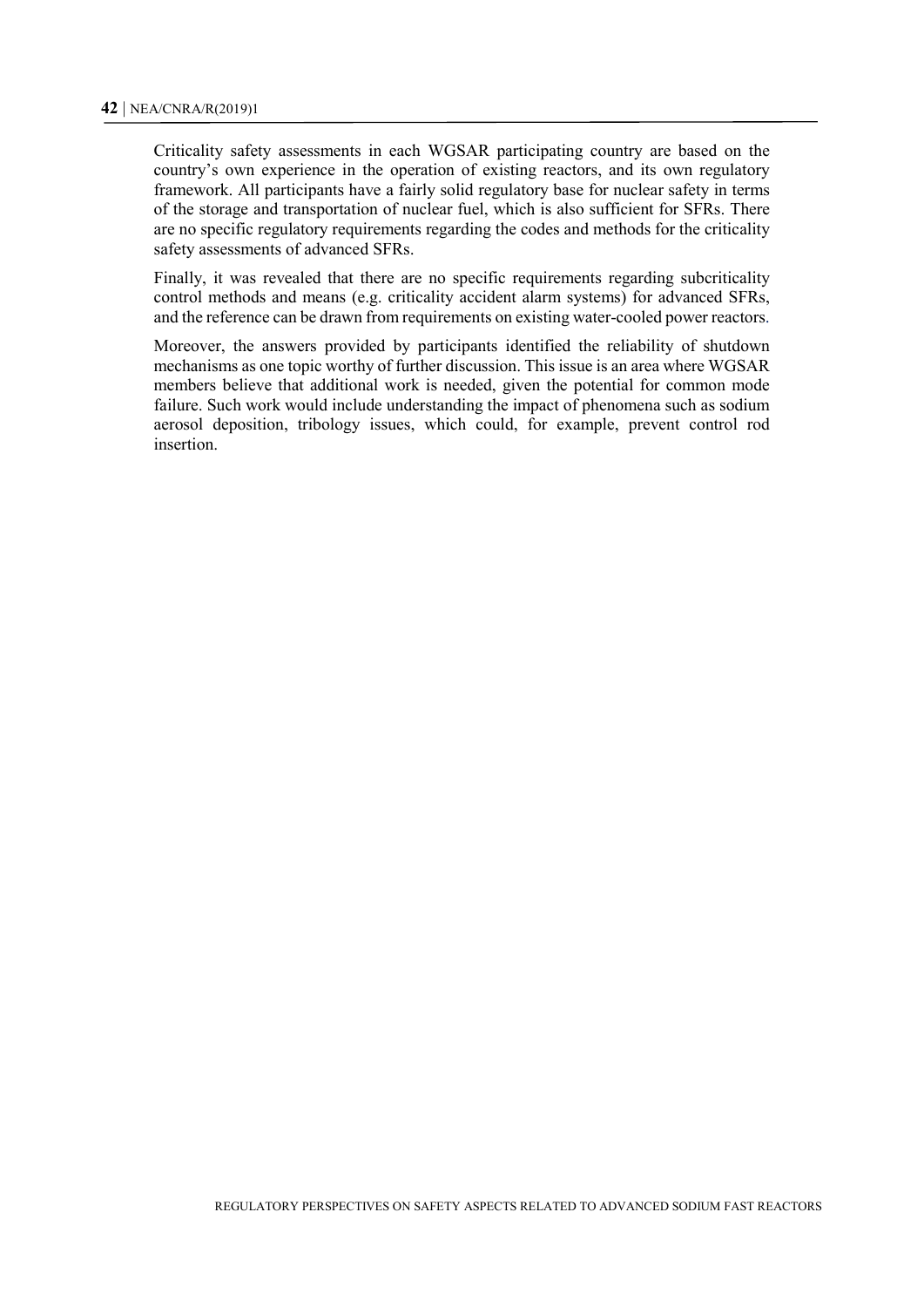Criticality safety assessments in each WGSAR participating country are based on the country's own experience in the operation of existing reactors, and its own regulatory framework. All participants have a fairly solid regulatory base for nuclear safety in terms of the storage and transportation of nuclear fuel, which is also sufficient for SFRs. There are no specific regulatory requirements regarding the codes and methods for the criticality safety assessments of advanced SFRs.

Finally, it was revealed that there are no specific requirements regarding subcriticality control methods and means (e.g. criticality accident alarm systems) for advanced SFRs, and the reference can be drawn from requirements on existing water-cooled power reactors.

Moreover, the answers provided by participants identified the reliability of shutdown mechanisms as one topic worthy of further discussion. This issue is an area where WGSAR members believe that additional work is needed, given the potential for common mode failure. Such work would include understanding the impact of phenomena such as sodium aerosol deposition, tribology issues, which could, for example, prevent control rod insertion.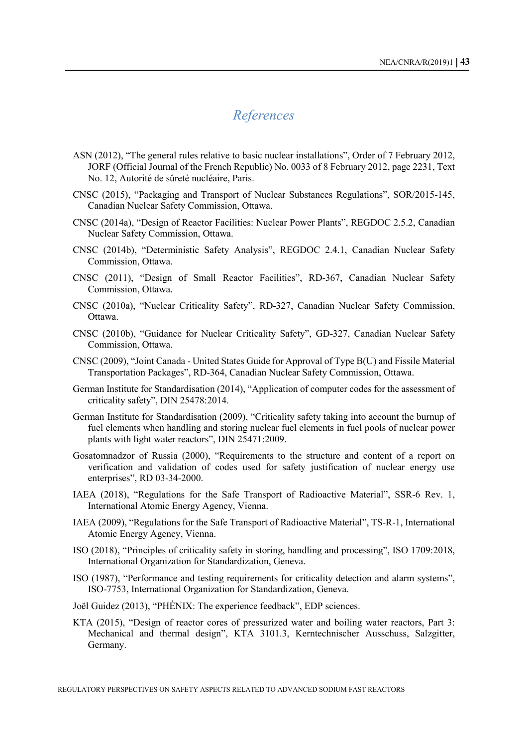# *References*

ASN (2012), "The general rules relative to basic nuclear installations", Order of 7 February 2012, JORF (Official Journal of the French Republic) No. 0033 of 8 February 2012, page 2231, Text No. 12, Autorité de sûreté nucléaire, Paris.

CNSC (2015), "Packaging and Transport of Nuclear Substances Regulations", SOR/2015-145, Canadian Nuclear Safety Commission, Ottawa.

CNSC (2014a), "Design of Reactor Facilities: Nuclear Power Plants", REGDOC 2.5.2, Canadian Nuclear Safety Commission, Ottawa.

CNSC (2014b), "Deterministic Safety Analysis", REGDOC 2.4.1, Canadian Nuclear Safety Commission, Ottawa.

CNSC (2011), "Design of Small Reactor Facilities", RD-367, Canadian Nuclear Safety Commission, Ottawa.

CNSC (2010a), "Nuclear Criticality Safety", RD-327, Canadian Nuclear Safety Commission, Ottawa.

CNSC (2010b), "Guidance for Nuclear Criticality Safety", GD-327, Canadian Nuclear Safety Commission, Ottawa.

CNSC (2009), "Joint Canada - United States Guide for Approval of Type B(U) and Fissile Material Transportation Packages", RD-364, Canadian Nuclear Safety Commission, Ottawa.

German Institute for Standardisation (2014), "Application of computer codes for the assessment of criticality safety", DIN 25478:2014.

German Institute for Standardisation (2009), "Criticality safety taking into account the burnup of fuel elements when handling and storing nuclear fuel elements in fuel pools of nuclear power plants with light water reactors", DIN 25471:2009.

Gosatomnadzor of Russia (2000), "Requirements to the structure and content of a report on verification and validation of codes used for safety justification of nuclear energy use enterprises", RD 03-34-2000.

IAEA (2018), "Regulations for the Safe Transport of Radioactive Material", SSR-6 Rev. 1, International Atomic Energy Agency, Vienna.

IAEA (2009), "Regulations for the Safe Transport of Radioactive Material", TS-R-1, International Atomic Energy Agency, Vienna.

ISO (2018), "Principles of criticality safety in storing, handling and processing", ISO 1709:2018, International Organization for Standardization, Geneva.

ISO (1987), "Performance and testing requirements for criticality detection and alarm systems", ISO-7753, International Organization for Standardization, Geneva.

Joël Guidez (2013), "PHÉNIX: The experience feedback", EDP sciences.

KTA (2015), "Design of reactor cores of pressurized water and boiling water reactors, Part 3: Mechanical and thermal design", KTA 3101.3, Kerntechnischer Ausschuss, Salzgitter, Germany.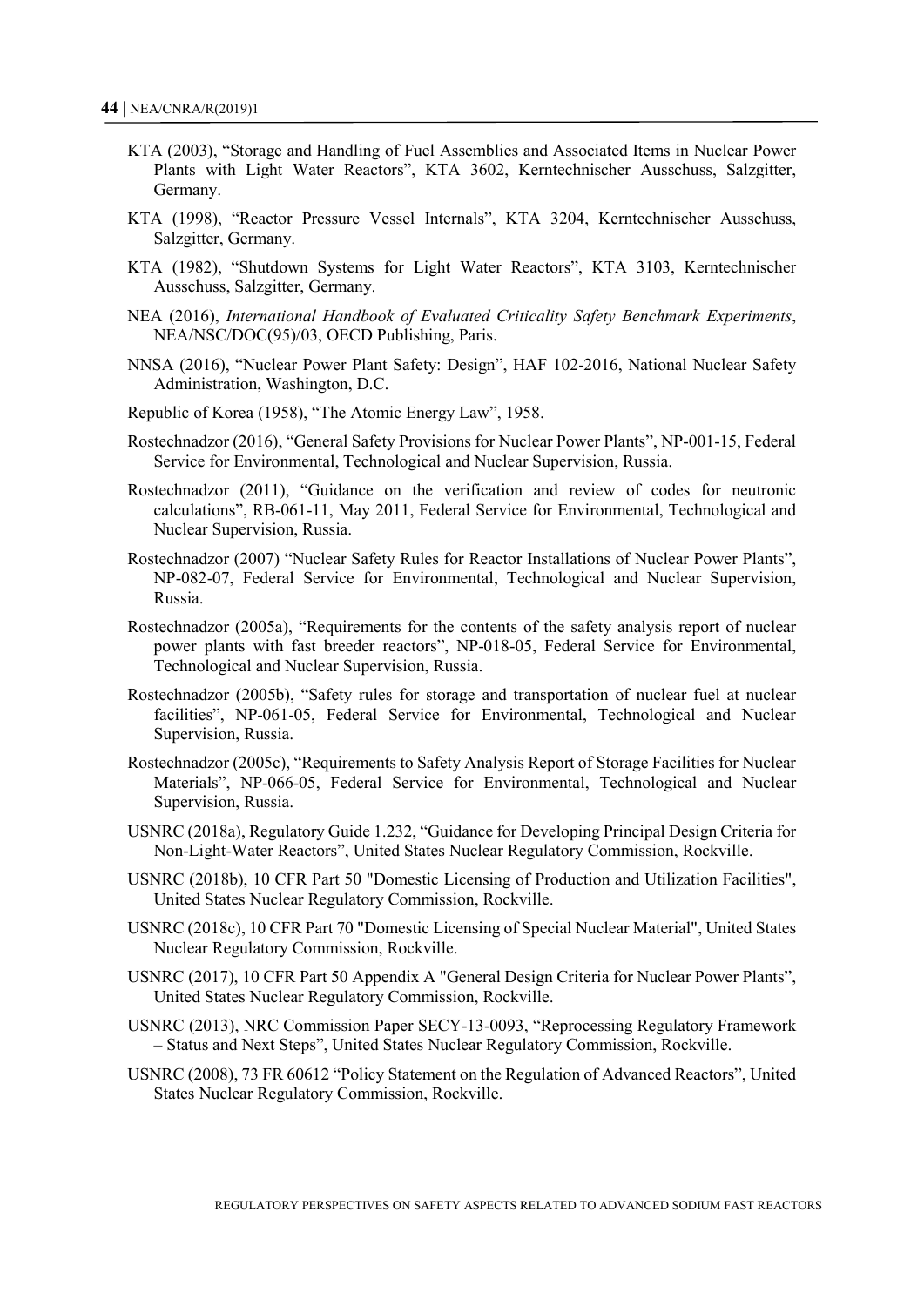KTA (2003), "Storage and Handling of Fuel Assemblies and Associated Items in Nuclear Power Plants with Light Water Reactors", KTA 3602, Kerntechnischer Ausschuss, Salzgitter, Germany.

KTA (1998), "Reactor Pressure Vessel Internals", KTA 3204, Kerntechnischer Ausschuss, Salzgitter, Germany.

KTA (1982), "Shutdown Systems for Light Water Reactors", KTA 3103, Kerntechnischer Ausschuss, Salzgitter, Germany.

NEA (2016), *International Handbook of Evaluated Criticality Safety Benchmark Experiments*, NEA/NSC/DOC(95)/03, OECD Publishing, Paris.

NNSA (2016), "Nuclear Power Plant Safety: Design", HAF 102-2016, National Nuclear Safety Administration, Washington, D.C.

Republic of Korea (1958), "The Atomic Energy Law", 1958.

Rostechnadzor (2016), "General Safety Provisions for Nuclear Power Plants", NP-001-15, Federal Service for Environmental, Technological and Nuclear Supervision, Russia.

Rostechnadzor (2011), "Guidance on the verification and review of codes for neutronic calculations", RB-061-11, May 2011, Federal Service for Environmental, Technological and Nuclear Supervision, Russia.

Rostechnadzor (2007) "Nuclear Safety Rules for Reactor Installations of Nuclear Power Plants", NP-082-07, Federal Service for Environmental, Technological and Nuclear Supervision, Russia.

Rostechnadzor (2005a), "Requirements for the contents of the safety analysis report of nuclear power plants with fast breeder reactors", NP-018-05, Federal Service for Environmental, Technological and Nuclear Supervision, Russia.

Rostechnadzor (2005b), "Safety rules for storage and transportation of nuclear fuel at nuclear facilities", NP-061-05, Federal Service for Environmental, Technological and Nuclear Supervision, Russia.

Rostechnadzor (2005c), "Requirements to Safety Analysis Report of Storage Facilities for Nuclear Materials", NP-066-05, Federal Service for Environmental, Technological and Nuclear Supervision, Russia.

USNRC (2018a), Regulatory Guide 1.232, "Guidance for Developing Principal Design Criteria for Non-Light-Water Reactors", United States Nuclear Regulatory Commission, Rockville.

USNRC (2018b), 10 CFR Part 50 "Domestic Licensing of Production and Utilization Facilities", United States Nuclear Regulatory Commission, Rockville.

USNRC (2018c), 10 CFR Part 70 "Domestic Licensing of Special Nuclear Material", United States Nuclear Regulatory Commission, Rockville.

USNRC (2017), 10 CFR Part 50 Appendix A "General Design Criteria for Nuclear Power Plants", United States Nuclear Regulatory Commission, Rockville.

USNRC (2013), NRC Commission Paper SECY-13-0093, "Reprocessing Regulatory Framework – Status and Next Steps", United States Nuclear Regulatory Commission, Rockville.

USNRC (2008), 73 FR 60612 "Policy Statement on the Regulation of Advanced Reactors", United States Nuclear Regulatory Commission, Rockville.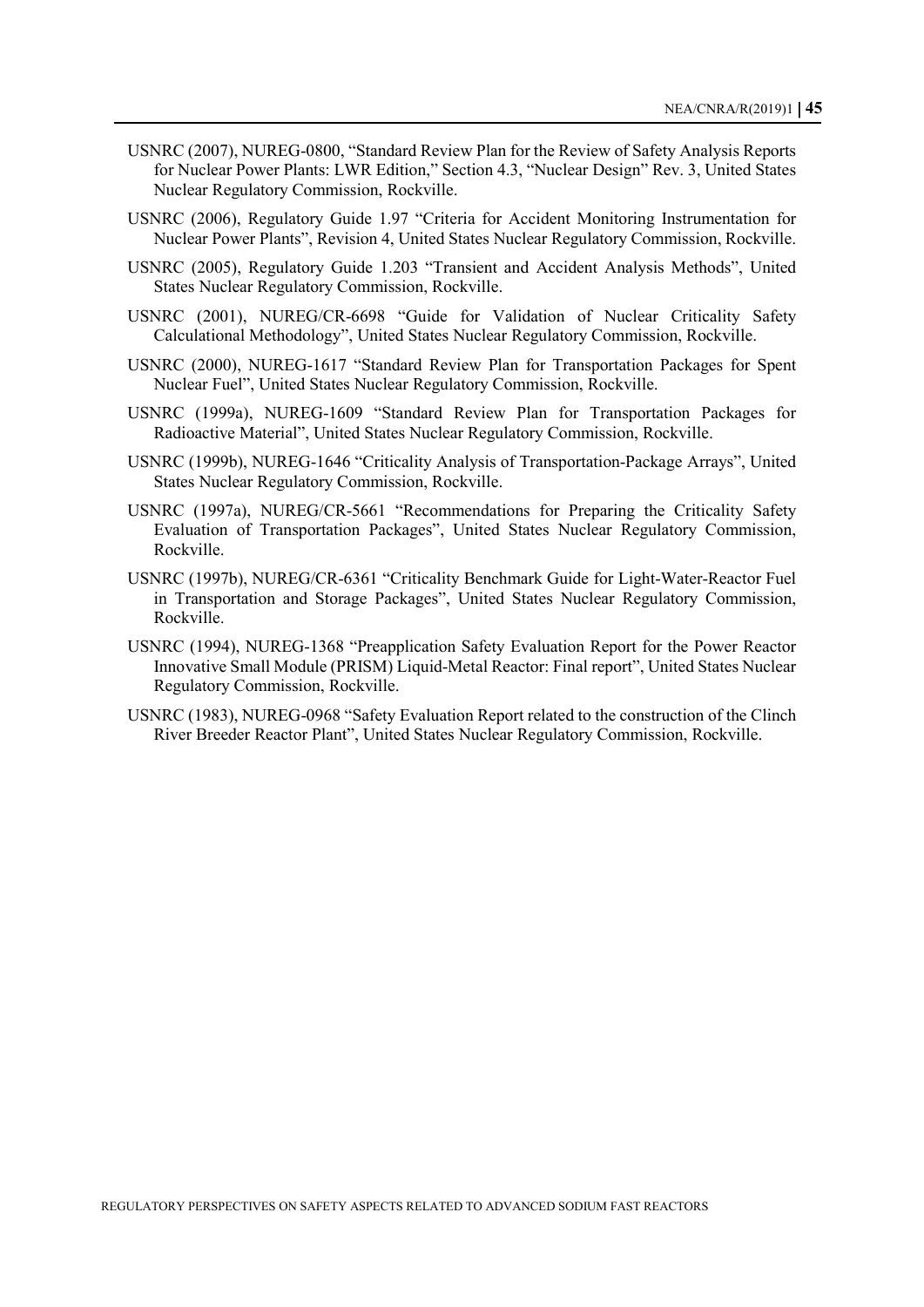USNRC (2007), NUREG-0800, "Standard Review Plan for the Review of Safety Analysis Reports for Nuclear Power Plants: LWR Edition," Section 4.3, "Nuclear Design" Rev. 3, United States Nuclear Regulatory Commission, Rockville.

USNRC (2006), Regulatory Guide 1.97 "Criteria for Accident Monitoring Instrumentation for Nuclear Power Plants", Revision 4, United States Nuclear Regulatory Commission, Rockville.

USNRC (2005), Regulatory Guide 1.203 "Transient and Accident Analysis Methods", United States Nuclear Regulatory Commission, Rockville.

USNRC (2001), NUREG/CR-6698 "Guide for Validation of Nuclear Criticality Safety Calculational Methodology", United States Nuclear Regulatory Commission, Rockville.

USNRC (2000), NUREG-1617 "Standard Review Plan for Transportation Packages for Spent Nuclear Fuel", United States Nuclear Regulatory Commission, Rockville.

USNRC (1999a), NUREG-1609 "Standard Review Plan for Transportation Packages for Radioactive Material", United States Nuclear Regulatory Commission, Rockville.

USNRC (1999b), NUREG-1646 "Criticality Analysis of Transportation-Package Arrays", United States Nuclear Regulatory Commission, Rockville.

USNRC (1997a), NUREG/CR-5661 "Recommendations for Preparing the Criticality Safety Evaluation of Transportation Packages", United States Nuclear Regulatory Commission, Rockville.

USNRC (1997b), NUREG/CR-6361 "Criticality Benchmark Guide for Light-Water-Reactor Fuel in Transportation and Storage Packages", United States Nuclear Regulatory Commission, Rockville.

USNRC (1994), NUREG-1368 "Preapplication Safety Evaluation Report for the Power Reactor Innovative Small Module (PRISM) Liquid-Metal Reactor: Final report", United States Nuclear Regulatory Commission, Rockville.

USNRC (1983), NUREG-0968 "Safety Evaluation Report related to the construction of the Clinch River Breeder Reactor Plant", United States Nuclear Regulatory Commission, Rockville.